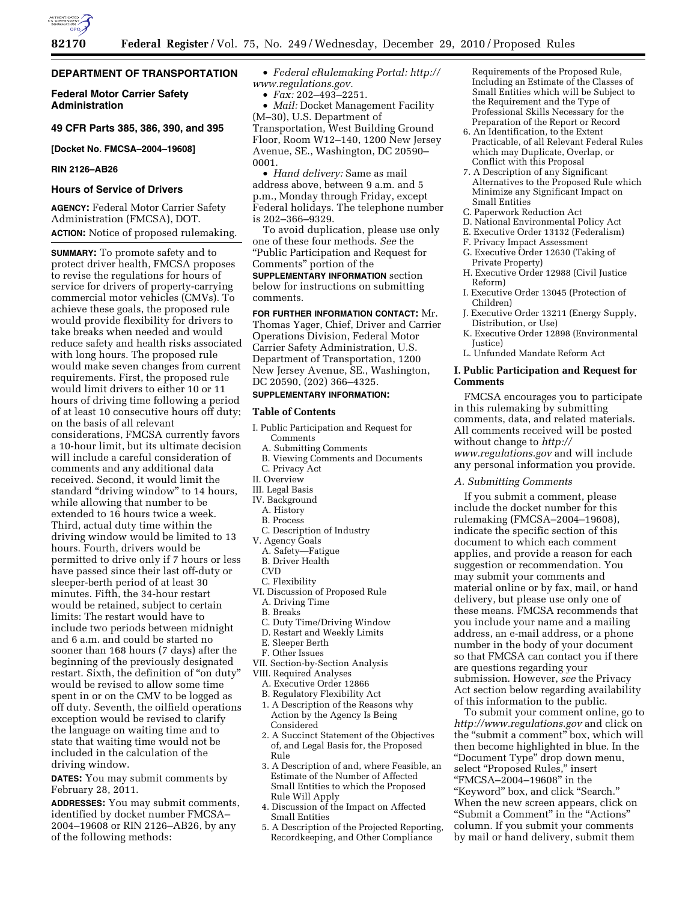# DEPARTMENT OF TRANSPORTATION

## Federal Motor Carrier Safety Administration

### 49 CFR Parts 385, 386, 390, and 395

**[Docket No. FMCSA–2004–19608]**

**RIN 2126–AB26**

## Hours of Service of Drivers

**AGENCY:** Federal Motor Carrier Safety Administration (FMCSA), DOT.

**ACTION:** Notice of proposed rulemaking.

**SUMMARY:** To promote safety and to protect driver health, FMCSA proposes to revise the regulations for hours of service for drivers of property-carrying commercial motor vehicles (CMVs). To achieve these goals, the proposed rule would provide flexibility for drivers to take breaks when needed and would reduce safety and health risks associated with long hours. The proposed rule would make seven changes from current requirements. First, the proposed rule would limit drivers to either 10 or 11 hours of driving time following a period of at least 10 consecutive hours off duty; on the basis of all relevant considerations, FMCSA currently favors a 10-hour limit, but its ultimate decision will include a careful consideration of comments and any additional data received. Second, it would limit the standard "driving window" to 14 hours, while allowing that number to be extended to 16 hours twice a week. Third, actual duty time within the driving window would be limited to 13 hours. Fourth, drivers would be permitted to drive only if 7 hours or less have passed since their last off-duty or sleeper-berth period of at least 30 minutes. Fifth, the 34-hour restart would be retained, subject to certain limits: The restart would have to include two periods between midnight and 6 a.m. and could be started no sooner than 168 hours (7 days) after the beginning of the previously designated restart. Sixth, the definition of "on duty" would be revised to allow some time spent in or on the CMV to be logged as off duty. Seventh, the oilfield operations exception would be revised to clarify the language on waiting time and to state that waiting time would not be included in the calculation of the driving window.

**DATES:** You may submit comments by February 28, 2011.

**ADDRESSES:** You may submit comments, identified by docket number FMCSA–2004–19608 or RIN 2126–AB26, by any of the following methods:

- *Federal eRulemaking Portal: http://www.regulations.gov.*
- *Fax:* 202–493–2251.
- *Mail:* Docket Management Facility (M–30), U.S. Department of Transportation, West Building Ground Floor, Room W12–140, 1200 New Jersey Avenue, SE., Washington, DC 20590–0001.
- *Hand delivery:* Same as mail address above, between 9 a.m. and 5 p.m., Monday through Friday, except Federal holidays. The telephone number is 202–366–9329.

To avoid duplication, please use only one of these four methods. *See* the "Public Participation and Request for Comments" portion of the **SUPPLEMENTARY INFORMATION** section below for instructions on submitting comments.

**FOR FURTHER INFORMATION CONTACT:** Mr. Thomas Yager, Chief, Driver and Carrier Operations Division, Federal Motor Carrier Safety Administration, U.S. Department of Transportation, 1200 New Jersey Avenue, SE., Washington, DC 20590, (202) 366–4325.

**SUPPLEMENTARY INFORMATION:**

**Table of Contents**

I. Public Participation and Request for Comments
  A. Submitting Comments
  B. Viewing Comments and Documents
  C. Privacy Act
II. Overview
III. Legal Basis
IV. Background
  A. History
  B. Process
  C. Description of Industry
V. Agency Goals
  A. Safety—Fatigue
  B. Driver Health
  CVD
  C. Flexibility
VI. Discussion of Proposed Rule
  A. Driving Time
  B. Breaks
  C. Duty Time/Driving Window
  D. Restart and Weekly Limits
  E. Sleeper Berth
  F. Other Issues
VII. Section-by-Section Analysis
VIII. Required Analyses
  A. Executive Order 12866
  B. Regulatory Flexibility Act
  1. A Description of the Reasons why Action by the Agency Is Being Considered
  2. A Succinct Statement of the Objectives of, and Legal Basis for, the Proposed Rule
  3. A Description of and, where Feasible, an Estimate of the Number of Affected Small Entities to which the Proposed Rule Will Apply
  4. Discussion of the Impact on Affected Small Entities
  5. A Description of the Projected Reporting, Recordkeeping, and Other Compliance Requirements of the Proposed Rule, Including an Estimate of the Classes of Small Entities which will be Subject to the Requirement and the Type of Professional Skills Necessary for the Preparation of the Report or Record
  6. An Identification, to the Extent Practicable, of all Relevant Federal Rules which may Duplicate, Overlap, or Conflict with this Proposal
  7. A Description of any Significant Alternatives to the Proposed Rule which Minimize any Significant Impact on Small Entities
  C. Paperwork Reduction Act
  D. National Environmental Policy Act
  E. Executive Order 13132 (Federalism)
  F. Privacy Impact Assessment
  G. Executive Order 12630 (Taking of Private Property)
  H. Executive Order 12988 (Civil Justice Reform)
  I. Executive Order 13045 (Protection of Children)
  J. Executive Order 13211 (Energy Supply, Distribution, or Use)
  K. Executive Order 12898 (Environmental Justice)
  L. Unfunded Mandate Reform Act

## I. Public Participation and Request for Comments

FMCSA encourages you to participate in this rulemaking by submitting comments, data, and related materials. All comments received will be posted without change to *http://www.regulations.gov* and will include any personal information you provide.

### *A. Submitting Comments*

If you submit a comment, please include the docket number for this rulemaking (FMCSA–2004–19608), indicate the specific section of this document to which each comment applies, and provide a reason for each suggestion or recommendation. You may submit your comments and material online or by fax, mail, or hand delivery, but please use only one of these means. FMCSA recommends that you include your name and a mailing address, an e-mail address, or a phone number in the body of your document so that FMCSA can contact you if there are questions regarding your submission. However, *see* the Privacy Act section below regarding availability of this information to the public.

To submit your comment online, go to *http://www.regulations.gov* and click on the "submit a comment" box, which will then become highlighted in blue. In the "Document Type" drop down menu, select "Proposed Rules," insert "FMCSA–2004–19608" in the "Keyword" box, and click "Search." When the new screen appears, click on "Submit a Comment" in the "Actions" column. If you submit your comments by mail or hand delivery, submit them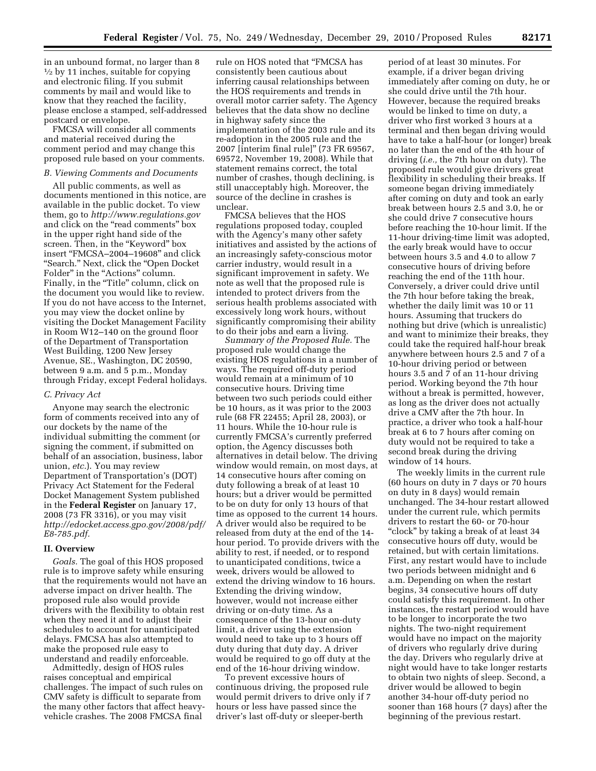in an unbound format, no larger than 8 ½ by 11 inches, suitable for copying and electronic filing. If you submit comments by mail and would like to know that they reached the facility, please enclose a stamped, self-addressed postcard or envelope.

FMCSA will consider all comments and material received during the comment period and may change this proposed rule based on your comments.

### *B. Viewing Comments and Documents*

All public comments, as well as documents mentioned in this notice, are available in the public docket. To view them, go to *http://www.regulations.gov* and click on the "read comments" box in the upper right hand side of the screen. Then, in the "Keyword" box insert "FMCSA–2004–19608" and click "Search." Next, click the "Open Docket Folder" in the "Actions" column. Finally, in the "Title" column, click on the document you would like to review. If you do not have access to the Internet, you may view the docket online by visiting the Docket Management Facility in Room W12–140 on the ground floor of the Department of Transportation West Building, 1200 New Jersey Avenue, SE., Washington, DC 20590, between 9 a.m. and 5 p.m., Monday through Friday, except Federal holidays.

### *C. Privacy Act*

Anyone may search the electronic form of comments received into any of our dockets by the name of the individual submitting the comment (or signing the comment, if submitted on behalf of an association, business, labor union, *etc.*). You may review Department of Transportation's (DOT) Privacy Act Statement for the Federal Docket Management System published in the **Federal Register** on January 17, 2008 (73 FR 3316), or you may visit *http://edocket.access.gpo.gov/2008/pdf/E8-785.pdf.*

## II. Overview

*Goals.* The goal of this HOS proposed rule is to improve safety while ensuring that the requirements would not have an adverse impact on driver health. The proposed rule also would provide drivers with the flexibility to obtain rest when they need it and to adjust their schedules to account for unanticipated delays. FMCSA has also attempted to make the proposed rule easy to understand and readily enforceable.

Admittedly, design of HOS rules raises conceptual and empirical challenges. The impact of such rules on CMV safety is difficult to separate from the many other factors that affect heavy-vehicle crashes. The 2008 FMCSA final rule on HOS noted that "FMCSA has consistently been cautious about inferring causal relationships between the HOS requirements and trends in overall motor carrier safety. The Agency believes that the data show no decline in highway safety since the implementation of the 2003 rule and its re-adoption in the 2005 rule and the 2007 [interim final rule]" (73 FR 69567, 69572, November 19, 2008). While that statement remains correct, the total number of crashes, though declining, is still unacceptably high. Moreover, the source of the decline in crashes is unclear.

FMCSA believes that the HOS regulations proposed today, coupled with the Agency's many other safety initiatives and assisted by the actions of an increasingly safety-conscious motor carrier industry, would result in a significant improvement in safety. We note as well that the proposed rule is intended to protect drivers from the serious health problems associated with excessively long work hours, without significantly compromising their ability to do their jobs and earn a living.

*Summary of the Proposed Rule.* The proposed rule would change the existing HOS regulations in a number of ways. The required off-duty period would remain at a minimum of 10 consecutive hours. Driving time between two such periods could either be 10 hours, as it was prior to the 2003 rule (68 FR 22455; April 28, 2003), or 11 hours. While the 10-hour rule is currently FMCSA's currently preferred option, the Agency discusses both alternatives in detail below. The driving window would remain, on most days, at 14 consecutive hours after coming on duty following a break of at least 10 hours; but a driver would be permitted to be on duty for only 13 hours of that time as opposed to the current 14 hours. A driver would also be required to be released from duty at the end of the 14-hour period. To provide drivers with the ability to rest, if needed, or to respond to unanticipated conditions, twice a week, drivers would be allowed to extend the driving window to 16 hours. Extending the driving window, however, would not increase either driving or on-duty time. As a consequence of the 13-hour on-duty limit, a driver using the extension would need to take up to 3 hours off duty during that duty day. A driver would be required to go off duty at the end of the 16-hour driving window.

To prevent excessive hours of continuous driving, the proposed rule would permit drivers to drive only if 7 hours or less have passed since the driver's last off-duty or sleeper-berth period of at least 30 minutes. For example, if a driver began driving immediately after coming on duty, he or she could drive until the 7th hour. However, because the required breaks would be linked to time on duty, a driver who first worked 3 hours at a terminal and then began driving would have to take a half-hour (or longer) break no later than the end of the 4th hour of driving (*i.e.,* the 7th hour on duty). The proposed rule would give drivers great flexibility in scheduling their breaks. If someone began driving immediately after coming on duty and took an early break between hours 2.5 and 3.0, he or she could drive 7 consecutive hours before reaching the 10-hour limit. If the 11-hour driving-time limit was adopted, the early break would have to occur between hours 3.5 and 4.0 to allow 7 consecutive hours of driving before reaching the end of the 11th hour. Conversely, a driver could drive until the 7th hour before taking the break, whether the daily limit was 10 or 11 hours. Assuming that truckers do nothing but drive (which is unrealistic) and want to minimize their breaks, they could take the required half-hour break anywhere between hours 2.5 and 7 of a 10-hour driving period or between hours 3.5 and 7 of an 11-hour driving period. Working beyond the 7th hour without a break is permitted, however, as long as the driver does not actually drive a CMV after the 7th hour. In practice, a driver who took a half-hour break at 6 to 7 hours after coming on duty would not be required to take a second break during the driving window of 14 hours.

The weekly limits in the current rule (60 hours on duty in 7 days or 70 hours on duty in 8 days) would remain unchanged. The 34-hour restart allowed under the current rule, which permits drivers to restart the 60- or 70-hour "clock" by taking a break of at least 34 consecutive hours off duty, would be retained, but with certain limitations. First, any restart would have to include two periods between midnight and 6 a.m. Depending on when the restart begins, 34 consecutive hours off duty could satisfy this requirement. In other instances, the restart period would have to be longer to incorporate the two nights. The two-night requirement would have no impact on the majority of drivers who regularly drive during the day. Drivers who regularly drive at night would have to take longer restarts to obtain two nights of sleep. Second, a driver would be allowed to begin another 34-hour off-duty period no sooner than 168 hours (7 days) after the beginning of the previous restart.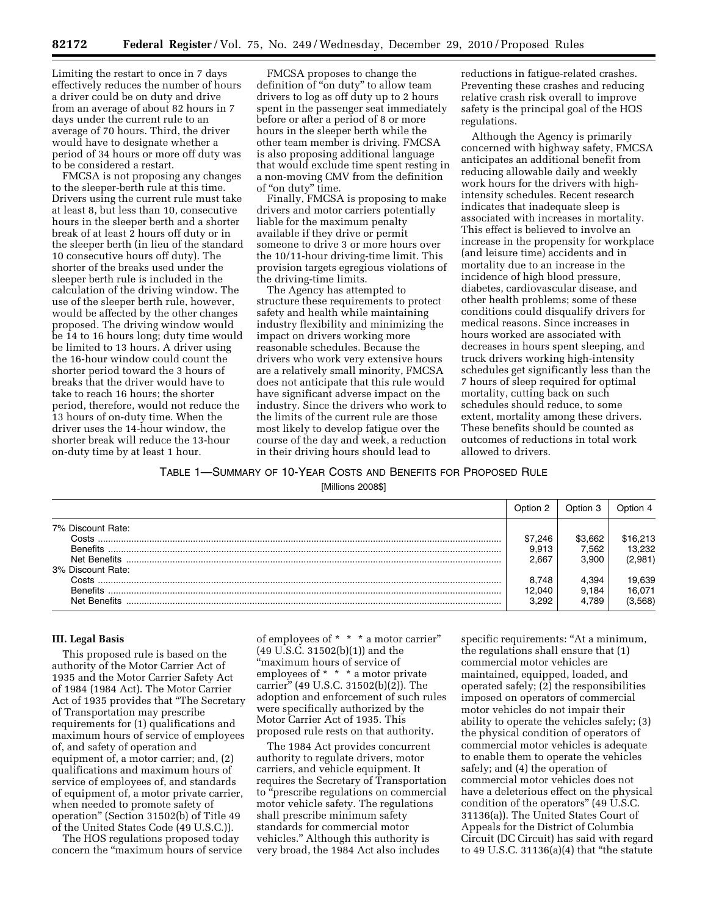Limiting the restart to once in 7 days effectively reduces the number of hours a driver could be on duty and drive from an average of about 82 hours in 7 days under the current rule to an average of 70 hours. Third, the driver would have to designate whether a period of 34 hours or more off duty was to be considered a restart.

FMCSA is not proposing any changes to the sleeper-berth rule at this time. Drivers using the current rule must take at least 8, but less than 10, consecutive hours in the sleeper berth and a shorter break of at least 2 hours off duty or in the sleeper berth (in lieu of the standard 10 consecutive hours off duty). The shorter of the breaks used under the sleeper berth rule is included in the calculation of the driving window. The use of the sleeper berth rule, however, would be affected by the other changes proposed. The driving window would be 14 to 16 hours long; duty time would be limited to 13 hours. A driver using the 16-hour window could count the shorter period toward the 3 hours of breaks that the driver would have to take to reach 16 hours; the shorter period, therefore, would not reduce the 13 hours of on-duty time. When the driver uses the 14-hour window, the shorter break will reduce the 13-hour on-duty time by at least 1 hour.

FMCSA proposes to change the definition of "on duty" to allow team drivers to log as off duty up to 2 hours spent in the passenger seat immediately before or after a period of 8 or more hours in the sleeper berth while the other team member is driving. FMCSA is also proposing additional language that would exclude time spent resting in a non-moving CMV from the definition of "on duty" time.

Finally, FMCSA is proposing to make drivers and motor carriers potentially liable for the maximum penalty available if they drive or permit someone to drive 3 or more hours over the 10/11-hour driving-time limit. This provision targets egregious violations of the driving-time limits.

The Agency has attempted to structure these requirements to protect safety and health while maintaining industry flexibility and minimizing the impact on drivers working more reasonable schedules. Because the drivers who work very extensive hours are a relatively small minority, FMCSA does not anticipate that this rule would have significant adverse impact on the industry. Since the drivers who work to the limits of the current rule are those most likely to develop fatigue over the course of the day and week, a reduction in their driving hours should lead to reductions in fatigue-related crashes. Preventing these crashes and reducing relative crash risk overall to improve safety is the principal goal of the HOS regulations.

Although the Agency is primarily concerned with highway safety, FMCSA anticipates an additional benefit from reducing allowable daily and weekly work hours for the drivers with high-intensity schedules. Recent research indicates that inadequate sleep is associated with increases in mortality. This effect is believed to involve an increase in the propensity for workplace (and leisure time) accidents and in mortality due to an increase in the incidence of high blood pressure, diabetes, cardiovascular disease, and other health problems; some of these conditions could disqualify drivers for medical reasons. Since increases in hours worked are associated with decreases in hours spent sleeping, and truck drivers working high-intensity schedules get significantly less than the 7 hours of sleep required for optimal mortality, cutting back on such schedules should reduce, to some extent, mortality among these drivers. These benefits should be counted as outcomes of reductions in total work allowed to drivers.

TABLE 1—SUMMARY OF 10-YEAR COSTS AND BENEFITS FOR PROPOSED RULE

[Millions 2008$]

| | Option 2 | Option 3 | Option 4 |
|---|---|---|---|
| 7% Discount Rate: | | | |
| Costs | $7,246 | $3,662 | $16,213 |
| Benefits | 9,913 | 7,562 | 13,232 |
| Net Benefits | 2,667 | 3,900 | (2,981) |
| 3% Discount Rate: | | | |
| Costs | 8,748 | 4,394 | 19,639 |
| Benefits | 12,040 | 9,184 | 16,071 |
| Net Benefits | 3,292 | 4,789 | (3,568) |

### III. Legal Basis

This proposed rule is based on the authority of the Motor Carrier Act of 1935 and the Motor Carrier Safety Act of 1984 (1984 Act). The Motor Carrier Act of 1935 provides that "The Secretary of Transportation may prescribe requirements for (1) qualifications and maximum hours of service of employees of, and safety of operation and equipment of, a motor carrier; and, (2) qualifications and maximum hours of service of employees of, and standards of equipment of, a motor private carrier, when needed to promote safety of operation" (Section 31502(b) of Title 49 of the United States Code (49 U.S.C.)).

The HOS regulations proposed today concern the "maximum hours of service of employees of * * * a motor carrier" (49 U.S.C. 31502(b)(1)) and the "maximum hours of service of employees of * * * a motor private carrier" (49 U.S.C. 31502(b)(2)). The adoption and enforcement of such rules were specifically authorized by the Motor Carrier Act of 1935. This proposed rule rests on that authority.

The 1984 Act provides concurrent authority to regulate drivers, motor carriers, and vehicle equipment. It requires the Secretary of Transportation to "prescribe regulations on commercial motor vehicle safety. The regulations shall prescribe minimum safety standards for commercial motor vehicles." Although this authority is very broad, the 1984 Act also includes specific requirements: "At a minimum, the regulations shall ensure that (1) commercial motor vehicles are maintained, equipped, loaded, and operated safely; (2) the responsibilities imposed on operators of commercial motor vehicles do not impair their ability to operate the vehicles safely; (3) the physical condition of operators of commercial motor vehicles is adequate to enable them to operate the vehicles safely; and (4) the operation of commercial motor vehicles does not have a deleterious effect on the physical condition of the operators" (49 U.S.C. 31136(a)). The United States Court of Appeals for the District of Columbia Circuit (DC Circuit) has said with regard to 49 U.S.C. 31136(a)(4) that "the statute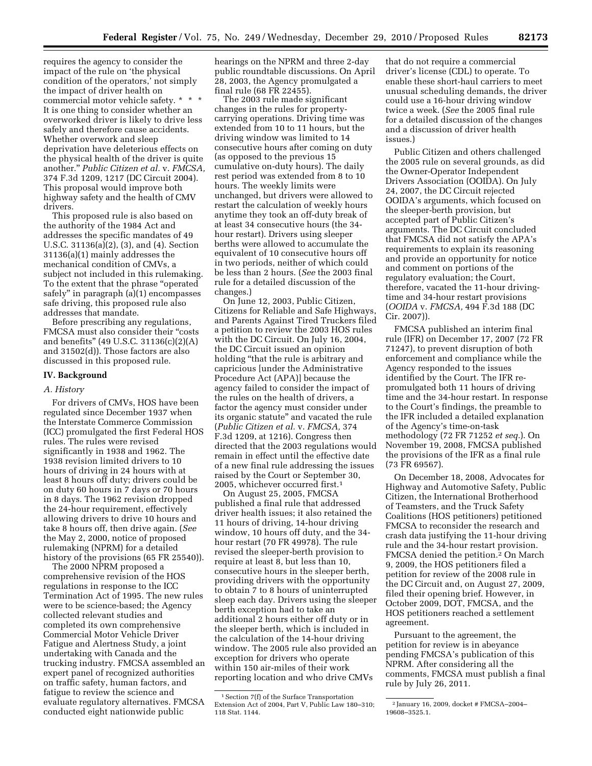requires the agency to consider the impact of the rule on 'the physical condition of the operators,' not simply the impact of driver health on commercial motor vehicle safety. * * * It is one thing to consider whether an overworked driver is likely to drive less safely and therefore cause accidents. Whether overwork and sleep deprivation have deleterious effects on the physical health of the driver is quite another." *Public Citizen et al.* v. *FMCSA,* 374 F.3d 1209, 1217 (DC Circuit 2004). This proposal would improve both highway safety and the health of CMV drivers.

This proposed rule is also based on the authority of the 1984 Act and addresses the specific mandates of 49 U.S.C. 31136(a)(2), (3), and (4). Section 31136(a)(1) mainly addresses the mechanical condition of CMVs, a subject not included in this rulemaking. To the extent that the phrase "operated safely" in paragraph (a)(1) encompasses safe driving, this proposed rule also addresses that mandate.

Before prescribing any regulations, FMCSA must also consider their "costs and benefits" (49 U.S.C. 31136(c)(2)(A) and 31502(d)). Those factors are also discussed in this proposed rule.

## IV. Background

### *A. History*

For drivers of CMVs, HOS have been regulated since December 1937 when the Interstate Commerce Commission (ICC) promulgated the first Federal HOS rules. The rules were revised significantly in 1938 and 1962. The 1938 revision limited drivers to 10 hours of driving in 24 hours with at least 8 hours off duty; drivers could be on duty 60 hours in 7 days or 70 hours in 8 days. The 1962 revision dropped the 24-hour requirement, effectively allowing drivers to drive 10 hours and take 8 hours off, then drive again. (*See* the May 2, 2000, notice of proposed rulemaking (NPRM) for a detailed history of the provisions (65 FR 25540)).

The 2000 NPRM proposed a comprehensive revision of the HOS regulations in response to the ICC Termination Act of 1995. The new rules were to be science-based; the Agency collected relevant studies and completed its own comprehensive Commercial Motor Vehicle Driver Fatigue and Alertness Study, a joint undertaking with Canada and the trucking industry. FMCSA assembled an expert panel of recognized authorities on traffic safety, human factors, and fatigue to review the science and evaluate regulatory alternatives. FMCSA conducted eight nationwide public hearings on the NPRM and three 2-day public roundtable discussions. On April 28, 2003, the Agency promulgated a final rule (68 FR 22455).

The 2003 rule made significant changes in the rules for property-carrying operations. Driving time was extended from 10 to 11 hours, but the driving window was limited to 14 consecutive hours after coming on duty (as opposed to the previous 15 cumulative on-duty hours). The daily rest period was extended from 8 to 10 hours. The weekly limits were unchanged, but drivers were allowed to restart the calculation of weekly hours anytime they took an off-duty break of at least 34 consecutive hours (the 34-hour restart). Drivers using sleeper berths were allowed to accumulate the equivalent of 10 consecutive hours off in two periods, neither of which could be less than 2 hours. (*See* the 2003 final rule for a detailed discussion of the changes.)

On June 12, 2003, Public Citizen, Citizens for Reliable and Safe Highways, and Parents Against Tired Truckers filed a petition to review the 2003 HOS rules with the DC Circuit. On July 16, 2004, the DC Circuit issued an opinion holding "that the rule is arbitrary and capricious [under the Administrative Procedure Act (APA)] because the agency failed to consider the impact of the rules on the health of drivers, a factor the agency must consider under its organic statute" and vacated the rule (*Public Citizen et al.* v. *FMCSA,* 374 F.3d 1209, at 1216). Congress then directed that the 2003 regulations would remain in effect until the effective date of a new final rule addressing the issues raised by the Court or September 30, 2005, whichever occurred first.[1]

On August 25, 2005, FMCSA published a final rule that addressed driver health issues; it also retained the 11 hours of driving, 14-hour driving window, 10 hours off duty, and the 34-hour restart (70 FR 49978). The rule revised the sleeper-berth provision to require at least 8, but less than 10, consecutive hours in the sleeper berth, providing drivers with the opportunity to obtain 7 to 8 hours of uninterrupted sleep each day. Drivers using the sleeper berth exception had to take an additional 2 hours either off duty or in the sleeper berth, which is included in the calculation of the 14-hour driving window. The 2005 rule also provided an exception for drivers who operate within 150 air-miles of their work reporting location and who drive CMVs that do not require a commercial driver's license (CDL) to operate. To enable these short-haul carriers to meet unusual scheduling demands, the driver could use a 16-hour driving window twice a week. (*See* the 2005 final rule for a detailed discussion of the changes and a discussion of driver health issues.)

Public Citizen and others challenged the 2005 rule on several grounds, as did the Owner-Operator Independent Drivers Association (OOIDA). On July 24, 2007, the DC Circuit rejected OOIDA's arguments, which focused on the sleeper-berth provision, but accepted part of Public Citizen's arguments. The DC Circuit concluded that FMCSA did not satisfy the APA's requirements to explain its reasoning and provide an opportunity for notice and comment on portions of the regulatory evaluation; the Court, therefore, vacated the 11-hour driving-time and 34-hour restart provisions (*OOIDA* v. *FMCSA,* 494 F.3d 188 (DC Cir. 2007)).

FMCSA published an interim final rule (IFR) on December 17, 2007 (72 FR 71247), to prevent disruption of both enforcement and compliance while the Agency responded to the issues identified by the Court. The IFR re-promulgated both 11 hours of driving time and the 34-hour restart. In response to the Court's findings, the preamble to the IFR included a detailed explanation of the Agency's time-on-task methodology (72 FR 71252 *et seq.*). On November 19, 2008, FMCSA published the provisions of the IFR as a final rule (73 FR 69567).

On December 18, 2008, Advocates for Highway and Automotive Safety, Public Citizen, the International Brotherhood of Teamsters, and the Truck Safety Coalitions (HOS petitioners) petitioned FMCSA to reconsider the research and crash data justifying the 11-hour driving rule and the 34-hour restart provision. FMCSA denied the petition.[2] On March 9, 2009, the HOS petitioners filed a petition for review of the 2008 rule in the DC Circuit and, on August 27, 2009, filed their opening brief. However, in October 2009, DOT, FMCSA, and the HOS petitioners reached a settlement agreement.

Pursuant to the agreement, the petition for review is in abeyance pending FMCSA's publication of this NPRM. After considering all the comments, FMCSA must publish a final rule by July 26, 2011.

---

[1] Section 7(f) of the Surface Transportation Extension Act of 2004, Part V, Public Law 180–310; 118 Stat. 1144.

[2] January 16, 2009, docket # FMCSA–2004–19608–3525.1.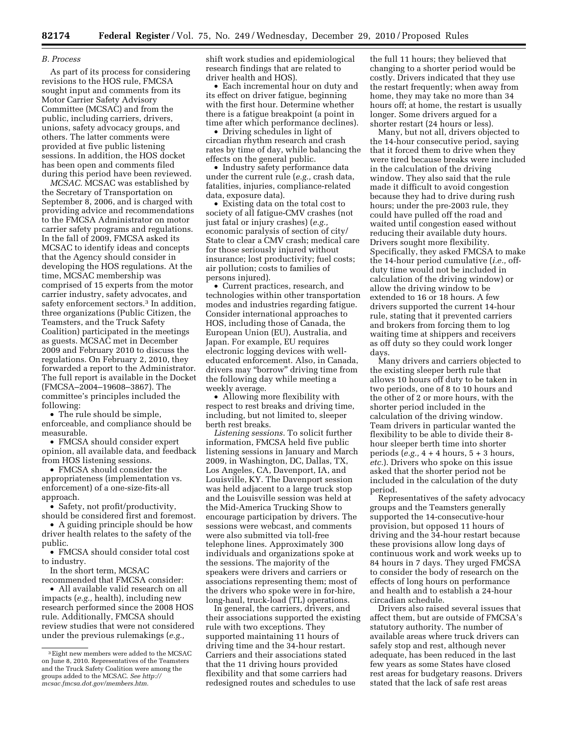### *B. Process*

As part of its process for considering revisions to the HOS rule, FMCSA sought input and comments from its Motor Carrier Safety Advisory Committee (MCSAC) and from the public, including carriers, drivers, unions, safety advocacy groups, and others. The latter comments were provided at five public listening sessions. In addition, the HOS docket has been open and comments filed during this period have been reviewed.

*MCSAC.* MCSAC was established by the Secretary of Transportation on September 8, 2006, and is charged with providing advice and recommendations to the FMCSA Administrator on motor carrier safety programs and regulations. In the fall of 2009, FMCSA asked its MCSAC to identify ideas and concepts that the Agency should consider in developing the HOS regulations. At the time, MCSAC membership was comprised of 15 experts from the motor carrier industry, safety advocates, and safety enforcement sectors.[3] In addition, three organizations (Public Citizen, the Teamsters, and the Truck Safety Coalition) participated in the meetings as guests. MCSAC met in December 2009 and February 2010 to discuss the regulations. On February 2, 2010, they forwarded a report to the Administrator. The full report is available in the Docket (FMCSA–2004–19608–3867). The committee's principles included the following:

- The rule should be simple, enforceable, and compliance should be measurable.
- FMCSA should consider expert opinion, all available data, and feedback from HOS listening sessions.
- FMCSA should consider the appropriateness (implementation vs. enforcement) of a one-size-fits-all approach.
- Safety, not profit/productivity, should be considered first and foremost.
- A guiding principle should be how driver health relates to the safety of the public.
- FMCSA should consider total cost to industry.

In the short term, MCSAC recommended that FMCSA consider:

- All available valid research on all impacts (*e.g.,* health), including new research performed since the 2008 HOS rule. Additionally, FMCSA should review studies that were not considered under the previous rulemakings (*e.g.,* shift work studies and epidemiological research findings that are related to driver health and HOS).
- Each incremental hour on duty and its effect on driver fatigue, beginning with the first hour. Determine whether there is a fatigue breakpoint (a point in time after which performance declines).
- Driving schedules in light of circadian rhythm research and crash rates by time of day, while balancing the effects on the general public.
- Industry safety performance data under the current rule (*e.g.,* crash data, fatalities, injuries, compliance-related data, exposure data).
- Existing data on the total cost to society of all fatigue-CMV crashes (not just fatal or injury crashes) (*e.g.,* economic paralysis of section of city/State to clear a CMV crash; medical care for those seriously injured without insurance; lost productivity; fuel costs; air pollution; costs to families of persons injured).
- Current practices, research, and technologies within other transportation modes and industries regarding fatigue. Consider international approaches to HOS, including those of Canada, the European Union (EU), Australia, and Japan. For example, EU requires electronic logging devices with well-educated enforcement. Also, in Canada, drivers may "borrow" driving time from the following day while meeting a weekly average.
- Allowing more flexibility with respect to rest breaks and driving time, including, but not limited to, sleeper berth rest breaks.

*Listening sessions.* To solicit further information, FMCSA held five public listening sessions in January and March 2009, in Washington, DC, Dallas, TX, Los Angeles, CA, Davenport, IA, and Louisville, KY. The Davenport session was held adjacent to a large truck stop and the Louisville session was held at the Mid-America Trucking Show to encourage participation by drivers. The sessions were webcast, and comments were also submitted via toll-free telephone lines. Approximately 300 individuals and organizations spoke at the sessions. The majority of the speakers were drivers and carriers or associations representing them; most of the drivers who spoke were in for-hire, long-haul, truck-load (TL) operations.

In general, the carriers, drivers, and their associations supported the existing rule with two exceptions. They supported maintaining 11 hours of driving time and the 34-hour restart. Carriers and their associations stated that the 11 driving hours provided flexibility and that some carriers had redesigned routes and schedules to use the full 11 hours; they believed that changing to a shorter period would be costly. Drivers indicated that they use the restart frequently; when away from home, they may take no more than 34 hours off; at home, the restart is usually longer. Some drivers argued for a shorter restart (24 hours or less).

Many, but not all, drivers objected to the 14-hour consecutive period, saying that it forced them to drive when they were tired because breaks were included in the calculation of the driving window. They also said that the rule made it difficult to avoid congestion because they had to drive during rush hours; under the pre-2003 rule, they could have pulled off the road and waited until congestion eased without reducing their available duty hours. Drivers sought more flexibility. Specifically, they asked FMCSA to make the 14-hour period cumulative (*i.e.,* off-duty time would not be included in calculation of the driving window) or allow the driving window to be extended to 16 or 18 hours. A few drivers supported the current 14-hour rule, stating that it prevented carriers and brokers from forcing them to log waiting time at shippers and receivers as off duty so they could work longer days.

Many drivers and carriers objected to the existing sleeper berth rule that allows 10 hours off duty to be taken in two periods, one of 8 to 10 hours and the other of 2 or more hours, with the shorter period included in the calculation of the driving window. Team drivers in particular wanted the flexibility to be able to divide their 8-hour sleeper berth time into shorter periods (*e.g.,* 4 + 4 hours, 5 + 3 hours, *etc.*). Drivers who spoke on this issue asked that the shorter period not be included in the calculation of the duty period.

Representatives of the safety advocacy groups and the Teamsters generally supported the 14-consecutive-hour provision, but opposed 11 hours of driving and the 34-hour restart because these provisions allow long days of continuous work and work weeks up to 84 hours in 7 days. They urged FMCSA to consider the body of research on the effects of long hours on performance and health and to establish a 24-hour circadian schedule.

Drivers also raised several issues that affect them, but are outside of FMCSA's statutory authority. The number of available areas where truck drivers can safely stop and rest, although never adequate, has been reduced in the last few years as some States have closed rest areas for budgetary reasons. Drivers stated that the lack of safe rest areas

---

[3] Eight new members were added to the MCSAC on June 8, 2010. Representatives of the Teamsters and the Truck Safety Coalition were among the groups added to the MCSAC. *See http://mcsac.fmcsa.dot.gov/members.htm.*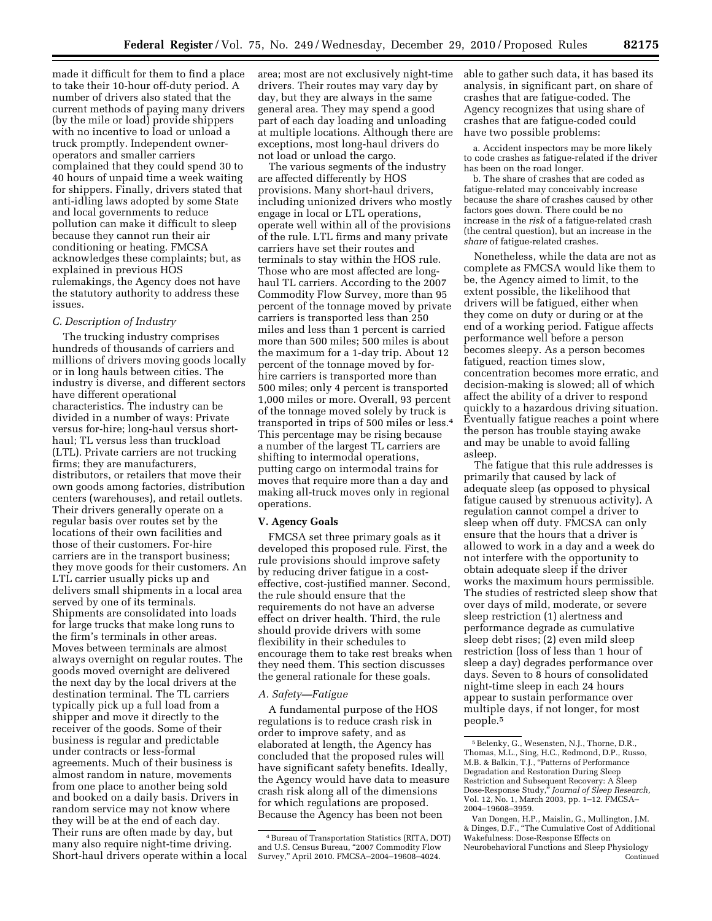made it difficult for them to find a place to take their 10-hour off-duty period. A number of drivers also stated that the current methods of paying many drivers (by the mile or load) provide shippers with no incentive to load or unload a truck promptly. Independent owner-operators and smaller carriers complained that they could spend 30 to 40 hours of unpaid time a week waiting for shippers. Finally, drivers stated that anti-idling laws adopted by some State and local governments to reduce pollution can make it difficult to sleep because they cannot run their air conditioning or heating. FMCSA acknowledges these complaints; but, as explained in previous HOS rulemakings, the Agency does not have the statutory authority to address these issues.

### C. Description of Industry

The trucking industry comprises hundreds of thousands of carriers and millions of drivers moving goods locally or in long hauls between cities. The industry is diverse, and different sectors have different operational characteristics. The industry can be divided in a number of ways: Private versus for-hire; long-haul versus short-haul; TL versus less than truckload (LTL). Private carriers are not trucking firms; they are manufacturers, distributors, or retailers that move their own goods among factories, distribution centers (warehouses), and retail outlets. Their drivers generally operate on a regular basis over routes set by the locations of their own facilities and those of their customers. For-hire carriers are in the transport business; they move goods for their customers. An LTL carrier usually picks up and delivers small shipments in a local area served by one of its terminals. Shipments are consolidated into loads for large trucks that make long runs to the firm's terminals in other areas. Moves between terminals are almost always overnight on regular routes. The goods moved overnight are delivered the next day by the local drivers at the destination terminal. The TL carriers typically pick up a full load from a shipper and move it directly to the receiver of the goods. Some of their business is regular and predictable under contracts or less-formal agreements. Much of their business is almost random in nature, movements from one place to another being sold and booked on a daily basis. Drivers in random service may not know where they will be at the end of each day. Their runs are often made by day, but many also require night-time driving. Short-haul drivers operate within a local area; most are not exclusively night-time drivers. Their routes may vary day by day, but they are always in the same general area. They may spend a good part of each day loading and unloading at multiple locations. Although there are exceptions, most long-haul drivers do not load or unload the cargo.

The various segments of the industry are affected differently by HOS provisions. Many short-haul drivers, including unionized drivers who mostly engage in local or LTL operations, operate well within all of the provisions of the rule. LTL firms and many private carriers have set their routes and terminals to stay within the HOS rule. Those who are most affected are long-haul TL carriers. According to the 2007 Commodity Flow Survey, more than 95 percent of the tonnage moved by private carriers is transported less than 250 miles and less than 1 percent is carried more than 500 miles; 500 miles is about the maximum for a 1-day trip. About 12 percent of the tonnage moved by for-hire carriers is transported more than 500 miles; only 4 percent is transported 1,000 miles or more. Overall, 93 percent of the tonnage moved solely by truck is transported in trips of 500 miles or less.[4] This percentage may be rising because a number of the largest TL carriers are shifting to intermodal operations, putting cargo on intermodal trains for moves that require more than a day and making all-truck moves only in regional operations.

## V. Agency Goals

FMCSA set three primary goals as it developed this proposed rule. First, the rule provisions should improve safety by reducing driver fatigue in a cost-effective, cost-justified manner. Second, the rule should ensure that the requirements do not have an adverse effect on driver health. Third, the rule should provide drivers with some flexibility in their schedules to encourage them to take rest breaks when they need them. This section discusses the general rationale for these goals.

### A. Safety—Fatigue

A fundamental purpose of the HOS regulations is to reduce crash risk in order to improve safety, and as elaborated at length, the Agency has concluded that the proposed rules will have significant safety benefits. Ideally, the Agency would have data to measure crash risk along all of the dimensions for which regulations are proposed. Because the Agency has been not been able to gather such data, it has based its analysis, in significant part, on share of crashes that are fatigue-coded. The Agency recognizes that using share of crashes that are fatigue-coded could have two possible problems:

a. Accident inspectors may be more likely to code crashes as fatigue-related if the driver has been on the road longer.

b. The share of crashes that are coded as fatigue-related may conceivably increase because the share of crashes caused by other factors goes down. There could be no increase in the *risk* of a fatigue-related crash (the central question), but an increase in the *share* of fatigue-related crashes.

Nonetheless, while the data are not as complete as FMCSA would like them to be, the Agency aimed to limit, to the extent possible, the likelihood that drivers will be fatigued, either when they come on duty or during or at the end of a working period. Fatigue affects performance well before a person becomes sleepy. As a person becomes fatigued, reaction times slow, concentration becomes more erratic, and decision-making is slowed; all of which affect the ability of a driver to respond quickly to a hazardous driving situation. Eventually fatigue reaches a point where the person has trouble staying awake and may be unable to avoid falling asleep.

The fatigue that this rule addresses is primarily that caused by lack of adequate sleep (as opposed to physical fatigue caused by strenuous activity). A regulation cannot compel a driver to sleep when off duty. FMCSA can only ensure that the hours that a driver is allowed to work in a day and a week do not interfere with the opportunity to obtain adequate sleep if the driver works the maximum hours permissible. The studies of restricted sleep show that over days of mild, moderate, or severe sleep restriction (1) alertness and performance degrade as cumulative sleep debt rises; (2) even mild sleep restriction (loss of less than 1 hour of sleep a day) degrades performance over days. Seven to 8 hours of consolidated night-time sleep in each 24 hours appear to sustain performance over multiple days, if not longer, for most people.[5]

---

[4] Bureau of Transportation Statistics (RITA, DOT) and U.S. Census Bureau, "2007 Commodity Flow Survey," April 2010. FMCSA–2004–19608–4024.

[5] Belenky, G., Wesensten, N.J., Thorne, D.R., Thomas, M.L., Sing, H.C., Redmond, D.P., Russo, M.B. & Balkin, T.J., "Patterns of Performance Degradation and Restoration During Sleep Restriction and Subsequent Recovery: A Sleep Dose-Response Study," *Journal of Sleep Research*, Vol. 12, No. 1, March 2003, pp. 1–12. FMCSA–2004–19608–3959.

Van Dongen, H.P., Maislin, G., Mullington, J.M. & Dinges, D.F., "The Cumulative Cost of Additional Wakefulness: Dose-Response Effects on Neurobehavioral Functions and Sleep Physiology

Continued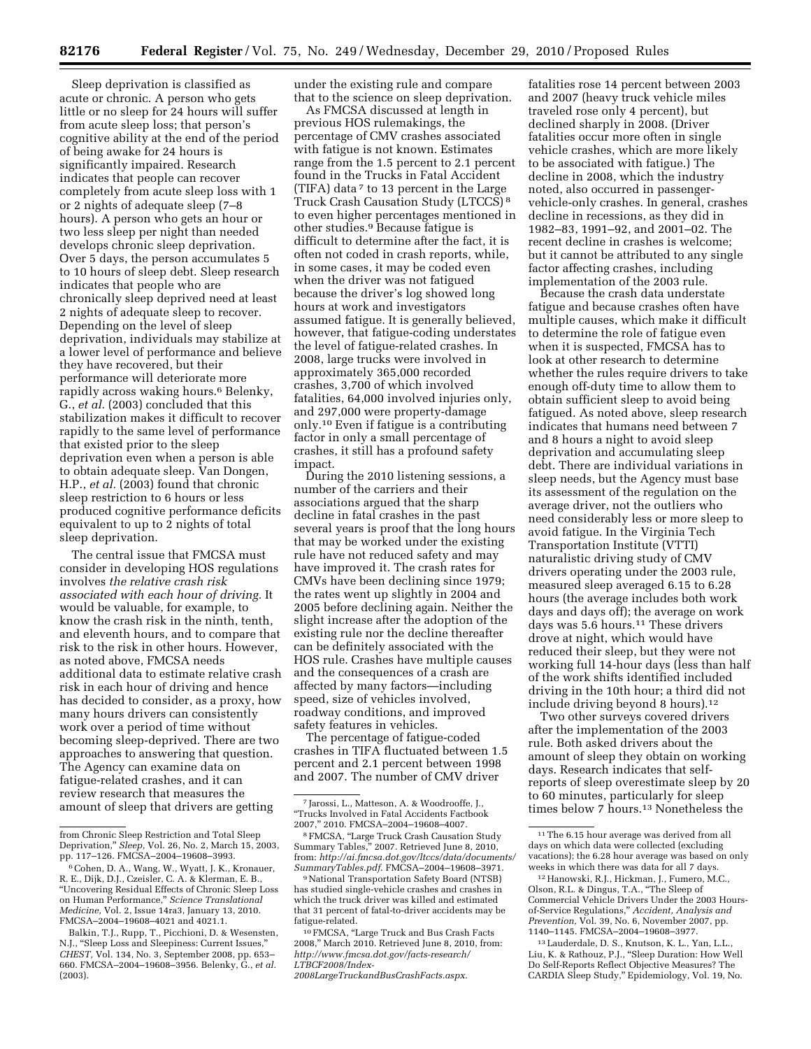Sleep deprivation is classified as acute or chronic. A person who gets little or no sleep for 24 hours will suffer from acute sleep loss; that person's cognitive ability at the end of the period of being awake for 24 hours is significantly impaired. Research indicates that people can recover completely from acute sleep loss with 1 or 2 nights of adequate sleep (7–8 hours). A person who gets an hour or two less sleep per night than needed develops chronic sleep deprivation. Over 5 days, the person accumulates 5 to 10 hours of sleep debt. Sleep research indicates that people who are chronically sleep deprived need at least 2 nights of adequate sleep to recover. Depending on the level of sleep deprivation, individuals may stabilize at a lower level of performance and believe they have recovered, but their performance will deteriorate more rapidly across waking hours.[6] Belenky, G., *et al.* (2003) concluded that this stabilization makes it difficult to recover rapidly to the same level of performance that existed prior to the sleep deprivation even when a person is able to obtain adequate sleep. Van Dongen, H.P., *et al.* (2003) found that chronic sleep restriction to 6 hours or less produced cognitive performance deficits equivalent to up to 2 nights of total sleep deprivation.

The central issue that FMCSA must consider in developing HOS regulations involves *the relative crash risk associated with each hour of driving.* It would be valuable, for example, to know the crash risk in the ninth, tenth, and eleventh hours, and to compare that risk to the risk in other hours. However, as noted above, FMCSA needs additional data to estimate relative crash risk in each hour of driving and hence has decided to consider, as a proxy, how many hours drivers can consistently work over a period of time without becoming sleep-deprived. There are two approaches to answering that question. The Agency can examine data on fatigue-related crashes, and it can review research that measures the amount of sleep that drivers are getting under the existing rule and compare that to the science on sleep deprivation.

As FMCSA discussed at length in previous HOS rulemakings, the percentage of CMV crashes associated with fatigue is not known. Estimates range from the 1.5 percent to 2.1 percent found in the Trucks in Fatal Accident (TIFA) data[7] to 13 percent in the Large Truck Crash Causation Study (LTCCS)[8] to even higher percentages mentioned in other studies.[9] Because fatigue is difficult to determine after the fact, it is often not coded in crash reports, while, in some cases, it may be coded even when the driver was not fatigued because the driver's log showed long hours at work and investigators assumed fatigue. It is generally believed, however, that fatigue-coding understates the level of fatigue-related crashes. In 2008, large trucks were involved in approximately 365,000 recorded crashes, 3,700 of which involved fatalities, 64,000 involved injuries only, and 297,000 were property-damage only.[10] Even if fatigue is a contributing factor in only a small percentage of crashes, it still has a profound safety impact.

During the 2010 listening sessions, a number of the carriers and their associations argued that the sharp decline in fatal crashes in the past several years is proof that the long hours that may be worked under the existing rule have not reduced safety and may have improved it. The crash rates for CMVs have been declining since 1979; the rates went up slightly in 2004 and 2005 before declining again. Neither the slight increase after the adoption of the existing rule nor the decline thereafter can be definitely associated with the HOS rule. Crashes have multiple causes and the consequences of a crash are affected by many factors—including speed, size of vehicles involved, roadway conditions, and improved safety features in vehicles.

The percentage of fatigue-coded crashes in TIFA fluctuated between 1.5 percent and 2.1 percent between 1998 and 2007. The number of CMV driver fatalities rose 14 percent between 2003 and 2007 (heavy truck vehicle miles traveled rose only 4 percent), but declined sharply in 2008. (Driver fatalities occur more often in single vehicle crashes, which are more likely to be associated with fatigue.) The decline in 2008, which the industry noted, also occurred in passenger-vehicle-only crashes. In general, crashes decline in recessions, as they did in 1982–83, 1991–92, and 2001–02. The recent decline in crashes is welcome; but it cannot be attributed to any single factor affecting crashes, including implementation of the 2003 rule.

Because the crash data understate fatigue and because crashes often have multiple causes, which make it difficult to determine the role of fatigue even when it is suspected, FMCSA has to look at other research to determine whether the rules require drivers to take enough off-duty time to allow them to obtain sufficient sleep to avoid being fatigued. As noted above, sleep research indicates that humans need between 7 and 8 hours a night to avoid sleep deprivation and accumulating sleep debt. There are individual variations in sleep needs, but the Agency must base its assessment of the regulation on the average driver, not the outliers who need considerably less or more sleep to avoid fatigue. In the Virginia Tech Transportation Institute (VTTI) naturalistic driving study of CMV drivers operating under the 2003 rule, measured sleep averaged 6.15 to 6.28 hours (the average includes both work days and days off); the average on work days was 5.6 hours.[11] These drivers drove at night, which would have reduced their sleep, but they were not working full 14-hour days (less than half of the work shifts identified included driving in the 10th hour; a third did not include driving beyond 8 hours).[12]

Two other surveys covered drivers after the implementation of the 2003 rule. Both asked drivers about the amount of sleep they obtain on working days. Research indicates that self-reports of sleep overestimate sleep by 20 to 60 minutes, particularly for sleep times below 7 hours.[13] Nonetheless the

---

from Chronic Sleep Restriction and Total Sleep Deprivation," *Sleep,* Vol. 26, No. 2, March 15, 2003, pp. 117–126. FMCSA–2004–19608–3993.

[6] Cohen, D. A., Wang, W., Wyatt, J. K., Kronauer, R. E., Dijk, D.J., Czeisler, C. A. & Klerman, E. B., "Uncovering Residual Effects of Chronic Sleep Loss on Human Performance," *Science Translational Medicine,* Vol. 2, Issue 14ra3, January 13, 2010. FMCSA–2004–19608–4021 and 4021.1.

Balkin, T.J., Rupp, T., Picchioni, D. & Wesensten, N.J., "Sleep Loss and Sleepiness: Current Issues," *CHEST,* Vol. 134, No. 3, September 2008, pp. 653–660. FMCSA–2004–19608–3956. Belenky, G., *et al.* (2003).

[7] Jarossi, L., Matteson, A. & Woodrooffe, J., "Trucks Involved in Fatal Accidents Factbook 2007," 2010. FMCSA–2004–19608–4007.

[8] FMCSA, "Large Truck Crash Causation Study Summary Tables," 2007. Retrieved June 8, 2010, from: *http://ai.fmcsa.dot.gov/ltccs/data/documents/SummaryTables.pdf.* FMCSA–2004–19608–3971.

[9] National Transportation Safety Board (NTSB) has studied single-vehicle crashes and crashes in which the truck driver was killed and estimated that 31 percent of fatal-to-driver accidents may be fatigue-related.

[10] FMCSA, "Large Truck and Bus Crash Facts 2008," March 2010. Retrieved June 8, 2010, from: *http://www.fmcsa.dot.gov/facts-research/LTBCF2008/Index-2008LargeTruckandBusCrashFacts.aspx.*

[11] The 6.15 hour average was derived from all days on which data were collected (excluding vacations); the 6.28 hour average was based on only weeks in which there was data for all 7 days.

[12] Hanowski, R.J., Hickman, J., Fumero, M.C., Olson, R.L. & Dingus, T.A., "The Sleep of Commercial Vehicle Drivers Under the 2003 Hours-of-Service Regulations," *Accident, Analysis and Prevention,* Vol. 39, No. 6, November 2007, pp. 1140–1145. FMCSA–2004–19608–3977.

[13] Lauderdale, D. S., Knutson, K. L., Yan, L.L., Liu, K. & Rathouz, P.J., "Sleep Duration: How Well Do Self-Reports Reflect Objective Measures? The CARDIA Sleep Study," Epidemiology, Vol. 19, No.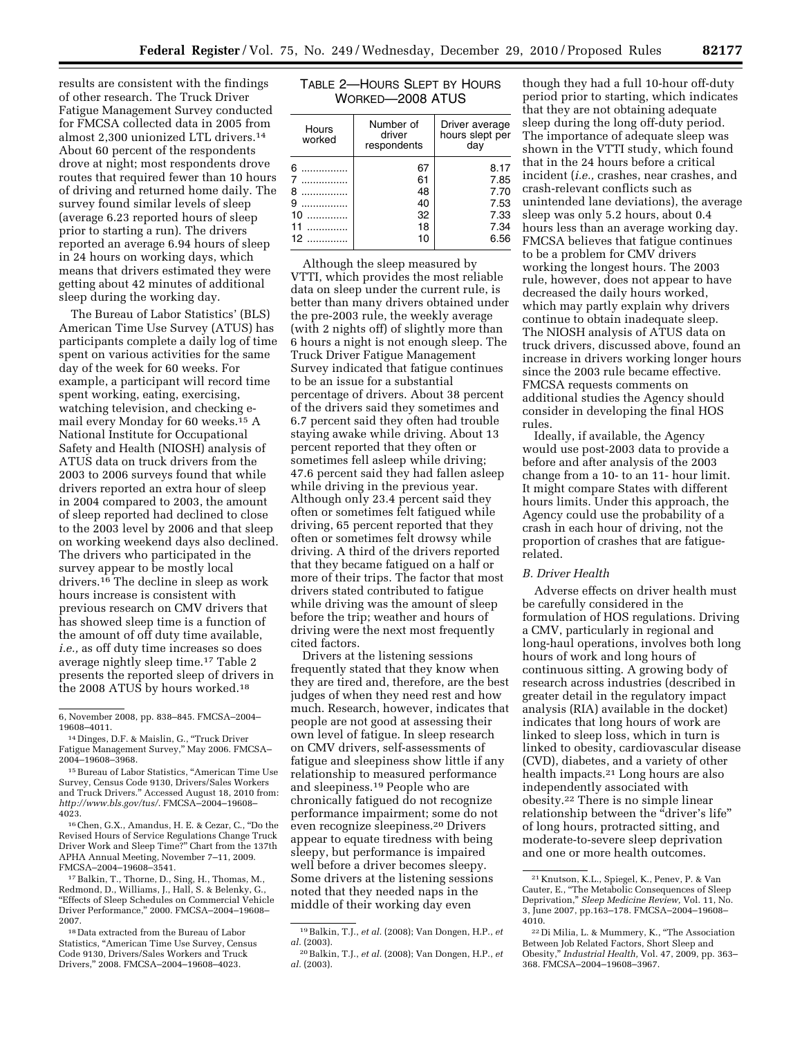results are consistent with the findings of other research. The Truck Driver Fatigue Management Survey conducted for FMCSA collected data in 2005 from almost 2,300 unionized LTL drivers.[14] About 60 percent of the respondents drove at night; most respondents drove routes that required fewer than 10 hours of driving and returned home daily. The survey found similar levels of sleep (average 6.23 reported hours of sleep prior to starting a run). The drivers reported an average 6.94 hours of sleep in 24 hours on working days, which means that drivers estimated they were getting about 42 minutes of additional sleep during the working day.

The Bureau of Labor Statistics' (BLS) American Time Use Survey (ATUS) has participants complete a daily log of time spent on various activities for the same day of the week for 60 weeks. For example, a participant will record time spent working, eating, exercising, watching television, and checking e-mail every Monday for 60 weeks.[15] A National Institute for Occupational Safety and Health (NIOSH) analysis of ATUS data on truck drivers from the 2003 to 2006 surveys found that while drivers reported an extra hour of sleep in 2004 compared to 2003, the amount of sleep reported had declined to close to the 2003 level by 2006 and that sleep on working weekend days also declined. The drivers who participated in the survey appear to be mostly local drivers.[16] The decline in sleep as work hours increase is consistent with previous research on CMV drivers that has showed sleep time is a function of the amount of off duty time available, *i.e.,* as off duty time increases so does average nightly sleep time.[17] Table 2 presents the reported sleep of drivers in the 2008 ATUS by hours worked.[18]

TABLE 2—HOURS SLEPT BY HOURS WORKED—2008 ATUS

| Hours worked | Number of driver respondents | Driver average hours slept per day |
|---|---|---|
| 6 | 67 | 8.17 |
| 7 | 61 | 7.85 |
| 8 | 48 | 7.70 |
| 9 | 40 | 7.53 |
| 10 | 32 | 7.33 |
| 11 | 18 | 7.34 |
| 12 | 10 | 6.56 |

Although the sleep measured by VTTI, which provides the most reliable data on sleep under the current rule, is better than many drivers obtained under the pre-2003 rule, the weekly average (with 2 nights off) of slightly more than 6 hours a night is not enough sleep. The Truck Driver Fatigue Management Survey indicated that fatigue continues to be an issue for a substantial percentage of drivers. About 38 percent of the drivers said they sometimes and 6.7 percent said they often had trouble staying awake while driving. About 13 percent reported that they often or sometimes fell asleep while driving; 47.6 percent said they had fallen asleep while driving in the previous year. Although only 23.4 percent said they often or sometimes felt fatigued while driving, 65 percent reported that they often or sometimes felt drowsy while driving. A third of the drivers reported that they became fatigued on a half or more of their trips. The factor that most drivers stated contributed to fatigue while driving was the amount of sleep before the trip; weather and hours of driving were the next most frequently cited factors.

Drivers at the listening sessions frequently stated that they know when they are tired and, therefore, are the best judges of when they need rest and how much. Research, however, indicates that people are not good at assessing their own level of fatigue. In sleep research on CMV drivers, self-assessments of fatigue and sleepiness show little if any relationship to measured performance and sleepiness.[19] People who are chronically fatigued do not recognize performance impairment; some do not even recognize sleepiness.[20] Drivers appear to equate tiredness with being sleepy, but performance is impaired well before a driver becomes sleepy. Some drivers at the listening sessions noted that they needed naps in the middle of their working day even though they had a full 10-hour off-duty period prior to starting, which indicates that they are not obtaining adequate sleep during the long off-duty period. The importance of adequate sleep was shown in the VTTI study, which found that in the 24 hours before a critical incident (*i.e.,* crashes, near crashes, and crash-relevant conflicts such as unintended lane deviations), the average sleep was only 5.2 hours, about 0.4 hours less than an average working day. FMCSA believes that fatigue continues to be a problem for CMV drivers working the longest hours. The 2003 rule, however, does not appear to have decreased the daily hours worked, which may partly explain why drivers continue to obtain inadequate sleep. The NIOSH analysis of ATUS data on truck drivers, discussed above, found an increase in drivers working longer hours since the 2003 rule became effective. FMCSA requests comments on additional studies the Agency should consider in developing the final HOS rules.

Ideally, if available, the Agency would use post-2003 data to provide a before and after analysis of the 2003 change from a 10- to an 11- hour limit. It might compare States with different hours limits. Under this approach, the Agency could use the probability of a crash in each hour of driving, not the proportion of crashes that are fatigue-related.

### *B. Driver Health*

Adverse effects on driver health must be carefully considered in the formulation of HOS regulations. Driving a CMV, particularly in regional and long-haul operations, involves both long hours of work and long hours of continuous sitting. A growing body of research across industries (described in greater detail in the regulatory impact analysis (RIA) available in the docket) indicates that long hours of work are linked to sleep loss, which in turn is linked to obesity, cardiovascular disease (CVD), diabetes, and a variety of other health impacts.[21] Long hours are also independently associated with obesity.[22] There is no simple linear relationship between the "driver's life" of long hours, protracted sitting, and moderate-to-severe sleep deprivation and one or more health outcomes.

---

6, November 2008, pp. 838–845. FMCSA–2004–19608–4011.

[14] Dinges, D.F. & Maislin, G., "Truck Driver Fatigue Management Survey," May 2006. FMCSA–2004–19608–3968.

[15] Bureau of Labor Statistics, "American Time Use Survey, Census Code 9130, Drivers/Sales Workers and Truck Drivers." Accessed August 18, 2010 from: *http://www.bls.gov/tus/*. FMCSA–2004–19608–4023.

[16] Chen, G.X., Amandus, H. E. & Cezar, C., "Do the Revised Hours of Service Regulations Change Truck Driver Work and Sleep Time?" Chart from the 137th APHA Annual Meeting, November 7–11, 2009. FMCSA–2004–19608–3541.

[17] Balkin, T., Thorne, D., Sing, H., Thomas, M., Redmond, D., Williams, J., Hall, S. & Belenky, G., "Effects of Sleep Schedules on Commercial Vehicle Driver Performance," 2000. FMCSA–2004–19608–2007.

[18] Data extracted from the Bureau of Labor Statistics, "American Time Use Survey, Census Code 9130, Drivers/Sales Workers and Truck Drivers," 2008. FMCSA–2004–19608–4023.

[19] Balkin, T.J., *et al.* (2008); Van Dongen, H.P., *et al.* (2003).

[20] Balkin, T.J., *et al.* (2008); Van Dongen, H.P., *et al.* (2003).

[21] Knutson, K.L., Spiegel, K., Penev, P. & Van Cauter, E., "The Metabolic Consequences of Sleep Deprivation," *Sleep Medicine Review,* Vol. 11, No. 3, June 2007, pp.163–178. FMCSA–2004–19608–4010.

[22] Di Milia, L. & Mummery, K., "The Association Between Job Related Factors, Short Sleep and Obesity," *Industrial Health,* Vol. 47, 2009, pp. 363–368. FMCSA–2004–19608–3967.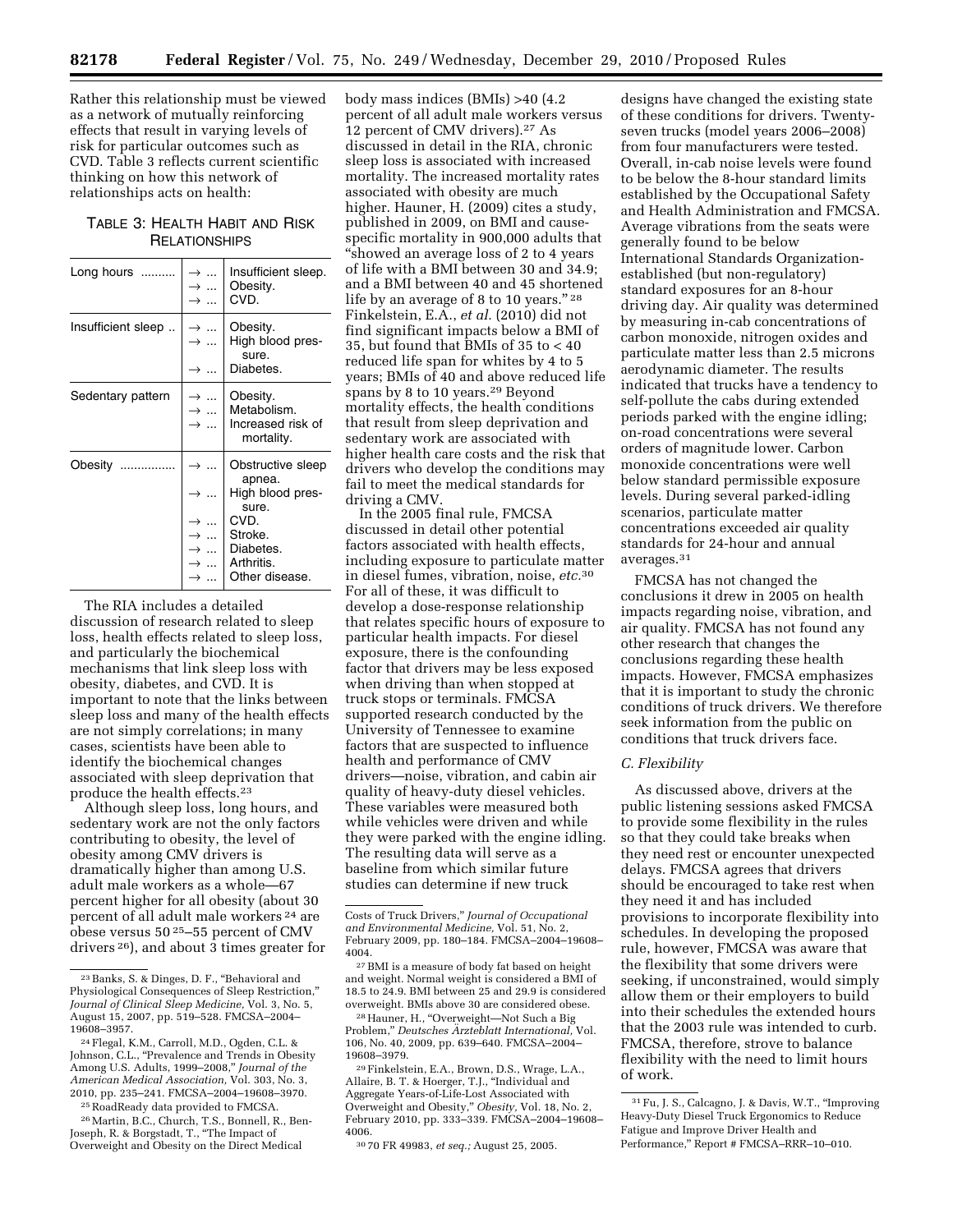Rather this relationship must be viewed as a network of mutually reinforcing effects that result in varying levels of risk for particular outcomes such as CVD. Table 3 reflects current scientific thinking on how this network of relationships acts on health:

TABLE 3: HEALTH HABIT AND RISK RELATIONSHIPS

| | | |
|---|---|---|
| Long hours | → ... | Insufficient sleep. |
| | → ... | Obesity. |
| | → ... | CVD. |
| Insufficient sleep | → ... | Obesity. |
| | → ... | High blood pressure. |
| | → ... | Diabetes. |
| Sedentary pattern | → ... | Obesity. |
| | → ... | Metabolism. |
| | → ... | Increased risk of mortality. |
| Obesity | → ... | Obstructive sleep apnea. |
| | → ... | High blood pressure. |
| | → ... | CVD. |
| | → ... | Stroke. |
| | → ... | Diabetes. |
| | → ... | Arthritis. |
| | → ... | Other disease. |

The RIA includes a detailed discussion of research related to sleep loss, health effects related to sleep loss, and particularly the biochemical mechanisms that link sleep loss with obesity, diabetes, and CVD. It is important to note that the links between sleep loss and many of the health effects are not simply correlations; in many cases, scientists have been able to identify the biochemical changes associated with sleep deprivation that produce the health effects.[23]

Although sleep loss, long hours, and sedentary work are not the only factors contributing to obesity, the level of obesity among CMV drivers is dramatically higher than among U.S. adult male workers as a whole—67 percent higher for all obesity (about 30 percent of all adult male workers [24] are obese versus 50 [25]–55 percent of CMV drivers [26]), and about 3 times greater for body mass indices (BMIs) >40 (4.2 percent of all adult male workers versus 12 percent of CMV drivers).[27] As discussed in detail in the RIA, chronic sleep loss is associated with increased mortality. The increased mortality rates associated with obesity are much higher. Hauner, H. (2009) cites a study, published in 2009, on BMI and cause-specific mortality in 900,000 adults that "showed an average loss of 2 to 4 years of life with a BMI between 30 and 34.9; and a BMI between 40 and 45 shortened life by an average of 8 to 10 years." [28] Finkelstein, E.A., *et al.* (2010) did not find significant impacts below a BMI of 35, but found that BMIs of 35 to < 40 reduced life span for whites by 4 to 5 years; BMIs of 40 and above reduced life spans by 8 to 10 years.[29] Beyond mortality effects, the health conditions that result from sleep deprivation and sedentary work are associated with higher health care costs and the risk that drivers who develop the conditions may fail to meet the medical standards for driving a CMV.

In the 2005 final rule, FMCSA discussed in detail other potential factors associated with health effects, including exposure to particulate matter in diesel fumes, vibration, noise, *etc.*[30] For all of these, it was difficult to develop a dose-response relationship that relates specific hours of exposure to particular health impacts. For diesel exposure, there is the confounding factor that drivers may be less exposed when driving than when stopped at truck stops or terminals. FMCSA supported research conducted by the University of Tennessee to examine factors that are suspected to influence health and performance of CMV drivers—noise, vibration, and cabin air quality of heavy-duty diesel vehicles. These variables were measured both while vehicles were driven and while they were parked with the engine idling. The resulting data will serve as a baseline from which similar future studies can determine if new truck designs have changed the existing state of these conditions for drivers. Twenty-seven trucks (model years 2006–2008) from four manufacturers were tested. Overall, in-cab noise levels were found to be below the 8-hour standard limits established by the Occupational Safety and Health Administration and FMCSA. Average vibrations from the seats were generally found to be below International Standards Organization-established (but non-regulatory) standard exposures for an 8-hour driving day. Air quality was determined by measuring in-cab concentrations of carbon monoxide, nitrogen oxides and particulate matter less than 2.5 microns aerodynamic diameter. The results indicated that trucks have a tendency to self-pollute the cabs during extended periods parked with the engine idling; on-road concentrations were several orders of magnitude lower. Carbon monoxide concentrations were well below standard permissible exposure levels. During several parked-idling scenarios, particulate matter concentrations exceeded air quality standards for 24-hour and annual averages.[31]

FMCSA has not changed the conclusions it drew in 2005 on health impacts regarding noise, vibration, and air quality. FMCSA has not found any other research that changes the conclusions regarding these health impacts. However, FMCSA emphasizes that it is important to study the chronic conditions of truck drivers. We therefore seek information from the public on conditions that truck drivers face.

### *C. Flexibility*

As discussed above, drivers at the public listening sessions asked FMCSA to provide some flexibility in the rules so that they could take breaks when they need rest or encounter unexpected delays. FMCSA agrees that drivers should be encouraged to take rest when they need it and has included provisions to incorporate flexibility into schedules. In developing the proposed rule, however, FMCSA was aware that the flexibility that some drivers were seeking, if unconstrained, would simply allow them or their employers to build into their schedules the extended hours that the 2003 rule was intended to curb. FMCSA, therefore, strove to balance flexibility with the need to limit hours of work.

---

[23] Banks, S. & Dinges, D. F., "Behavioral and Physiological Consequences of Sleep Restriction," *Journal of Clinical Sleep Medicine,* Vol. 3, No. 5, August 15, 2007, pp. 519–528. FMCSA–2004–19608–3957.

[24] Flegal, K.M., Carroll, M.D., Ogden, C.L. & Johnson, C.L., "Prevalence and Trends in Obesity Among U.S. Adults, 1999–2008," *Journal of the American Medical Association,* Vol. 303, No. 3, 2010, pp. 235–241. FMCSA–2004–19608–3970.

[25] RoadReady data provided to FMCSA.

[26] Martin, B.C., Church, T.S., Bonnell, R., Ben-Joseph, R. & Borgstadt, T., "The Impact of Overweight and Obesity on the Direct Medical Costs of Truck Drivers," *Journal of Occupational and Environmental Medicine,* Vol. 51, No. 2, February 2009, pp. 180–184. FMCSA–2004–19608–4004.

[27] BMI is a measure of body fat based on height and weight. Normal weight is considered a BMI of 18.5 to 24.9. BMI between 25 and 29.9 is considered overweight. BMIs above 30 are considered obese.

[28] Hauner, H., "Overweight—Not Such a Big Problem," *Deutsches Ärzteblatt International,* Vol. 106, No. 40, 2009, pp. 639–640. FMCSA–2004–19608–3979.

[29] Finkelstein, E.A., Brown, D.S., Wrage, L.A., Allaire, B. T. & Hoerger, T.J., "Individual and Aggregate Years-of-Life-Lost Associated with Overweight and Obesity," *Obesity,* Vol. 18, No. 2, February 2010, pp. 333–339. FMCSA–2004–19608–4006.

[30] 70 FR 49983, *et seq.;* August 25, 2005.

[31] Fu, J. S., Calcagno, J. & Davis, W.T., "Improving Heavy-Duty Diesel Truck Ergonomics to Reduce Fatigue and Improve Driver Health and Performance," Report # FMCSA–RRR–10–010.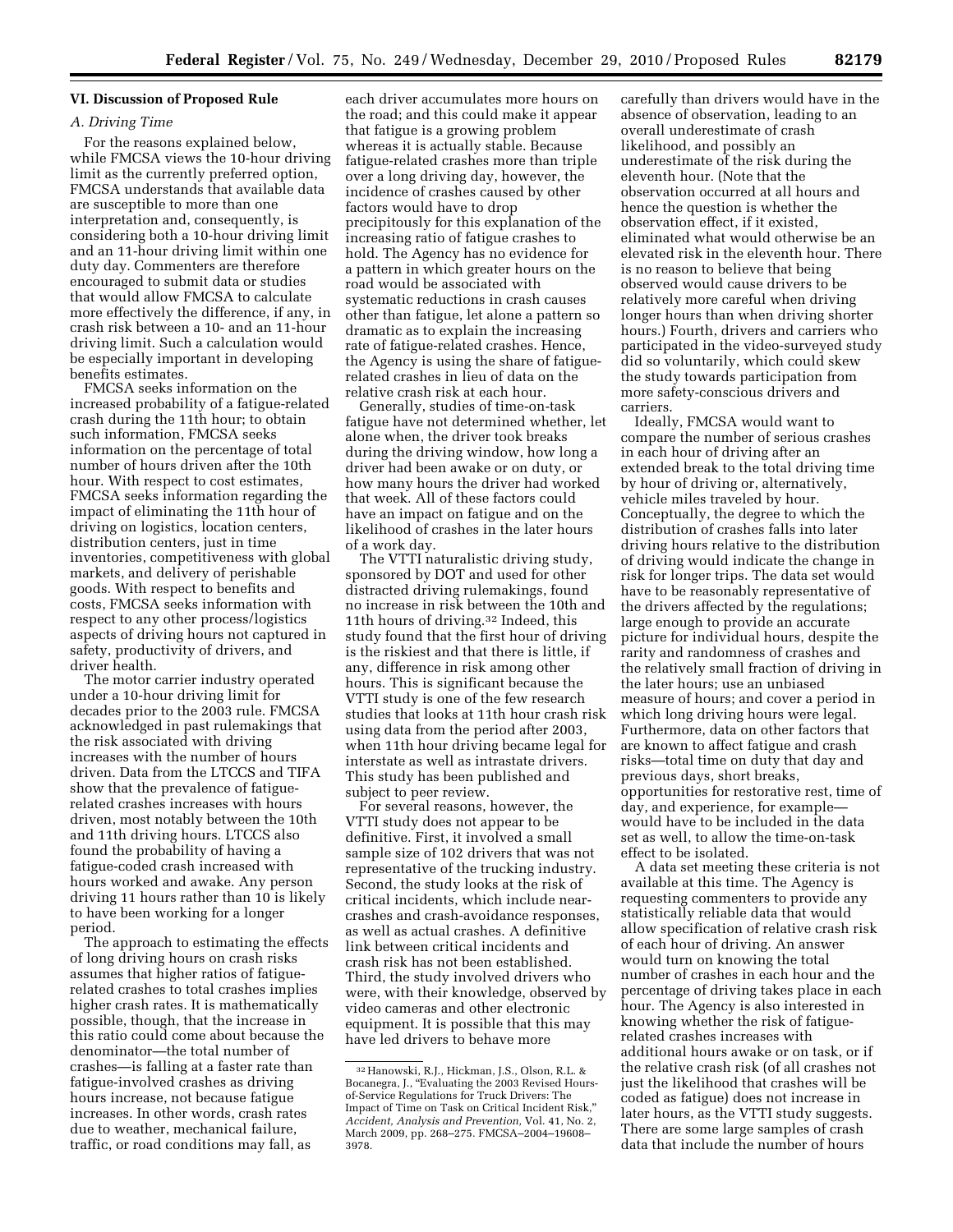## VI. Discussion of Proposed Rule

### A. Driving Time

For the reasons explained below, while FMCSA views the 10-hour driving limit as the currently preferred option, FMCSA understands that available data are susceptible to more than one interpretation and, consequently, is considering both a 10-hour driving limit and an 11-hour driving limit within one duty day. Commenters are therefore encouraged to submit data or studies that would allow FMCSA to calculate more effectively the difference, if any, in crash risk between a 10- and an 11-hour driving limit. Such a calculation would be especially important in developing benefits estimates.

FMCSA seeks information on the increased probability of a fatigue-related crash during the 11th hour; to obtain such information, FMCSA seeks information on the percentage of total number of hours driven after the 10th hour. With respect to cost estimates, FMCSA seeks information regarding the impact of eliminating the 11th hour of driving on logistics, location centers, distribution centers, just in time inventories, competitiveness with global markets, and delivery of perishable goods. With respect to benefits and costs, FMCSA seeks information with respect to any other process/logistics aspects of driving hours not captured in safety, productivity of drivers, and driver health.

The motor carrier industry operated under a 10-hour driving limit for decades prior to the 2003 rule. FMCSA acknowledged in past rulemakings that the risk associated with driving increases with the number of hours driven. Data from the LTCCS and TIFA show that the prevalence of fatigue-related crashes increases with hours driven, most notably between the 10th and 11th driving hours. LTCCS also found the probability of having a fatigue-coded crash increased with hours worked and awake. Any person driving 11 hours rather than 10 is likely to have been working for a longer period.

The approach to estimating the effects of long driving hours on crash risks assumes that higher ratios of fatigue-related crashes to total crashes implies higher crash rates. It is mathematically possible, though, that the increase in this ratio could come about because the denominator—the total number of crashes—is falling at a faster rate than fatigue-involved crashes as driving hours increase, not because fatigue increases. In other words, crash rates due to weather, mechanical failure, traffic, or road conditions may fall, as each driver accumulates more hours on the road; and this could make it appear that fatigue is a growing problem whereas it is actually stable. Because fatigue-related crashes more than triple over a long driving day, however, the incidence of crashes caused by other factors would have to drop precipitously for this explanation of the increasing ratio of fatigue crashes to hold. The Agency has no evidence for a pattern in which greater hours on the road would be associated with systematic reductions in crash causes other than fatigue, let alone a pattern so dramatic as to explain the increasing rate of fatigue-related crashes. Hence, the Agency is using the share of fatigue-related crashes in lieu of data on the relative crash risk at each hour.

Generally, studies of time-on-task fatigue have not determined whether, let alone when, the driver took breaks during the driving window, how long a driver had been awake or on duty, or how many hours the driver had worked that week. All of these factors could have an impact on fatigue and on the likelihood of crashes in the later hours of a work day.

The VTTI naturalistic driving study, sponsored by DOT and used for other distracted driving rulemakings, found no increase in risk between the 10th and 11th hours of driving.[32] Indeed, this study found that the first hour of driving is the riskiest and that there is little, if any, difference in risk among other hours. This is significant because the VTTI study is one of the few research studies that looks at 11th hour crash risk using data from the period after 2003, when 11th hour driving became legal for interstate as well as intrastate drivers. This study has been published and subject to peer review.

For several reasons, however, the VTTI study does not appear to be definitive. First, it involved a small sample size of 102 drivers that was not representative of the trucking industry. Second, the study looks at the risk of critical incidents, which include near-crashes and crash-avoidance responses, as well as actual crashes. A definitive link between critical incidents and crash risk has not been established. Third, the study involved drivers who were, with their knowledge, observed by video cameras and other electronic equipment. It is possible that this may have led drivers to behave more carefully than drivers would have in the absence of observation, leading to an overall underestimate of crash likelihood, and possibly an underestimate of the risk during the eleventh hour. (Note that the observation occurred at all hours and hence the question is whether the observation effect, if it existed, eliminated what would otherwise be an elevated risk in the eleventh hour. There is no reason to believe that being observed would cause drivers to be relatively more careful when driving longer hours than when driving shorter hours.) Fourth, drivers and carriers who participated in the video-surveyed study did so voluntarily, which could skew the study towards participation from more safety-conscious drivers and carriers.

Ideally, FMCSA would want to compare the number of serious crashes in each hour of driving after an extended break to the total driving time by hour of driving or, alternatively, vehicle miles traveled by hour. Conceptually, the degree to which the distribution of crashes falls into later driving hours relative to the distribution of driving would indicate the change in risk for longer trips. The data set would have to be reasonably representative of the drivers affected by the regulations; large enough to provide an accurate picture for individual hours, despite the rarity and randomness of crashes and the relatively small fraction of driving in the later hours; use an unbiased measure of hours; and cover a period in which long driving hours were legal. Furthermore, data on other factors that are known to affect fatigue and crash risks—total time on duty that day and previous days, short breaks, opportunities for restorative rest, time of day, and experience, for example—would have to be included in the data set as well, to allow the time-on-task effect to be isolated.

A data set meeting these criteria is not available at this time. The Agency is requesting commenters to provide any statistically reliable data that would allow specification of relative crash risk of each hour of driving. An answer would turn on knowing the total number of crashes in each hour and the percentage of driving takes place in each hour. The Agency is also interested in knowing whether the risk of fatigue-related crashes increases with additional hours awake or on task, or if the relative crash risk (of all crashes not just the likelihood that crashes will be coded as fatigue) does not increase in later hours, as the VTTI study suggests. There are some large samples of crash data that include the number of hours

---

[32] Hanowski, R.J., Hickman, J.S., Olson, R.L. & Bocanegra, J., "Evaluating the 2003 Revised Hours-of-Service Regulations for Truck Drivers: The Impact of Time on Task on Critical Incident Risk," *Accident, Analysis and Prevention,* Vol. 41, No. 2, March 2009, pp. 268–275. FMCSA–2004–19608–3978.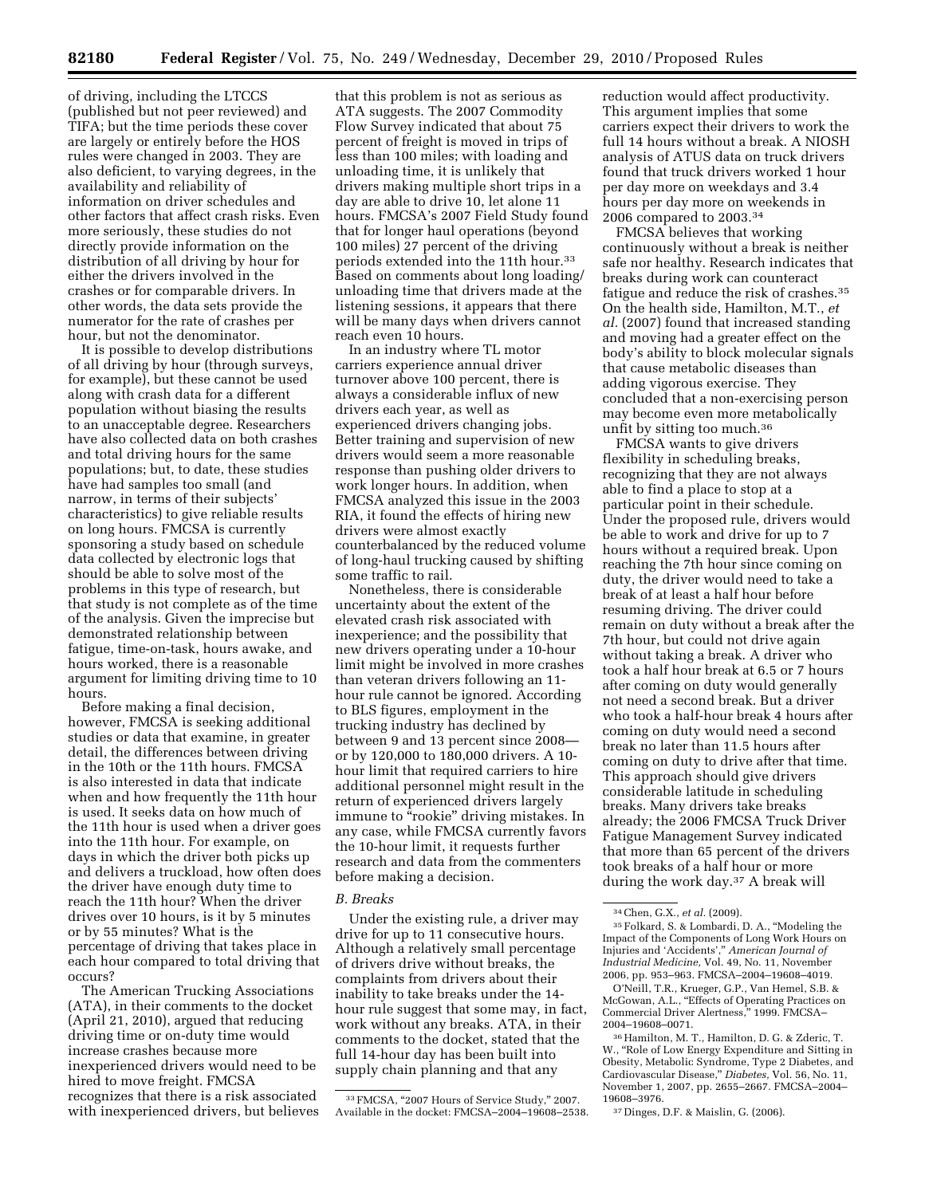of driving, including the LTCCS (published but not peer reviewed) and TIFA; but the time periods these cover are largely or entirely before the HOS rules were changed in 2003. They are also deficient, to varying degrees, in the availability and reliability of information on driver schedules and other factors that affect crash risks. Even more seriously, these studies do not directly provide information on the distribution of all driving by hour for either the drivers involved in the crashes or for comparable drivers. In other words, the data sets provide the numerator for the rate of crashes per hour, but not the denominator.

It is possible to develop distributions of all driving by hour (through surveys, for example), but these cannot be used along with crash data for a different population without biasing the results to an unacceptable degree. Researchers have also collected data on both crashes and total driving hours for the same populations; but, to date, these studies have had samples too small (and narrow, in terms of their subjects' characteristics) to give reliable results on long hours. FMCSA is currently sponsoring a study based on schedule data collected by electronic logs that should be able to solve most of the problems in this type of research, but that study is not complete as of the time of the analysis. Given the imprecise but demonstrated relationship between fatigue, time-on-task, hours awake, and hours worked, there is a reasonable argument for limiting driving time to 10 hours.

Before making a final decision, however, FMCSA is seeking additional studies or data that examine, in greater detail, the differences between driving in the 10th or the 11th hours. FMCSA is also interested in data that indicate when and how frequently the 11th hour is used. It seeks data on how much of the 11th hour is used when a driver goes into the 11th hour. For example, on days in which the driver both picks up and delivers a truckload, how often does the driver have enough duty time to reach the 11th hour? When the driver drives over 10 hours, is it by 5 minutes or by 55 minutes? What is the percentage of driving that takes place in each hour compared to total driving that occurs?

The American Trucking Associations (ATA), in their comments to the docket (April 21, 2010), argued that reducing driving time or on-duty time would increase crashes because more inexperienced drivers would need to be hired to move freight. FMCSA recognizes that there is a risk associated with inexperienced drivers, but believes that this problem is not as serious as ATA suggests. The 2007 Commodity Flow Survey indicated that about 75 percent of freight is moved in trips of less than 100 miles; with loading and unloading time, it is unlikely that drivers making multiple short trips in a day are able to drive 10, let alone 11 hours. FMCSA's 2007 Field Study found that for longer haul operations (beyond 100 miles) 27 percent of the driving periods extended into the 11th hour.[33] Based on comments about long loading/unloading time that drivers made at the listening sessions, it appears that there will be many days when drivers cannot reach even 10 hours.

In an industry where TL motor carriers experience annual driver turnover above 100 percent, there is always a considerable influx of new drivers each year, as well as experienced drivers changing jobs. Better training and supervision of new drivers would seem a more reasonable response than pushing older drivers to work longer hours. In addition, when FMCSA analyzed this issue in the 2003 RIA, it found the effects of hiring new drivers were almost exactly counterbalanced by the reduced volume of long-haul trucking caused by shifting some traffic to rail.

Nonetheless, there is considerable uncertainty about the extent of the elevated crash risk associated with inexperience; and the possibility that new drivers operating under a 10-hour limit might be involved in more crashes than veteran drivers following an 11-hour rule cannot be ignored. According to BLS figures, employment in the trucking industry has declined by between 9 and 13 percent since 2008—or by 120,000 to 180,000 drivers. A 10-hour limit that required carriers to hire additional personnel might result in the return of experienced drivers largely immune to "rookie" driving mistakes. In any case, while FMCSA currently favors the 10-hour limit, it requests further research and data from the commenters before making a decision.

### B. Breaks

Under the existing rule, a driver may drive for up to 11 consecutive hours. Although a relatively small percentage of drivers drive without breaks, the complaints from drivers about their inability to take breaks under the 14-hour rule suggest that some may, in fact, work without any breaks. ATA, in their comments to the docket, stated that the full 14-hour day has been built into supply chain planning and that any reduction would affect productivity. This argument implies that some carriers expect their drivers to work the full 14 hours without a break. A NIOSH analysis of ATUS data on truck drivers found that truck drivers worked 1 hour per day more on weekdays and 3.4 hours per day more on weekends in 2006 compared to 2003.[34]

FMCSA believes that working continuously without a break is neither safe nor healthy. Research indicates that breaks during work can counteract fatigue and reduce the risk of crashes.[35] On the health side, Hamilton, M.T., *et al.* (2007) found that increased standing and moving had a greater effect on the body's ability to block molecular signals that cause metabolic diseases than adding vigorous exercise. They concluded that a non-exercising person may become even more metabolically unfit by sitting too much.[36]

FMCSA wants to give drivers flexibility in scheduling breaks, recognizing that they are not always able to find a place to stop at a particular point in their schedule. Under the proposed rule, drivers would be able to work and drive for up to 7 hours without a required break. Upon reaching the 7th hour since coming on duty, the driver would need to take a break of at least a half hour before resuming driving. The driver could remain on duty without a break after the 7th hour, but could not drive again without taking a break. A driver who took a half hour break at 6.5 or 7 hours after coming on duty would generally not need a second break. But a driver who took a half-hour break 4 hours after coming on duty would need a second break no later than 11.5 hours after coming on duty to drive after that time. This approach should give drivers considerable latitude in scheduling breaks. Many drivers take breaks already; the 2006 FMCSA Truck Driver Fatigue Management Survey indicated that more than 65 percent of the drivers took breaks of a half hour or more during the work day.[37] A break will

---

[33] FMCSA, "2007 Hours of Service Study," 2007. Available in the docket: FMCSA–2004–19608–2538.

[34] Chen, G.X., *et al.* (2009).

[35] Folkard, S. & Lombardi, D. A., "Modeling the Impact of the Components of Long Work Hours on Injuries and 'Accidents'," *American Journal of Industrial Medicine,* Vol. 49, No. 11, November 2006, pp. 953–963. FMCSA–2004–19608–4019.

O'Neill, T.R., Krueger, G.P., Van Hemel, S.B. & McGowan, A.L., "Effects of Operating Practices on Commercial Driver Alertness," 1999. FMCSA–2004–19608–0071.

[36] Hamilton, M. T., Hamilton, D. G. & Zderic, T. W., "Role of Low Energy Expenditure and Sitting in Obesity, Metabolic Syndrome, Type 2 Diabetes, and Cardiovascular Disease," *Diabetes,* Vol. 56, No. 11, November 1, 2007, pp. 2655–2667. FMCSA–2004–19608–3976.

[37] Dinges, D.F. & Maislin, G. (2006).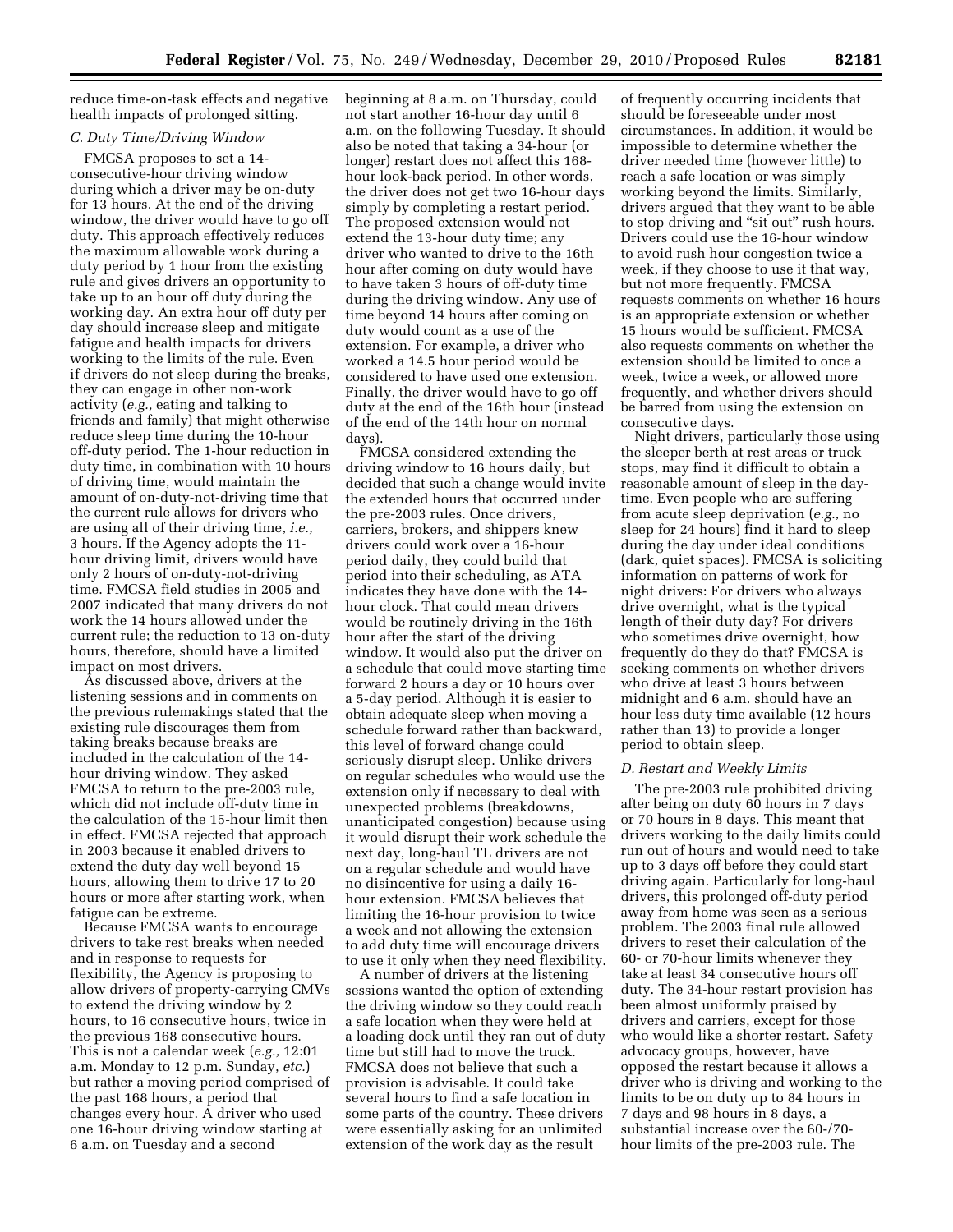reduce time-on-task effects and negative health impacts of prolonged sitting.

### *C. Duty Time/Driving Window*

FMCSA proposes to set a 14-consecutive-hour driving window during which a driver may be on-duty for 13 hours. At the end of the driving window, the driver would have to go off duty. This approach effectively reduces the maximum allowable work during a duty period by 1 hour from the existing rule and gives drivers an opportunity to take up to an hour off duty during the working day. An extra hour off duty per day should increase sleep and mitigate fatigue and health impacts for drivers working to the limits of the rule. Even if drivers do not sleep during the breaks, they can engage in other non-work activity (*e.g.,* eating and talking to friends and family) that might otherwise reduce sleep time during the 10-hour off-duty period. The 1-hour reduction in duty time, in combination with 10 hours of driving time, would maintain the amount of on-duty-not-driving time that the current rule allows for drivers who are using all of their driving time, *i.e.,* 3 hours. If the Agency adopts the 11-hour driving limit, drivers would have only 2 hours of on-duty-not-driving time. FMCSA field studies in 2005 and 2007 indicated that many drivers do not work the 14 hours allowed under the current rule; the reduction to 13 on-duty hours, therefore, should have a limited impact on most drivers.

As discussed above, drivers at the listening sessions and in comments on the previous rulemakings stated that the existing rule discourages them from taking breaks because breaks are included in the calculation of the 14-hour driving window. They asked FMCSA to return to the pre-2003 rule, which did not include off-duty time in the calculation of the 15-hour limit then in effect. FMCSA rejected that approach in 2003 because it enabled drivers to extend the duty day well beyond 15 hours, allowing them to drive 17 to 20 hours or more after starting work, when fatigue can be extreme.

Because FMCSA wants to encourage drivers to take rest breaks when needed and in response to requests for flexibility, the Agency is proposing to allow drivers of property-carrying CMVs to extend the driving window by 2 hours, to 16 consecutive hours, twice in the previous 168 consecutive hours. This is not a calendar week (*e.g.,* 12:01 a.m. Monday to 12 p.m. Sunday, *etc.*) but rather a moving period comprised of the past 168 hours, a period that changes every hour. A driver who used one 16-hour driving window starting at 6 a.m. on Tuesday and a second beginning at 8 a.m. on Thursday, could not start another 16-hour day until 6 a.m. on the following Tuesday. It should also be noted that taking a 34-hour (or longer) restart does not affect this 168-hour look-back period. In other words, the driver does not get two 16-hour days simply by completing a restart period. The proposed extension would not extend the 13-hour duty time; any driver who wanted to drive to the 16th hour after coming on duty would have to have taken 3 hours of off-duty time during the driving window. Any use of time beyond 14 hours after coming on duty would count as a use of the extension. For example, a driver who worked a 14.5 hour period would be considered to have used one extension. Finally, the driver would have to go off duty at the end of the 16th hour (instead of at the end of the 14th hour on normal days).

FMCSA considered extending the driving window to 16 hours daily, but decided that such a change would invite the extended hours that occurred under the pre-2003 rules. Once drivers, carriers, brokers, and shippers knew drivers could work over a 16-hour period daily, they could build that period into their scheduling, as ATA indicates they have done with the 14-hour clock. That could mean drivers would be routinely driving in the 16th hour after the start of the driving window. It would also put the driver on a schedule that could move starting time forward 2 hours a day or 10 hours over a 5-day period. Although it is easier to obtain adequate sleep when moving a schedule forward rather than backward, this level of forward change could seriously disrupt sleep. Unlike drivers on regular schedules who would use the extension only if necessary to deal with unexpected problems (breakdowns, unanticipated congestion) because using it would disrupt their work schedule the next day, long-haul TL drivers are not on a regular schedule and would have no disincentive for using a daily 16-hour extension. FMCSA believes that limiting the 16-hour provision to twice a week and not allowing the extension to add duty time will encourage drivers to use it only when they need flexibility.

A number of drivers at the listening sessions wanted the option of extending the driving window so they could reach a safe location when they were held at a loading dock until they ran out of duty time but still had to move the truck. FMCSA does not believe that such a provision is advisable. It could take several hours to find a safe location in some parts of the country. These drivers were essentially asking for an unlimited extension of the work day as the result of frequently occurring incidents that should be foreseeable under most circumstances. In addition, it would be impossible to determine whether the driver needed time (however little) to reach a safe location or was simply working beyond the limits. Similarly, drivers argued that they want to be able to stop driving and "sit out" rush hours. Drivers could use the 16-hour window to avoid rush hour congestion twice a week, if they choose to use it that way, but not more frequently. FMCSA requests comments on whether 16 hours is an appropriate extension or whether 15 hours would be sufficient. FMCSA also requests comments on whether the extension should be limited to once a week, twice a week, or allowed more frequently, and whether drivers should be barred from using the extension on consecutive days.

Night drivers, particularly those using the sleeper berth at rest areas or truck stops, may find it difficult to obtain a reasonable amount of sleep in the daytime. Even people who are suffering from acute sleep deprivation (*e.g.,* no sleep for 24 hours) find it hard to sleep during the day under ideal conditions (dark, quiet spaces). FMCSA is soliciting information on patterns of work for night drivers: For drivers who always drive overnight, what is the typical length of their duty day? For drivers who sometimes drive overnight, how frequently do they do that? FMCSA is seeking comments on whether drivers who drive at least 3 hours between midnight and 6 a.m. should have an hour less duty time available (12 hours rather than 13) to provide a longer period to obtain sleep.

### *D. Restart and Weekly Limits*

The pre-2003 rule prohibited driving after being on duty 60 hours in 7 days or 70 hours in 8 days. This meant that drivers working to the daily limits could run out of hours and would need to take up to 3 days off before they could start driving again. Particularly for long-haul drivers, this prolonged off-duty period away from home was seen as a serious problem. The 2003 final rule allowed drivers to reset their calculation of the 60- or 70-hour limits whenever they take at least 34 consecutive hours off duty. The 34-hour restart provision has been almost uniformly praised by drivers and carriers, except for those who would like a shorter restart. Safety advocacy groups, however, have opposed the restart because it allows a driver who is driving and working to the limits to be on duty up to 84 hours in 7 days and 98 hours in 8 days, a substantial increase over the 60-/70-hour limits of the pre-2003 rule. The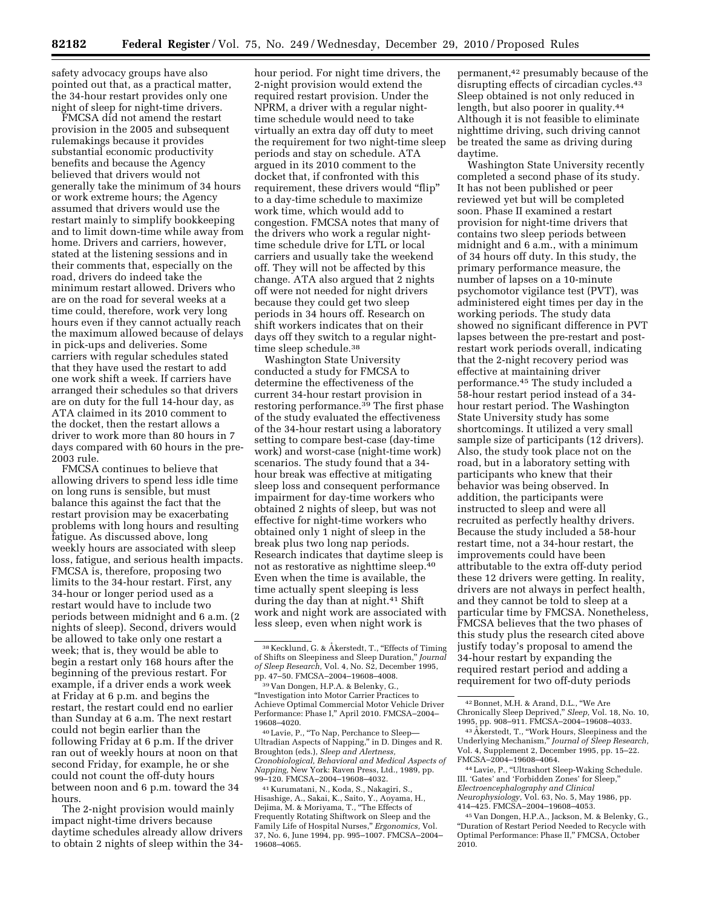safety advocacy groups have also pointed out that, as a practical matter, the 34-hour restart provides only one night of sleep for night-time drivers.

FMCSA did not amend the restart provision in the 2005 and subsequent rulemakings because it provides substantial economic productivity benefits and because the Agency believed that drivers would not generally take the minimum of 34 hours or work extreme hours; the Agency assumed that drivers would use the restart mainly to simplify bookkeeping and to limit down-time while away from home. Drivers and carriers, however, stated at the listening sessions and in their comments that, especially on the road, drivers do indeed take the minimum restart allowed. Drivers who are on the road for several weeks at a time could, therefore, work very long hours even if they cannot actually reach the maximum allowed because of delays in pick-ups and deliveries. Some carriers with regular schedules stated that they have used the restart to add one work shift a week. If carriers have arranged their schedules so that drivers are on duty for the full 14-hour day, as ATA claimed in its 2010 comment to the docket, then the restart allows a driver to work more than 80 hours in 7 days compared with 60 hours in the pre-2003 rule.

FMCSA continues to believe that allowing drivers to spend less idle time on long runs is sensible, but must balance this against the fact that the restart provision may be exacerbating problems with long hours and resulting fatigue. As discussed above, long weekly hours are associated with sleep loss, fatigue, and serious health impacts. FMCSA is, therefore, proposing two limits to the 34-hour restart. First, any 34-hour or longer period used as a restart would have to include two periods between midnight and 6 a.m. (2 nights of sleep). Second, drivers would be allowed to take only one restart a week; that is, they would be able to begin a restart only 168 hours after the beginning of the previous restart. For example, if a driver ends a work week at Friday at 6 p.m. and begins the restart, the restart could end no earlier than Sunday at 6 a.m. The next restart could not begin earlier than the following Friday at 6 p.m. If the driver ran out of weekly hours at noon on that second Friday, for example, he or she could not count the off-duty hours between noon and 6 p.m. toward the 34 hours.

The 2-night provision would mainly impact night-time drivers because daytime schedules already allow drivers to obtain 2 nights of sleep within the 34-hour period. For night time drivers, the 2-night provision would extend the required restart provision. Under the NPRM, a driver with a regular night-time schedule would need to take virtually an extra day off duty to meet the requirement for two night-time sleep periods and stay on schedule. ATA argued in its 2010 comment to the docket that, if confronted with this requirement, these drivers would "flip" to a day-time schedule to maximize work time, which would add to congestion. FMCSA notes that many of the drivers who work a regular night-time schedule drive for LTL or local carriers and usually take the weekend off. They will not be affected by this change. ATA also argued that 2 nights off were not needed for night drivers because they could get two sleep periods in 34 hours off. Research on shift workers indicates that on their days off they switch to a regular night-time sleep schedule.[38]

Washington State University conducted a study for FMCSA to determine the effectiveness of the current 34-hour restart provision in restoring performance.[39] The first phase of the study evaluated the effectiveness of the 34-hour restart using a laboratory setting to compare best-case (day-time work) and worst-case (night-time work) scenarios. The study found that a 34-hour break was effective at mitigating sleep loss and consequent performance impairment for day-time workers who obtained 2 nights of sleep, but was not effective for night-time workers who obtained only 1 night of sleep in the break plus two long nap periods. Research indicates that daytime sleep is not as restorative as nighttime sleep.[40] Even when the time is available, the time actually spent sleeping is less during the day than at night.[41] Shift work and night work are associated with less sleep, even when night work is permanent,[42] presumably because of the disrupting effects of circadian cycles.[43] Sleep obtained is not only reduced in length, but also poorer in quality.[44] Although it is not feasible to eliminate nighttime driving, such driving cannot be treated the same as driving during daytime.

Washington State University recently completed a second phase of its study. It has not been published or peer reviewed yet but will be completed soon. Phase II examined a restart provision for night-time drivers that contains two sleep periods between midnight and 6 a.m., with a minimum of 34 hours off duty. In this study, the primary performance measure, the number of lapses on a 10-minute psychomotor vigilance test (PVT), was administered eight times per day in the working periods. The study data showed no significant difference in PVT lapses between the pre-restart and post-restart work periods overall, indicating that the 2-night recovery period was effective at maintaining driver performance.[45] The study included a 58-hour restart period instead of a 34-hour restart period. The Washington State University study has some shortcomings. It utilized a very small sample size of participants (12 drivers). Also, the study took place not on the road, but in a laboratory setting with participants who knew that their behavior was being observed. In addition, the participants were instructed to sleep and were all recruited as perfectly healthy drivers. Because the study included a 58-hour restart time, not a 34-hour restart, the improvements could have been attributable to the extra off-duty period these 12 drivers were getting. In reality, drivers are not always in perfect health, and they cannot be told to sleep at a particular time by FMCSA. Nonetheless, FMCSA believes that the two phases of this study plus the research cited above justify today's proposal to amend the 34-hour restart by expanding the required restart period and adding a requirement for two off-duty periods

---

[38] Kecklund, G. & Åkerstedt, T., "Effects of Timing of Shifts on Sleepiness and Sleep Duration," *Journal of Sleep Research*, Vol. 4, No. S2, December 1995, pp. 47–50. FMCSA–2004–19608–4008.

[39] Van Dongen, H.P.A. & Belenky, G., "Investigation into Motor Carrier Practices to Achieve Optimal Commercial Motor Vehicle Driver Performance: Phase I," April 2010. FMCSA–2004–19608–4020.

[40] Lavie, P., "To Nap, Perchance to Sleep—Ultradian Aspects of Napping," in D. Dinges and R. Broughton (eds.), *Sleep and Alertness, Cronobiological, Behavioral and Medical Aspects of Napping*, New York: Raven Press, Ltd., 1989, pp. 99–120. FMCSA–2004–19608–4032.

[41] Kurumatani, N., Koda, S., Nakagiri, S., Hisashige, A., Sakai, K., Saito, Y., Aoyama, H., Dejima, M. & Moriyama, T., "The Effects of Frequently Rotating Shiftwork on Sleep and the Family Life of Hospital Nurses," *Ergonomics*, Vol. 37, No. 6, June 1994, pp. 995–1007. FMCSA–2004–19608–4065.

[42] Bonnet, M.H. & Arand, D.L., "We Are Chronically Sleep Deprived," *Sleep*, Vol. 18, No. 10, 1995, pp. 908–911. FMCSA–2004–19608–4033.

[43] Åkerstedt, T., "Work Hours, Sleepiness and the Underlying Mechanism," *Journal of Sleep Research*, Vol. 4, Supplement 2, December 1995, pp. 15–22. FMCSA–2004–19608–4064.

[44] Lavie, P., "Ultrashort Sleep-Waking Schedule. III. 'Gates' and 'Forbidden Zones' for Sleep," *Electroencephalography and Clinical Neurophysiology*, Vol. 63, No. 5, May 1986, pp. 414–425. FMCSA–2004–19608–4053.

[45] Van Dongen, H.P.A., Jackson, M. & Belenky, G., "Duration of Restart Period Needed to Recycle with Optimal Performance: Phase II," FMCSA, October 2010.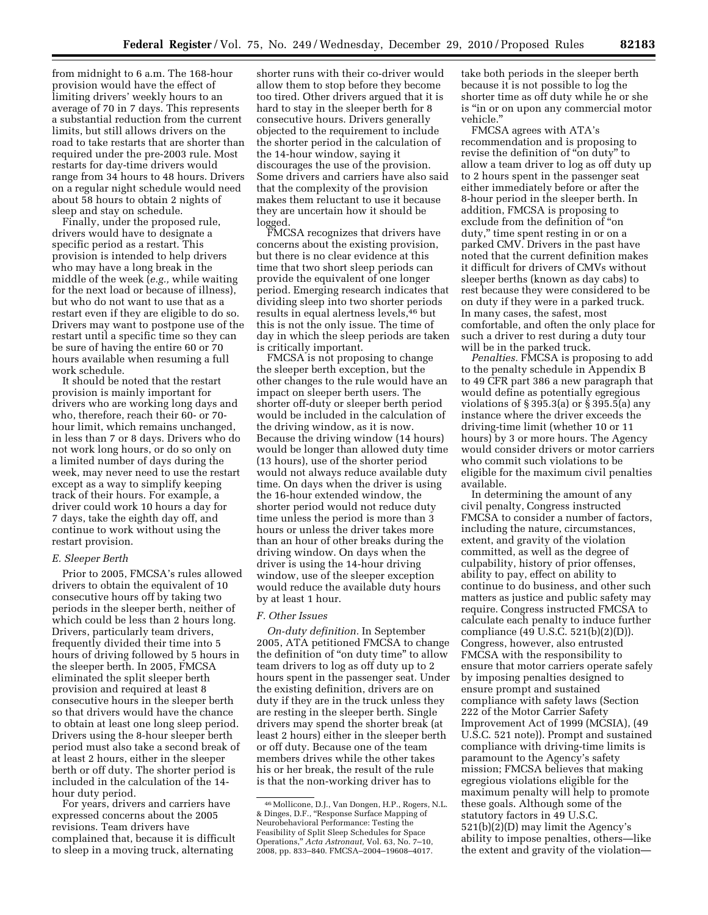from midnight to 6 a.m. The 168-hour provision would have the effect of limiting drivers' weekly hours to an average of 70 in 7 days. This represents a substantial reduction from the current limits, but still allows drivers on the road to take restarts that are shorter than required under the pre-2003 rule. Most restarts for day-time drivers would range from 34 hours to 48 hours. Drivers on a regular night schedule would need about 58 hours to obtain 2 nights of sleep and stay on schedule.

Finally, under the proposed rule, drivers would have to designate a specific period as a restart. This provision is intended to help drivers who may have a long break in the middle of the week (*e.g.,* while waiting for the next load or because of illness), but who do not want to use that as a restart even if they are eligible to do so. Drivers may want to postpone use of the restart until a specific time so they can be sure of having the entire 60 or 70 hours available when resuming a full work schedule.

It should be noted that the restart provision is mainly important for drivers who are working long days and who, therefore, reach their 60- or 70-hour limit, which remains unchanged, in less than 7 or 8 days. Drivers who do not work long hours, or do so only on a limited number of days during the week, may never need to use the restart except as a way to simplify keeping track of their hours. For example, a driver could work 10 hours a day for 7 days, take the eighth day off, and continue to work without using the restart provision.

### *E. Sleeper Berth*

Prior to 2005, FMCSA's rules allowed drivers to obtain the equivalent of 10 consecutive hours off by taking two periods in the sleeper berth, neither of which could be less than 2 hours long. Drivers, particularly team drivers, frequently divided their time into 5 hours of driving followed by 5 hours in the sleeper berth. In 2005, FMCSA eliminated the split sleeper berth provision and required at least 8 consecutive hours in the sleeper berth so that drivers would have the chance to obtain at least one long sleep period. Drivers using the 8-hour sleeper berth period must also take a second break of at least 2 hours, either in the sleeper berth or off duty. The shorter period is included in the calculation of the 14-hour duty period.

For years, drivers and carriers have expressed concerns about the 2005 revisions. Team drivers have complained that, because it is difficult to sleep in a moving truck, alternating shorter runs with their co-driver would allow them to stop before they become too tired. Other drivers argued that it is hard to stay in the sleeper berth for 8 consecutive hours. Drivers generally objected to the requirement to include the shorter period in the calculation of the 14-hour window, saying it discourages the use of the provision. Some drivers and carriers have also said that the complexity of the provision makes them reluctant to use it because they are uncertain how it should be logged.

FMCSA recognizes that drivers have concerns about the existing provision, but there is no clear evidence at this time that two short sleep periods can provide the equivalent of one longer period. Emerging research indicates that dividing sleep into two shorter periods results in equal alertness levels,[46] but this is not the only issue. The time of day in which the sleep periods are taken is critically important.

FMCSA is not proposing to change the sleeper berth exception, but the other changes to the rule would have an impact on sleeper berth users. The shorter off-duty or sleeper berth period would be included in the calculation of the driving window, as it is now. Because the driving window (14 hours) would be longer than allowed duty time (13 hours), use of the shorter period would not always reduce available duty time. On days when the driver is using the 16-hour extended window, the shorter period would not reduce duty time unless the period is more than 3 hours or unless the driver takes more than an hour of other breaks during the driving window. On days when the driver is using the 14-hour driving window, use of the sleeper exception would reduce the available duty hours by at least 1 hour.

### *F. Other Issues*

*On-duty definition.* In September 2005, ATA petitioned FMCSA to change the definition of "on duty time" to allow team drivers to log as off duty up to 2 hours spent in the passenger seat. Under the existing definition, drivers are on duty if they are in the truck unless they are resting in the sleeper berth. Single drivers may spend the shorter break (at least 2 hours) either in the sleeper berth or off duty. Because one of the team members drives while the other takes his or her break, the result of the rule is that the non-working driver has to take both periods in the sleeper berth because it is not possible to log the shorter time as off duty while he or she is "in or on upon any commercial motor vehicle."

FMCSA agrees with ATA's recommendation and is proposing to revise the definition of "on duty" to allow a team driver to log as off duty up to 2 hours spent in the passenger seat either immediately before or after the 8-hour period in the sleeper berth. In addition, FMCSA is proposing to exclude from the definition of "on duty," time spent resting in or on a parked CMV. Drivers in the past have noted that the current definition makes it difficult for drivers of CMVs without sleeper berths (known as day cabs) to rest because they were considered to be on duty if they were in a parked truck. In many cases, the safest, most comfortable, and often the only place for such a driver to rest during a duty tour will be in the parked truck.

*Penalties.* FMCSA is proposing to add to the penalty schedule in Appendix B to 49 CFR part 386 a new paragraph that would define as potentially egregious violations of § 395.3(a) or § 395.5(a) any instance where the driver exceeds the driving-time limit (whether 10 or 11 hours) by 3 or more hours. The Agency would consider drivers or motor carriers who commit such violations to be eligible for the maximum civil penalties available.

In determining the amount of any civil penalty, Congress instructed FMCSA to consider a number of factors, including the nature, circumstances, extent, and gravity of the violation committed, as well as the degree of culpability, history of prior offenses, ability to pay, effect on ability to continue to do business, and other such matters as justice and public safety may require. Congress instructed FMCSA to calculate each penalty to induce further compliance (49 U.S.C. 521(b)(2)(D)). Congress, however, also entrusted FMCSA with the responsibility to ensure that motor carriers operate safely by imposing penalties designed to ensure prompt and sustained compliance with safety laws (Section 222 of the Motor Carrier Safety Improvement Act of 1999 (MCSIA), (49 U.S.C. 521 note)). Prompt and sustained compliance with driving-time limits is paramount to the Agency's safety mission; FMCSA believes that making egregious violations eligible for the maximum penalty will help to promote these goals. Although some of the statutory factors in 49 U.S.C. 521(b)(2)(D) may limit the Agency's ability to impose penalties, others—like the extent and gravity of the violation—

---

[46] Mollicone, D.J., Van Dongen, H.P., Rogers, N.L. & Dinges, D.F., "Response Surface Mapping of Neurobehavioral Performance: Testing the Feasibility of Split Sleep Schedules for Space Operations," *Acta Astronaut,* Vol. 63, No. 7–10, 2008, pp. 833–840. FMCSA–2004–19608–4017.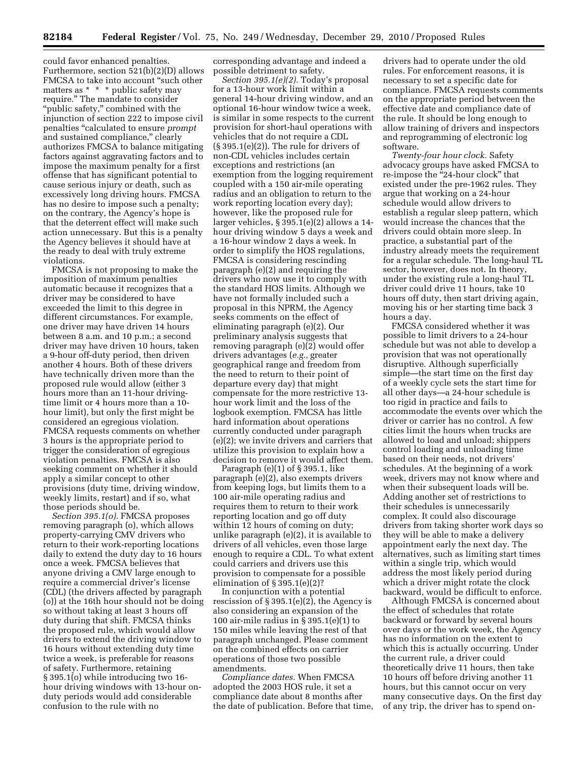could favor enhanced penalties. Furthermore, section 521(b)(2)(D) allows FMCSA to take into account "such other matters as * * * public safety may require." The mandate to consider "public safety," combined with the injunction of section 222 to impose civil penalties "calculated to ensure *prompt* and sustained compliance," clearly authorizes FMCSA to balance mitigating factors against aggravating factors and to impose the maximum penalty for a first offense that has significant potential to cause serious injury or death, such as excessively long driving hours. FMCSA has no desire to impose such a penalty; on the contrary, the Agency's hope is that the deterrent effect will make such action unnecessary. But this is a penalty the Agency believes it should have at the ready to deal with truly extreme violations.

FMCSA is not proposing to make the imposition of maximum penalties automatic because it recognizes that a driver may be considered to have exceeded the limit to this degree in different circumstances. For example, one driver may have driven 14 hours between 8 a.m. and 10 p.m.; a second driver may have driven 10 hours, taken a 9-hour off-duty period, then driven another 4 hours. Both of these drivers have technically driven more than the proposed rule would allow (either 3 hours more than an 11-hour driving-time limit or 4 hours more than a 10-hour limit), but only the first might be considered an egregious violation. FMCSA requests comments on whether 3 hours is the appropriate period to trigger the consideration of egregious violation penalties. FMCSA is also seeking comment on whether it should apply a similar concept to other provisions (duty time, driving window, weekly limits, restart) and if so, what those periods should be.

*Section 395.1(o).* FMCSA proposes removing paragraph (o), which allows property-carrying CMV drivers who return to their work-reporting locations daily to extend the duty day to 16 hours once a week. FMCSA believes that anyone driving a CMV large enough to require a commercial driver's license (CDL) (the drivers affected by paragraph (o)) at the 16th hour should not be doing so without taking at least 3 hours off duty during that shift. FMCSA thinks the proposed rule, which would allow drivers to extend the driving window to 16 hours without extending duty time twice a week, is preferable for reasons of safety. Furthermore, retaining § 395.1(o) while introducing two 16-hour driving windows with 13-hour on-duty periods would add considerable confusion to the rule with no corresponding advantage and indeed a possible detriment to safety.

*Section 395.1(e)(2).* Today's proposal for a 13-hour work limit within a general 14-hour driving window, and an optional 16-hour window twice a week, is similar in some respects to the current provision for short-haul operations with vehicles that do not require a CDL (§ 395.1(e)(2)). The rule for drivers of non-CDL vehicles includes certain exceptions and restrictions (an exemption from the logging requirement coupled with a 150 air-mile operating radius and an obligation to return to the work reporting location every day); however, like the proposed rule for larger vehicles, § 395.1(e)(2) allows a 14-hour driving window 5 days a week and a 16-hour window 2 days a week. In order to simplify the HOS regulations, FMCSA is considering rescinding paragraph (e)(2) and requiring the drivers who now use it to comply with the standard HOS limits. Although we have not formally included such a proposal in this NPRM, the Agency seeks comments on the effect of eliminating paragraph (e)(2). Our preliminary analysis suggests that removing paragraph (e)(2) would offer drivers advantages (*e.g.,* greater geographical range and freedom from the need to return to their point of departure every day) that might compensate for the more restrictive 13-hour work limit and the loss of the logbook exemption. FMCSA has little hard information about operations currently conducted under paragraph (e)(2); we invite drivers and carriers that utilize this provision to explain how a decision to remove it would affect them.

Paragraph (e)(1) of § 395.1, like paragraph (e)(2), also exempts drivers from keeping logs, but limits them to a 100 air-mile operating radius and requires them to return to their work reporting location and go off duty within 12 hours of coming on duty; unlike paragraph (e)(2), it is available to drivers of all vehicles, even those large enough to require a CDL. To what extent could carriers and drivers use this provision to compensate for a possible elimination of § 395.1(e)(2)?

In conjunction with a potential rescission of § 395.1(e)(2), the Agency is also considering an expansion of the 100 air-mile radius in § 395.1(e)(1) to 150 miles while leaving the rest of that paragraph unchanged. Please comment on the combined effects on carrier operations of those two possible amendments.

*Compliance dates.* When FMCSA adopted the 2003 HOS rule, it set a compliance date about 8 months after the date of publication. Before that time, drivers had to operate under the old rules. For enforcement reasons, it is necessary to set a specific date for compliance. FMCSA requests comments on the appropriate period between the effective date and compliance date of the rule. It should be long enough to allow training of drivers and inspectors and reprogramming of electronic log software.

*Twenty-four hour clock.* Safety advocacy groups have asked FMCSA to re-impose the "24-hour clock" that existed under the pre-1962 rules. They argue that working on a 24-hour schedule would allow drivers to establish a regular sleep pattern, which would increase the chances that the drivers could obtain more sleep. In practice, a substantial part of the industry already meets the requirement for a regular schedule. The long-haul TL sector, however, does not. In theory, under the existing rule a long-haul TL driver could drive 11 hours, take 10 hours off duty, then start driving again, moving his or her starting time back 3 hours a day.

FMCSA considered whether it was possible to limit drivers to a 24-hour schedule but was not able to develop a provision that was not operationally disruptive. Although superficially simple—the start time on the first day of a weekly cycle sets the start time for all other days—a 24-hour schedule is too rigid in practice and fails to accommodate the events over which the driver or carrier has no control. A few cities limit the hours when trucks are allowed to load and unload; shippers control loading and unloading time based on their needs, not drivers' schedules. At the beginning of a work week, drivers may not know where and when their subsequent loads will be. Adding another set of restrictions to their schedules is unnecessarily complex. It could also discourage drivers from taking shorter work days so they will be able to make a delivery appointment early the next day. The alternatives, such as limiting start times within a single trip, which would address the most likely period during which a driver might rotate the clock backward, would be difficult to enforce.

Although FMCSA is concerned about the effect of schedules that rotate backward or forward by several hours over days or the work week, the Agency has no information on the extent to which this is actually occurring. Under the current rule, a driver could theoretically drive 11 hours, then take 10 hours off before driving another 11 hours, but this cannot occur on very many consecutive days. On the first day of any trip, the driver has to spend on-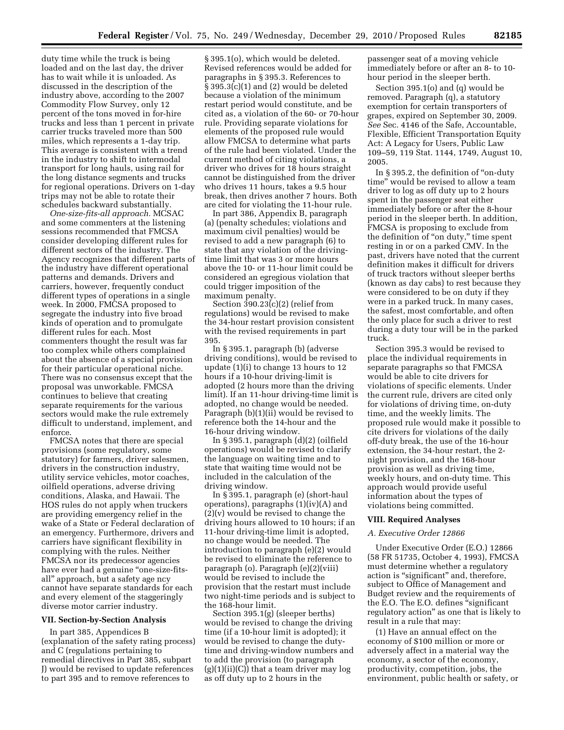duty time while the truck is being loaded and on the last day, the driver has to wait while it is unloaded. As discussed in the description of the industry above, according to the 2007 Commodity Flow Survey, only 12 percent of the tons moved in for-hire trucks and less than 1 percent in private carrier trucks traveled more than 500 miles, which represents a 1-day trip. This average is consistent with a trend in the industry to shift to intermodal transport for long hauls, using rail for the long distance segments and trucks for regional operations. Drivers on 1-day trips may not be able to rotate their schedules backward substantially.

*One-size-fits-all approach.* MCSAC and some commenters at the listening sessions recommended that FMCSA consider developing different rules for different sectors of the industry. The Agency recognizes that different parts of the industry have different operational patterns and demands. Drivers and carriers, however, frequently conduct different types of operations in a single week. In 2000, FMCSA proposed to segregate the industry into five broad kinds of operation and to promulgate different rules for each. Most commenters thought the result was far too complex while others complained about the absence of a special provision for their particular operational niche. There was no consensus except that the proposal was unworkable. FMCSA continues to believe that creating separate requirements for the various sectors would make the rule extremely difficult to understand, implement, and enforce.

FMCSA notes that there are special provisions (some regulatory, some statutory) for farmers, driver salesmen, drivers in the construction industry, utility service vehicles, motor coaches, oilfield operations, adverse driving conditions, Alaska, and Hawaii. The HOS rules do not apply when truckers are providing emergency relief in the wake of a State or Federal declaration of an emergency. Furthermore, drivers and carriers have significant flexibility in complying with the rules. Neither FMCSA nor its predecessor agencies have ever had a genuine "one-size-fits-all" approach, but a safety age ncy cannot have separate standards for each and every element of the staggeringly diverse motor carrier industry.

## VII. Section-by-Section Analysis

In part 385, Appendices B (explanation of the safety rating process) and C (regulations pertaining to remedial directives in Part 385, subpart J) would be revised to update references to part 395 and to remove references to § 395.1(o), which would be deleted. Revised references would be added for paragraphs in § 395.3. References to § 395.3(c)(1) and (2) would be deleted because a violation of the minimum restart period would constitute, and be cited as, a violation of the 60- or 70-hour rule. Providing separate violations for elements of the proposed rule would allow FMCSA to determine what parts of the rule had been violated. Under the current method of citing violations, a driver who drives for 18 hours straight cannot be distinguished from the driver who drives 11 hours, takes a 9.5 hour break, then drives another 7 hours. Both are cited for violating the 11-hour rule.

In part 386, Appendix B, paragraph (a) (penalty schedules; violations and maximum civil penalties) would be revised to add a new paragraph (6) to state that any violation of the driving-time limit that was 3 or more hours above the 10- or 11-hour limit could be considered an egregious violation that could trigger imposition of the maximum penalty.

Section 390.23(c)(2) (relief from regulations) would be revised to make the 34-hour restart provision consistent with the revised requirements in part 395.

In § 395.1, paragraph (b) (adverse driving conditions), would be revised to update (1)(i) to change 13 hours to 12 hours if a 10-hour driving-limit is adopted (2 hours more than the driving limit). If an 11-hour driving-time limit is adopted, no change would be needed. Paragraph (b)(1)(ii) would be revised to reference both the 14-hour and the 16-hour driving window.

In § 395.1, paragraph (d)(2) (oilfield operations) would be revised to clarify the language on waiting time and to state that waiting time would not be included in the calculation of the driving window.

In § 395.1, paragraph (e) (short-haul operations), paragraphs (1)(iv)(A) and (2)(v) would be revised to change the driving hours allowed to 10 hours; if an 11-hour driving-time limit is adopted, no change would be needed. The introduction to paragraph (e)(2) would be revised to eliminate the reference to paragraph (o). Paragraph (e)(2)(viii) would be revised to include the provision that the restart must include two night-time periods and is subject to the 168-hour limit.

Section 395.1(g) (sleeper berths) would be revised to change the driving time (if a 10-hour limit is adopted); it would be revised to change the duty-time and driving-window numbers and to add the provision (to paragraph (g)(1)(ii)(C)) that a team driver may log as off duty up to 2 hours in the passenger seat of a moving vehicle immediately before or after an 8- to 10-hour period in the sleeper berth.

Section 395.1(o) and (q) would be removed. Paragraph (q), a statutory exemption for certain transporters of grapes, expired on September 30, 2009. *See* Sec. 4146 of the Safe, Accountable, Flexible, Efficient Transportation Equity Act: A Legacy for Users, Public Law 109–59, 119 Stat. 1144, 1749, August 10, 2005.

In § 395.2, the definition of "on-duty time" would be revised to allow a team driver to log as off duty up to 2 hours spent in the passenger seat either immediately before or after the 8-hour period in the sleeper berth. In addition, FMCSA is proposing to exclude from the definition of "on duty," time spent resting in or on a parked CMV. In the past, drivers have noted that the current definition makes it difficult for drivers of truck tractors without sleeper berths (known as day cabs) to rest because they were considered to be on duty if they were in a parked truck. In many cases, the safest, most comfortable, and often the only place for such a driver to rest during a duty tour will be in the parked truck.

Section 395.3 would be revised to place the individual requirements in separate paragraphs so that FMCSA would be able to cite drivers for violations of specific elements. Under the current rule, drivers are cited only for violations of driving time, on-duty time, and the weekly limits. The proposed rule would make it possible to cite drivers for violations of the daily off-duty break, the use of the 16-hour extension, the 34-hour restart, the 2-night provision, and the 168-hour provision as well as driving time, weekly hours, and on-duty time. This approach would provide useful information about the types of violations being committed.

## VIII. Required Analyses

### *A. Executive Order 12866*

Under Executive Order (E.O.) 12866 (58 FR 51735, October 4, 1993), FMCSA must determine whether a regulatory action is "significant" and, therefore, subject to Office of Management and Budget review and the requirements of the E.O. The E.O. defines "significant regulatory action" as one that is likely to result in a rule that may:

(1) Have an annual effect on the economy of $100 million or more or adversely affect in a material way the economy, a sector of the economy, productivity, competition, jobs, the environment, public health or safety, or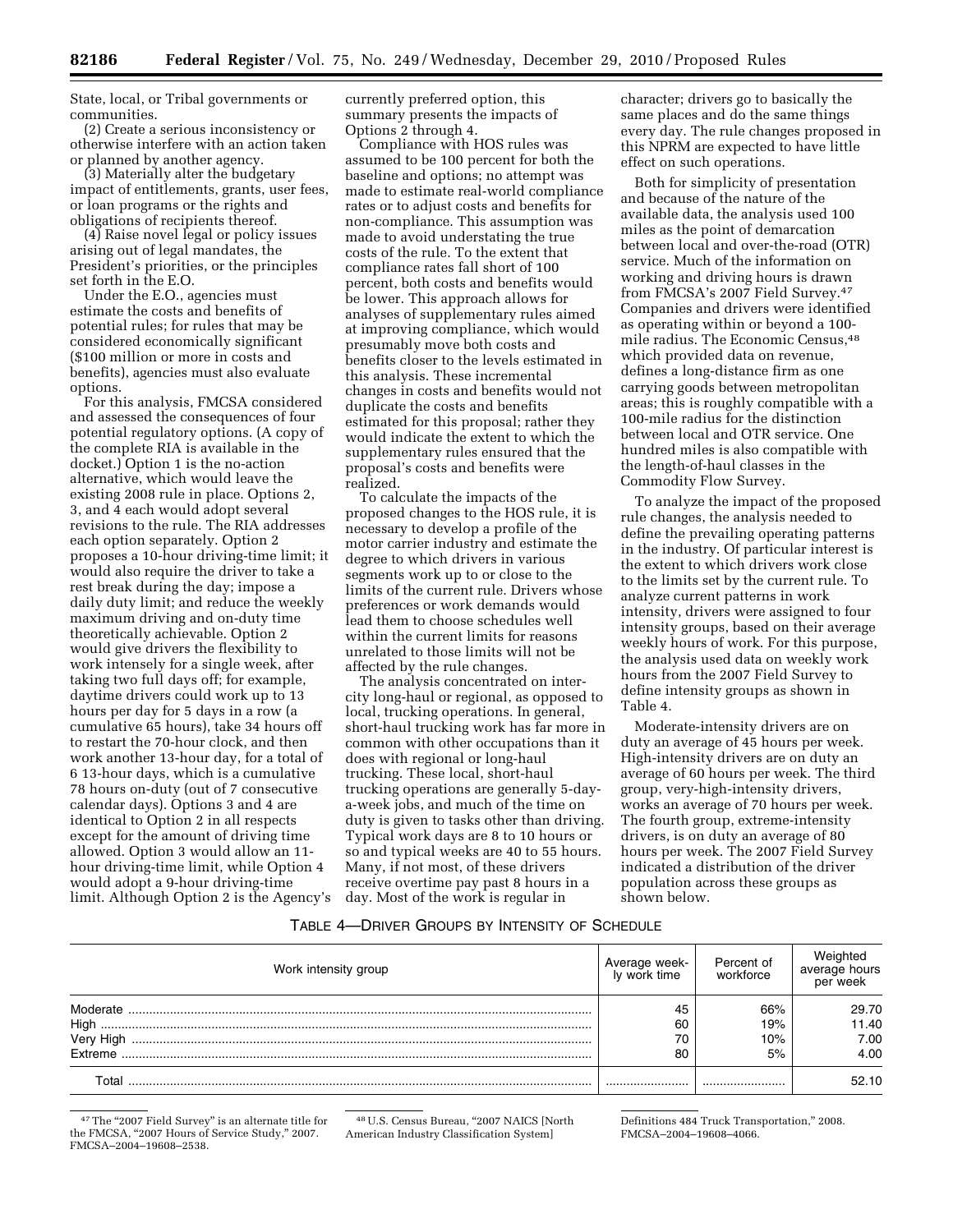State, local, or Tribal governments or communities.

(2) Create a serious inconsistency or otherwise interfere with an action taken or planned by another agency.

(3) Materially alter the budgetary impact of entitlements, grants, user fees, or loan programs or the rights and obligations of recipients thereof.

(4) Raise novel legal or policy issues arising out of legal mandates, the President's priorities, or the principles set forth in the E.O.

Under the E.O., agencies must estimate the costs and benefits of potential rules; for rules that may be considered economically significant ($100 million or more in costs and benefits), agencies must also evaluate options.

For this analysis, FMCSA considered and assessed the consequences of four potential regulatory options. (A copy of the complete RIA is available in the docket.) Option 1 is the no-action alternative, which would leave the existing 2008 rule in place. Options 2, 3, and 4 each would adopt several revisions to the rule. The RIA addresses each option separately. Option 2 proposes a 10-hour driving-time limit; it would also require the driver to take a rest break during the day; impose a daily duty limit; and reduce the weekly maximum driving and on-duty time theoretically achievable. Option 2 would give drivers the flexibility to work intensely for a single week, after taking two full days off; for example, daytime drivers could work up to 13 hours per day for 5 days in a row (a cumulative 65 hours), take 34 hours off to restart the 70-hour clock, and then work another 13-hour day, for a total of 6 13-hour days, which is a cumulative 78 hours on-duty (out of 7 consecutive calendar days). Options 3 and 4 are identical to Option 2 in all respects except for the amount of driving time allowed. Option 3 would allow an 11-hour driving-time limit, while Option 4 would adopt a 9-hour driving-time limit. Although Option 2 is the Agency's currently preferred option, this summary presents the impacts of Options 2 through 4.

Compliance with HOS rules was assumed to be 100 percent for both the baseline and options; no attempt was made to estimate real-world compliance rates or to adjust costs and benefits for non-compliance. This assumption was made to avoid understating the true costs of the rule. To the extent that compliance rates fall short of 100 percent, both costs and benefits would be lower. This approach allows for analyses of supplementary rules aimed at improving compliance, which would presumably move both costs and benefits closer to the levels estimated in this analysis. These incremental changes in costs and benefits would not duplicate the costs and benefits estimated for this proposal; rather they would indicate the extent to which the supplementary rules ensured that the proposal's costs and benefits were realized.

To calculate the impacts of the proposed changes to the HOS rule, it is necessary to develop a profile of the motor carrier industry and estimate the degree to which drivers in various segments work up to or close to the limits of the current rule. Drivers whose preferences or work demands would lead them to choose schedules well within the current limits for reasons unrelated to those limits will not be affected by the rule changes.

The analysis concentrated on inter-city long-haul or regional, as opposed to local, trucking operations. In general, short-haul trucking work has far more in common with other occupations than it does with regional or long-haul trucking. These local, short-haul trucking operations are generally 5-day-a-week jobs, and much of the time on duty is given to tasks other than driving. Typical work days are 8 to 10 hours or so and typical weeks are 40 to 55 hours. Many, if not most, of these drivers receive overtime pay past 8 hours in a day. Most of the work is regular in character; drivers go to basically the same places and do the same things every day. The rule changes proposed in this NPRM are expected to have little effect on such operations.

Both for simplicity of presentation and because of the nature of the available data, the analysis used 100 miles as the point of demarcation between local and over-the-road (OTR) service. Much of the information on working and driving hours is drawn from FMCSA's 2007 Field Survey.[47] Companies and drivers were identified as operating within or beyond a 100-mile radius. The Economic Census,[48] which provided data on revenue, defines a long-distance firm as one carrying goods between metropolitan areas; this is roughly compatible with a 100-mile radius for the distinction between local and OTR service. One hundred miles is also compatible with the length-of-haul classes in the Commodity Flow Survey.

To analyze the impact of the proposed rule changes, the analysis needed to define the prevailing operating patterns in the industry. Of particular interest is the extent to which drivers work close to the limits set by the current rule. To analyze current patterns in work intensity, drivers were assigned to four intensity groups, based on their average weekly hours of work. For this purpose, the analysis used data on weekly work hours from the 2007 Field Survey to define intensity groups as shown in Table 4.

Moderate-intensity drivers are on duty an average of 45 hours per week. High-intensity drivers are on duty an average of 60 hours per week. The third group, very-high-intensity drivers, works an average of 70 hours per week. The fourth group, extreme-intensity drivers, is on duty an average of 80 hours per week. The 2007 Field Survey indicated a distribution of the driver population across these groups as shown below.

TABLE 4—DRIVER GROUPS BY INTENSITY OF SCHEDULE

| Work intensity group | Average weekly work time | Percent of workforce | Weighted average hours per week |
|---|---|---|---|
| Moderate | 45 | 66% | 29.70 |
| High | 60 | 19% | 11.40 |
| Very High | 70 | 10% | 7.00 |
| Extreme | 80 | 5% | 4.00 |
| Total | | | 52.10 |

[47] The "2007 Field Survey" is an alternate title for the FMCSA, "2007 Hours of Service Study," 2007. FMCSA–2004–19608–2538.

[48] U.S. Census Bureau, "2007 NAICS [North American Industry Classification System] Definitions 484 Truck Transportation," 2008. FMCSA–2004–19608–4066.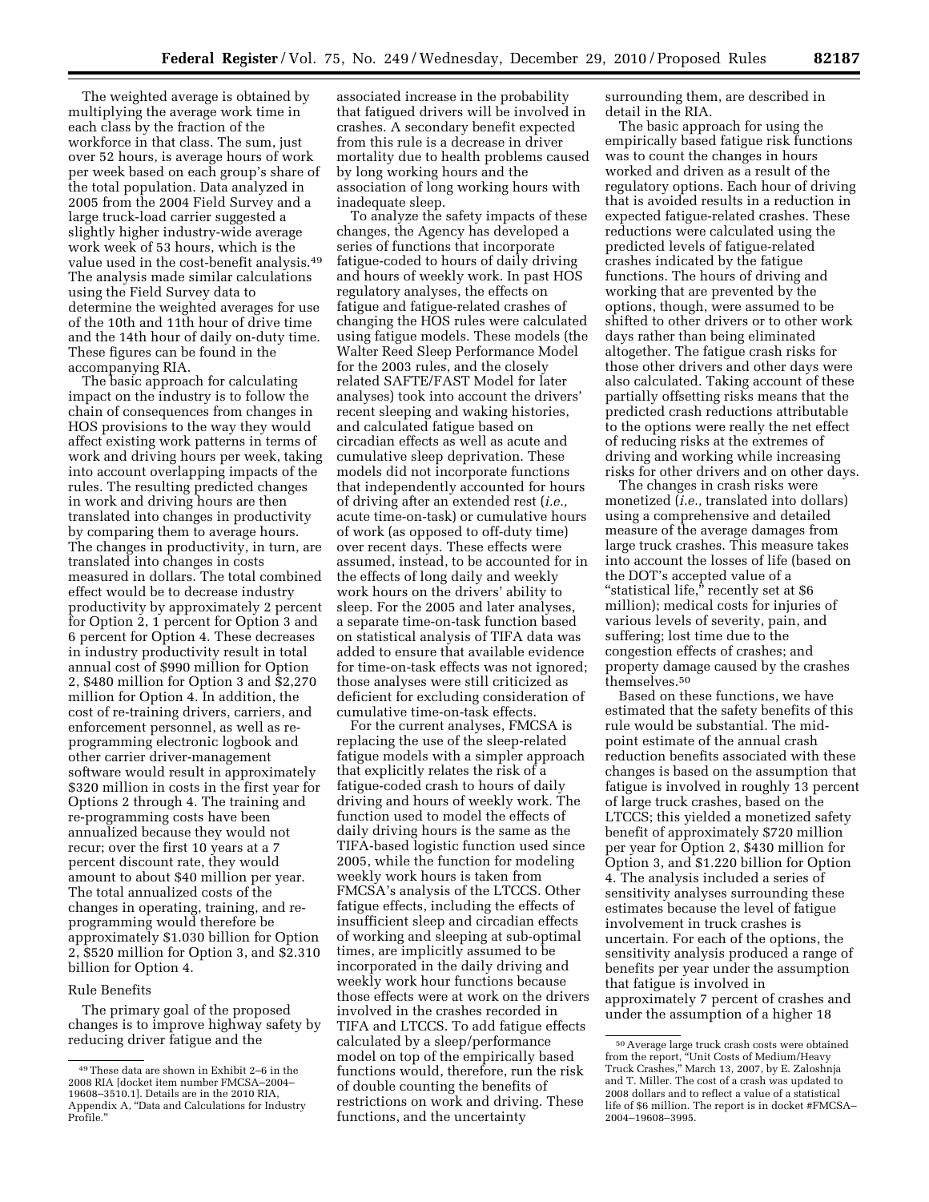The weighted average is obtained by multiplying the average work time in each class by the fraction of the workforce in that class. The sum, just over 52 hours, is average hours of work per week based on each group's share of the total population. Data analyzed in 2005 from the 2004 Field Survey and a large truck-load carrier suggested a slightly higher industry-wide average work week of 53 hours, which is the value used in the cost-benefit analysis.[49] The analysis made similar calculations using the Field Survey data to determine the weighted averages for use of the 10th and 11th hour of drive time and the 14th hour of daily on-duty time. These figures can be found in the accompanying RIA.

The basic approach for calculating impact on the industry is to follow the chain of consequences from changes in HOS provisions to the way they would affect existing work patterns in terms of work and driving hours per week, taking into account overlapping impacts of the rules. The resulting predicted changes in work and driving hours are then translated into changes in productivity by comparing them to average hours. The changes in productivity, in turn, are translated into changes in costs measured in dollars. The total combined effect would be to decrease industry productivity by approximately 2 percent for Option 2, 1 percent for Option 3 and 6 percent for Option 4. These decreases in industry productivity result in total annual cost of $990 million for Option 2, $480 million for Option 3 and $2,270 million for Option 4. In addition, the cost of re-training drivers, carriers, and enforcement personnel, as well as re-programming electronic logbook and other carrier driver-management software would result in approximately $320 million in costs in the first year for Options 2 through 4. The training and re-programming costs have been annualized because they would not recur; over the first 10 years at a 7 percent discount rate, they would amount to about $40 million per year. The total annualized costs of the changes in operating, training, and re-programming would therefore be approximately $1.030 billion for Option 2, $520 million for Option 3, and $2.310 billion for Option 4.

### Rule Benefits

The primary goal of the proposed changes is to improve highway safety by reducing driver fatigue and the associated increase in the probability that fatigued drivers will be involved in crashes. A secondary benefit expected from this rule is a decrease in driver mortality due to health problems caused by long working hours and the association of long working hours with inadequate sleep.

To analyze the safety impacts of these changes, the Agency has developed a series of functions that incorporate fatigue-coded to hours of daily driving and hours of weekly work. In past HOS regulatory analyses, the effects on fatigue and fatigue-related crashes of changing the HOS rules were calculated using fatigue models. These models (the Walter Reed Sleep Performance Model for the 2003 rules, and the closely related SAFTE/FAST Model for later analyses) took into account the drivers' recent sleeping and waking histories, and calculated fatigue based on circadian effects as well as acute and cumulative sleep deprivation. These models did not incorporate functions that independently accounted for hours of driving after an extended rest (*i.e.,* acute time-on-task) or cumulative hours of work (as opposed to off-duty time) over recent days. These effects were assumed, instead, to be accounted for in the effects of long daily and weekly work hours on the drivers' ability to sleep. For the 2005 and later analyses, a separate time-on-task function based on statistical analysis of TIFA data was added to ensure that available evidence for time-on-task effects was not ignored; those analyses were still criticized as deficient for excluding consideration of cumulative time-on-task effects.

For the current analyses, FMCSA is replacing the use of the sleep-related fatigue models with a simpler approach that explicitly relates the risk of a fatigue-coded crash to hours of daily driving and hours of weekly work. The function used to model the effects of daily driving hours is the same as the TIFA-based logistic function used since 2005, while the function for modeling weekly work hours is taken from FMCSA's analysis of the LTCCS. Other fatigue effects, including the effects of insufficient sleep and circadian effects of working and sleeping at sub-optimal times, are implicitly assumed to be incorporated in the daily driving and weekly work hour functions because those effects were at work on the drivers involved in the crashes recorded in TIFA and LTCCS. To add fatigue effects calculated by a sleep/performance model on top of the empirically based functions would, therefore, run the risk of double counting the benefits of restrictions on work and driving. These functions, and the uncertainty surrounding them, are described in detail in the RIA.

The basic approach for using the empirically based fatigue risk functions was to count the changes in hours worked and driven as a result of the regulatory options. Each hour of driving that is avoided results in a reduction in expected fatigue-related crashes. These reductions were calculated using the predicted levels of fatigue-related crashes indicated by the fatigue functions. The hours of driving and working that are prevented by the options, though, were assumed to be shifted to other drivers or to other work days rather than being eliminated altogether. The fatigue crash risks for those other drivers and other days were also calculated. Taking account of these partially offsetting risks means that the predicted crash reductions attributable to the options were really the net effect of reducing risks at the extremes of driving and working while increasing risks for other drivers and on other days.

The changes in crash risks were monetized (*i.e.,* translated into dollars) using a comprehensive and detailed measure of the average damages from large truck crashes. This measure takes into account the losses of life (based on the DOT's accepted value of a "statistical life," recently set at $6 million); medical costs for injuries of various levels of severity, pain, and suffering; lost time due to the congestion effects of crashes; and property damage caused by the crashes themselves.[50]

Based on these functions, we have estimated that the safety benefits of this rule would be substantial. The mid-point estimate of the annual crash reduction benefits associated with these changes is based on the assumption that fatigue is involved in roughly 13 percent of large truck crashes, based on the LTCCS; this yielded a monetized safety benefit of approximately $720 million per year for Option 2, $430 million for Option 3, and $1.220 billion for Option 4. The analysis included a series of sensitivity analyses surrounding these estimates because the level of fatigue involvement in truck crashes is uncertain. For each of the options, the sensitivity analysis produced a range of benefits per year under the assumption that fatigue is involved in approximately 7 percent of crashes and under the assumption of a higher 18

---

[49] These data are shown in Exhibit 2–6 in the 2008 RIA [docket item number FMCSA–2004–19608–3510.1]. Details are in the 2010 RIA, Appendix A, "Data and Calculations for Industry Profile."

[50] Average large truck crash costs were obtained from the report, "Unit Costs of Medium/Heavy Truck Crashes," March 13, 2007, by E. Zaloshnja and T. Miller. The cost of a crash was updated to 2008 dollars and to reflect a value of a statistical life of $6 million. The report is in docket #FMCSA–2004–19608–3995.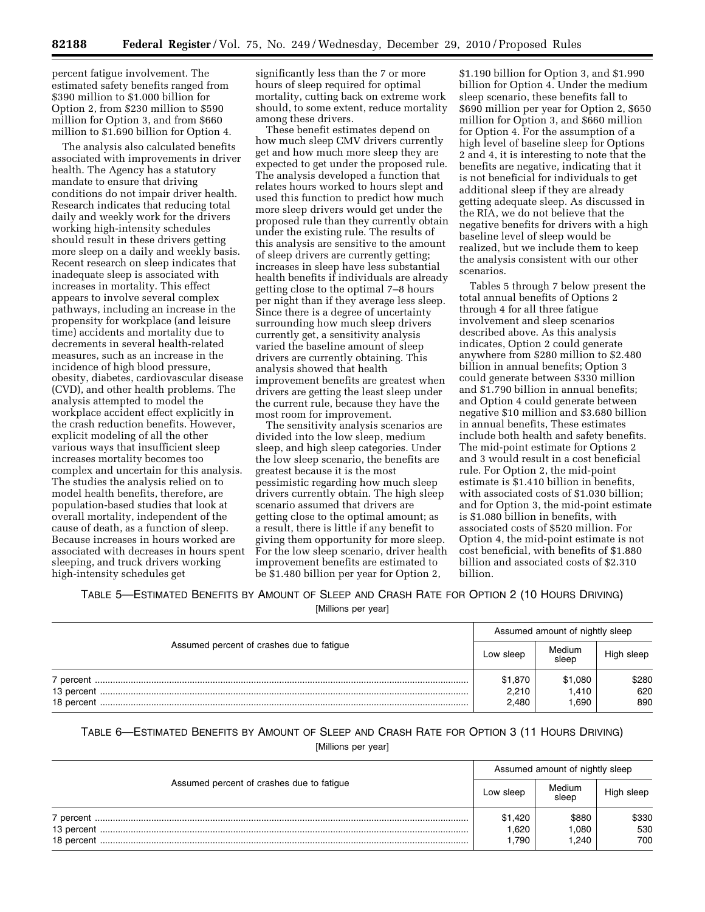percent fatigue involvement. The estimated safety benefits ranged from $390 million to $1.000 billion for Option 2, from $230 million to $590 million for Option 3, and from $660 million to $1.690 billion for Option 4.

The analysis also calculated benefits associated with improvements in driver health. The Agency has a statutory mandate to ensure that driving conditions do not impair driver health. Research indicates that reducing total daily and weekly work for the drivers working high-intensity schedules should result in these drivers getting more sleep on a daily and weekly basis. Recent research on sleep indicates that inadequate sleep is associated with increases in mortality. This effect appears to involve several complex pathways, including an increase in the propensity for workplace (and leisure time) accidents and mortality due to decrements in several health-related measures, such as an increase in the incidence of high blood pressure, obesity, diabetes, cardiovascular disease (CVD), and other health problems. The analysis attempted to model the workplace accident effect explicitly in the crash reduction benefits. However, explicit modeling of all the other various ways that insufficient sleep increases mortality becomes too complex and uncertain for this analysis. The studies the analysis relied on to model health benefits, therefore, are population-based studies that look at overall mortality, independent of the cause of death, as a function of sleep. Because increases in hours worked are associated with decreases in hours spent sleeping, and truck drivers working high-intensity schedules get significantly less than the 7 or more hours of sleep required for optimal mortality, cutting back on extreme work should, to some extent, reduce mortality among these drivers.

These benefit estimates depend on how much sleep CMV drivers currently get and how much more sleep they are expected to get under the proposed rule. The analysis developed a function that relates hours worked to hours slept and used this function to predict how much more sleep drivers would get under the proposed rule than they currently obtain under the existing rule. The results of this analysis are sensitive to the amount of sleep drivers are currently getting; increases in sleep have less substantial health benefits if individuals are already getting close to the optimal 7–8 hours per night than if they average less sleep. Since there is a degree of uncertainty surrounding how much sleep drivers currently get, a sensitivity analysis varied the baseline amount of sleep drivers are currently obtaining. This analysis showed that health improvement benefits are greatest when drivers are getting the least sleep under the current rule, because they have the most room for improvement.

The sensitivity analysis scenarios are divided into the low sleep, medium sleep, and high sleep categories. Under the low sleep scenario, the benefits are greatest because it is the most pessimistic regarding how much sleep drivers currently obtain. The high sleep scenario assumed that drivers are getting close to the optimal amount; as a result, there is little if any benefit to giving them opportunity for more sleep. For the low sleep scenario, driver health improvement benefits are estimated to be $1.480 billion per year for Option 2, $1.190 billion for Option 3, and $1.990 billion for Option 4. Under the medium sleep scenario, these benefits fall to $690 million per year for Option 2, $650 million for Option 3, and $660 million for Option 4. For the assumption of a high level of baseline sleep for Options 2 and 4, it is interesting to note that the benefits are negative, indicating that it is not beneficial for individuals to get additional sleep if they are already getting adequate sleep. As discussed in the RIA, we do not believe that the negative benefits for drivers with a high baseline level of sleep would be realized, but we include them to keep the analysis consistent with our other scenarios.

Tables 5 through 7 below present the total annual benefits of Options 2 through 4 for all three fatigue involvement and sleep scenarios described above. As this analysis indicates, Option 2 could generate anywhere from $280 million to $2.480 billion in annual benefits; Option 3 could generate between $330 million and $1.790 billion in annual benefits; and Option 4 could generate between negative $10 million and $3.680 billion in annual benefits, These estimates include both health and safety benefits. The mid-point estimate for Options 2 and 3 would result in a cost beneficial rule. For Option 2, the mid-point estimate is $1.410 billion in benefits, with associated costs of $1.030 billion; and for Option 3, the mid-point estimate is $1.080 billion in benefits, with associated costs of $520 million. For Option 4, the mid-point estimate is not cost beneficial, with benefits of $1.880 billion and associated costs of $2.310 billion.

TABLE 5—ESTIMATED BENEFITS BY AMOUNT OF SLEEP AND CRASH RATE FOR OPTION 2 (10 HOURS DRIVING)

[Millions per year]

| Assumed percent of crashes due to fatigue | Assumed amount of nightly sleep | | |
|---|---|---|---|
| | Low sleep | Medium sleep | High sleep |
| 7 percent | $1,870 | $1,080 | $280 |
| 13 percent | 2,210 | 1,410 | 620 |
| 18 percent | 2,480 | 1,690 | 890 |

TABLE 6—ESTIMATED BENEFITS BY AMOUNT OF SLEEP AND CRASH RATE FOR OPTION 3 (11 HOURS DRIVING)

[Millions per year]

| Assumed percent of crashes due to fatigue | Assumed amount of nightly sleep | | |
|---|---|---|---|
| | Low sleep | Medium sleep | High sleep |
| 7 percent | $1,420 | $880 | $330 |
| 13 percent | 1,620 | 1,080 | 530 |
| 18 percent | 1,790 | 1,240 | 700 |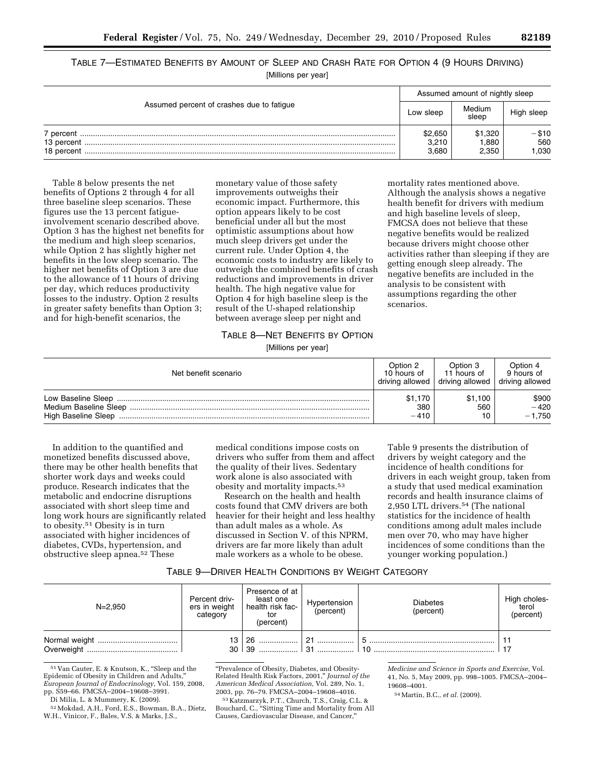TABLE 7—ESTIMATED BENEFITS BY AMOUNT OF SLEEP AND CRASH RATE FOR OPTION 4 (9 HOURS DRIVING)

[Millions per year]

| Assumed percent of crashes due to fatigue | Assumed amount of nightly sleep | | |
|---|---|---|---|
| | Low sleep | Medium sleep | High sleep |
| 7 percent | $2,650 | $1,320 | −$10 |
| 13 percent | 3,210 | 1,880 | 560 |
| 18 percent | 3,680 | 2,350 | 1,030 |

Table 8 below presents the net benefits of Options 2 through 4 for all three baseline sleep scenarios. These figures use the 13 percent fatigue-involvement scenario described above. Option 3 has the highest net benefits for the medium and high sleep scenarios, while Option 2 has slightly higher net benefits in the low sleep scenario. The higher net benefits of Option 3 are due to the allowance of 11 hours of driving per day, which reduces productivity losses to the industry. Option 2 results in greater safety benefits than Option 3; and for high-benefit scenarios, the monetary value of those safety improvements outweighs their economic impact. Furthermore, this option appears likely to be cost beneficial under all but the most optimistic assumptions about how much sleep drivers get under the current rule. Under Option 4, the economic costs to industry are likely to outweigh the combined benefits of crash reductions and improvements in driver health. The high negative value for Option 4 for high baseline sleep is the result of the U-shaped relationship between average sleep per night and mortality rates mentioned above. Although the analysis shows a negative health benefit for drivers with medium and high baseline levels of sleep, FMCSA does not believe that these negative benefits would be realized because drivers might choose other activities rather than sleeping if they are getting enough sleep already. The negative benefits are included in the analysis to be consistent with assumptions regarding the other scenarios.

TABLE 8—NET BENEFITS BY OPTION

[Millions per year]

| Net benefit scenario | Option 2 10 hours of driving allowed | Option 3 11 hours of driving allowed | Option 4 9 hours of driving allowed |
|---|---|---|---|
| Low Baseline Sleep | $1,170 | $1,100 | $900 |
| Medium Baseline Sleep | 380 | 560 | −420 |
| High Baseline Sleep | −410 | 10 | −1,750 |

In addition to the quantified and monetized benefits discussed above, there may be other health benefits that shorter work days and weeks could produce. Research indicates that the metabolic and endocrine disruptions associated with short sleep time and long work hours are significantly related to obesity.[51] Obesity is in turn associated with higher incidences of diabetes, CVDs, hypertension, and obstructive sleep apnea.[52] These medical conditions impose costs on drivers who suffer from them and affect the quality of their lives. Sedentary work alone is also associated with obesity and mortality impacts.[53]

Research on the health and health costs found that CMV drivers are both heavier for their height and less healthy than adult males as a whole. As discussed in Section V. of this NPRM, drivers are far more likely than adult male workers as a whole to be obese. Table 9 presents the distribution of drivers by weight category and the incidence of health conditions for drivers in each weight group, taken from a study that used medical examination records and health insurance claims of 2,950 LTL drivers.[54] (The national statistics for the incidence of health conditions among adult males include men over 70, who may have higher incidences of some conditions than the younger working population.)

TABLE 9—DRIVER HEALTH CONDITIONS BY WEIGHT CATEGORY

| N=2,950 | Percent drivers in weight category | Presence of at least one health risk factor (percent) | Hypertension (percent) | Diabetes (percent) | High cholesterol (percent) |
|---|---|---|---|---|---|
| Normal weight | 13 | 26 | 21 | 5 | 11 |
| Overweight | 30 | 39 | 31 | 10 | 17 |

[51] Van Cauter, E. & Knutson, K., "Sleep and the Epidemic of Obesity in Children and Adults," *European Journal of Endocrinology,* Vol. 159, 2008, pp. S59–66. FMCSA–2004–19608–3991.

Di Milia, L. & Mummery, K. (2009).

[52] Mokdad, A.H., Ford, E.S., Bowman, B.A., Dietz, W.H., Vinicor, F., Bales, V.S. & Marks, J.S., "Prevalence of Obesity, Diabetes, and Obesity-Related Health Risk Factors, 2001," *Journal of the American Medical Association,* Vol. 289, No. 1, 2003, pp. 76–79. FMCSA–2004–19608–4016.

[53] Katzmarzyk, P.T., Church, T.S., Craig, C.L. & Bouchard, C., "Sitting Time and Mortality from All Causes, Cardiovascular Disease, and Cancer," *Medicine and Science in Sports and Exercise,* Vol. 41, No. 5, May 2009, pp. 998–1005. FMCSA–2004–19608–4001.

[54] Martin, B.C., *et al.* (2009).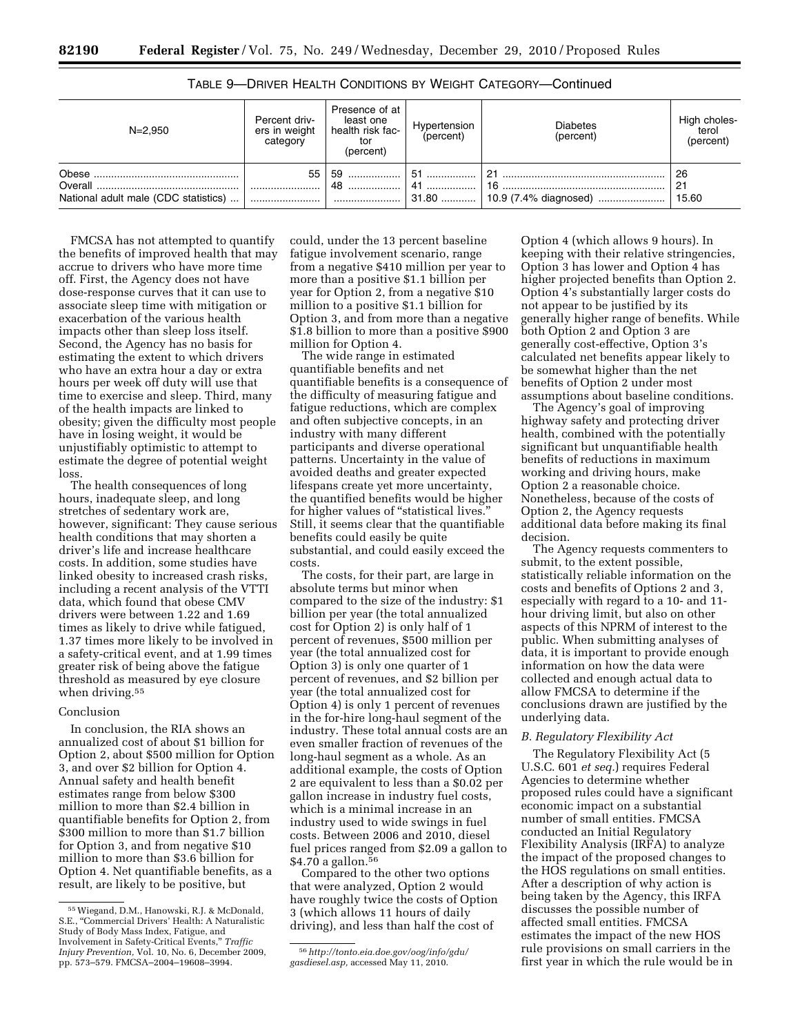TABLE 9—DRIVER HEALTH CONDITIONS BY WEIGHT CATEGORY—Continued

| N=2,950 | Percent drivers in weight category | Presence of at least one health risk factor (percent) | Hypertension (percent) | Diabetes (percent) | High cholesterol (percent) |
|---|---|---|---|---|---|
| Obese | 55 | 59 | 51 | 21 | 26 |
| Overall | | 48 | 41 | 16 | 21 |
| National adult male (CDC statistics) | | | 31.80 | 10.9 (7.4% diagnosed) | 15.60 |

FMCSA has not attempted to quantify the benefits of improved health that may accrue to drivers who have more time off. First, the Agency does not have dose-response curves that it can use to associate sleep time with mitigation or exacerbation of the various health impacts other than sleep loss itself. Second, the Agency has no basis for estimating the extent to which drivers who have an extra hour a day or extra hours per week off duty will use that time to exercise and sleep. Third, many of the health impacts are linked to obesity; given the difficulty most people have in losing weight, it would be unjustifiably optimistic to attempt to estimate the degree of potential weight loss.

The health consequences of long hours, inadequate sleep, and long stretches of sedentary work are, however, significant: They cause serious health conditions that may shorten a driver's life and increase healthcare costs. In addition, some studies have linked obesity to increased crash risks, including a recent analysis of the VTTI data, which found that obese CMV drivers were between 1.22 and 1.69 times as likely to drive while fatigued, 1.37 times more likely to be involved in a safety-critical event, and at 1.99 times greater risk of being above the fatigue threshold as measured by eye closure when driving.[55]

Conclusion

In conclusion, the RIA shows an annualized cost of about $1 billion for Option 2, about $500 million for Option 3, and over $2 billion for Option 4. Annual safety and health benefit estimates range from below $300 million to more than $2.4 billion in quantifiable benefits for Option 2, from $300 million to more than $1.7 billion for Option 3, and from negative $10 million to more than $3.6 billion for Option 4. Net quantifiable benefits, as a result, are likely to be positive, but could, under the 13 percent baseline fatigue involvement scenario, range from a negative $410 million per year to more than a positive $1.1 billion per year for Option 2, from a negative $10 million to a positive $1.1 billion for Option 3, and from more than a negative $1.8 billion to more than a positive $900 million for Option 4.

The wide range in estimated quantifiable benefits and net quantifiable benefits is a consequence of the difficulty of measuring fatigue and fatigue reductions, which are complex and often subjective concepts, in an industry with many different participants and diverse operational patterns. Uncertainty in the value of avoided deaths and greater expected lifespans create yet more uncertainty, the quantified benefits would be higher for higher values of "statistical lives." Still, it seems clear that the quantifiable benefits could easily be quite substantial, and could easily exceed the costs.

The costs, for their part, are large in absolute terms but minor when compared to the size of the industry: $1 billion per year (the total annualized cost for Option 2) is only half of 1 percent of revenues, $500 million per year (the total annualized cost for Option 3) is only one quarter of 1 percent of revenues, and $2 billion per year (the total annualized cost for Option 4) is only 1 percent of revenues in the for-hire long-haul segment of the industry. These total annual costs are an even smaller fraction of revenues of the long-haul segment as a whole. As an additional example, the costs of Option 2 are equivalent to less than a $0.02 per gallon increase in industry fuel costs, which is a minimal increase in an industry used to wide swings in fuel costs. Between 2006 and 2010, diesel fuel prices ranged from $2.09 a gallon to $4.70 a gallon.[56]

Compared to the other two options that were analyzed, Option 2 would have roughly twice the costs of Option 3 (which allows 11 hours of daily driving), and less than half the cost of Option 4 (which allows 9 hours). In keeping with their relative stringencies, Option 3 has lower and Option 4 has higher projected benefits than Option 2. Option 4's substantially larger costs do not appear to be justified by its generally higher range of benefits. While both Option 2 and Option 3 are generally cost-effective, Option 3's calculated net benefits appear likely to be somewhat higher than the net benefits of Option 2 under most assumptions about baseline conditions.

The Agency's goal of improving highway safety and protecting driver health, combined with the potentially significant but unquantifiable health benefits of reductions in maximum working and driving hours, make Option 2 a reasonable choice. Nonetheless, because of the costs of Option 2, the Agency requests additional data before making its final decision.

The Agency requests commenters to submit, to the extent possible, statistically reliable information on the costs and benefits of Options 2 and 3, especially with regard to a 10- and 11-hour driving limit, but also on other aspects of this NPRM of interest to the public. When submitting analyses of data, it is important to provide enough information on how the data were collected and enough actual data to allow FMCSA to determine if the conclusions drawn are justified by the underlying data.

### *B. Regulatory Flexibility Act*

The Regulatory Flexibility Act (5 U.S.C. 601 *et seq.*) requires Federal Agencies to determine whether proposed rules could have a significant economic impact on a substantial number of small entities. FMCSA conducted an Initial Regulatory Flexibility Analysis (IRFA) to analyze the impact of the proposed changes to the HOS regulations on small entities. After a description of why action is being taken by the Agency, this IRFA discusses the possible number of affected small entities. FMCSA estimates the impact of the new HOS rule provisions on small carriers in the first year in which the rule would be in

---

[55] Wiegand, D.M., Hanowski, R.J. & McDonald, S.E., "Commercial Drivers' Health: A Naturalistic Study of Body Mass Index, Fatigue, and Involvement in Safety-Critical Events," *Traffic Injury Prevention,* Vol. 10, No. 6, December 2009, pp. 573–579. FMCSA–2004–19608–3994.

[56] *http://tonto.eia.doe.gov/oog/info/gdu/gasdiesel.asp,* accessed May 11, 2010.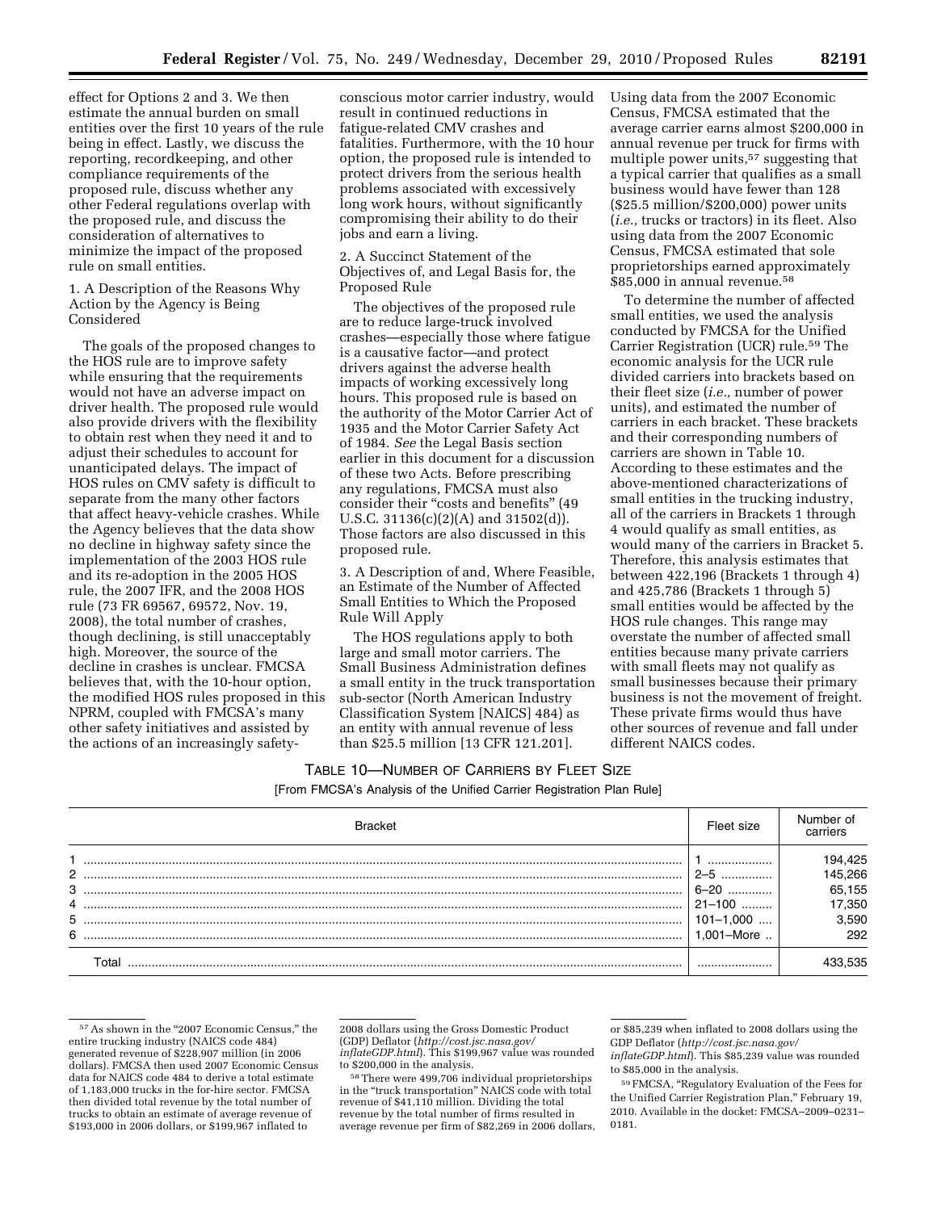effect for Options 2 and 3. We then estimate the annual burden on small entities over the first 10 years of the rule being in effect. Lastly, we discuss the reporting, recordkeeping, and other compliance requirements of the proposed rule, discuss whether any other Federal regulations overlap with the proposed rule, and discuss the consideration of alternatives to minimize the impact of the proposed rule on small entities.

1. A Description of the Reasons Why Action by the Agency is Being Considered

The goals of the proposed changes to the HOS rule are to improve safety while ensuring that the requirements would not have an adverse impact on driver health. The proposed rule would also provide drivers with the flexibility to obtain rest when they need it and to adjust their schedules to account for unanticipated delays. The impact of HOS rules on CMV safety is difficult to separate from the many other factors that affect heavy-vehicle crashes. While the Agency believes that the data show no decline in highway safety since the implementation of the 2003 HOS rule and its re-adoption in the 2005 HOS rule, the 2007 IFR, and the 2008 HOS rule (73 FR 69567, 69572, Nov. 19, 2008), the total number of crashes, though declining, is still unacceptably high. Moreover, the source of the decline in crashes is unclear. FMCSA believes that, with the 10-hour option, the modified HOS rules proposed in this NPRM, coupled with FMCSA's many other safety initiatives and assisted by the actions of an increasingly safety-conscious motor carrier industry, would result in continued reductions in fatigue-related CMV crashes and fatalities. Furthermore, with the 10 hour option, the proposed rule is intended to protect drivers from the serious health problems associated with excessively long work hours, without significantly compromising their ability to do their jobs and earn a living.

2. A Succinct Statement of the Objectives of, and Legal Basis for, the Proposed Rule

The objectives of the proposed rule are to reduce large-truck involved crashes—especially those where fatigue is a causative factor—and protect drivers against the adverse health impacts of working excessively long hours. This proposed rule is based on the authority of the Motor Carrier Act of 1935 and the Motor Carrier Safety Act of 1984. *See* the Legal Basis section earlier in this document for a discussion of these two Acts. Before prescribing any regulations, FMCSA must also consider their "costs and benefits" (49 U.S.C. 31136(c)(2)(A) and 31502(d)). Those factors are also discussed in this proposed rule.

3. A Description of and, Where Feasible, an Estimate of the Number of Affected Small Entities to Which the Proposed Rule Will Apply

The HOS regulations apply to both large and small motor carriers. The Small Business Administration defines a small entity in the truck transportation sub-sector (North American Industry Classification System [NAICS] 484) as an entity with annual revenue of less than $25.5 million [13 CFR 121.201]. Using data from the 2007 Economic Census, FMCSA estimated that the average carrier earns almost $200,000 in annual revenue per truck for firms with multiple power units,[57] suggesting that a typical carrier that qualifies as a small business would have fewer than 128 ($25.5 million/$200,000) power units (*i.e.,* trucks or tractors) in its fleet. Also using data from the 2007 Economic Census, FMCSA estimated that sole proprietorships earned approximately $85,000 in annual revenue.[58]

To determine the number of affected small entities, we used the analysis conducted by FMCSA for the Unified Carrier Registration (UCR) rule.[59] The economic analysis for the UCR rule divided carriers into brackets based on their fleet size (*i.e.,* number of power units), and estimated the number of carriers in each bracket. These brackets and their corresponding numbers of carriers are shown in Table 10. According to these estimates and the above-mentioned characterizations of small entities in the trucking industry, all of the carriers in Brackets 1 through 4 would qualify as small entities, as would many of the carriers in Bracket 5. Therefore, this analysis estimates that between 422,196 (Brackets 1 through 4) and 425,786 (Brackets 1 through 5) small entities would be affected by the HOS rule changes. This range may overstate the number of affected small entities because many private carriers with small fleets may not qualify as small businesses because their primary business is not the movement of freight. These private firms would thus have other sources of revenue and fall under different NAICS codes.

TABLE 10—NUMBER OF CARRIERS BY FLEET SIZE

[From FMCSA's Analysis of the Unified Carrier Registration Plan Rule]

| Bracket | Fleet size | Number of carriers |
|---|---|---|
| 1 | 1 | 194,425 |
| 2 | 2–5 | 145,266 |
| 3 | 6–20 | 65,155 |
| 4 | 21–100 | 17,350 |
| 5 | 101–1,000 | 3,590 |
| 6 | 1,001–More | 292 |
| Total | | 433,535 |

[57] As shown in the "2007 Economic Census," the entire trucking industry (NAICS code 484) generated revenue of $228,907 million (in 2006 dollars). FMCSA then used 2007 Economic Census data for NAICS code 484 to derive a total estimate of 1,183,000 trucks in the for-hire sector. FMCSA then divided total revenue by the total number of trucks to obtain an estimate of average revenue of $193,000 in 2006 dollars, or $199,967 inflated to 2008 dollars using the Gross Domestic Product (GDP) Deflator (*http://cost.jsc.nasa.gov/inflateGDP.html*). This $199,967 value was rounded to $200,000 in the analysis.

[58] There were 499,706 individual proprietorships in the "truck transportation" NAICS code with total revenue of $41,110 million. Dividing the total revenue by the total number of firms resulted in average revenue per firm of $82,269 in 2006 dollars, or $85,239 when inflated to 2008 dollars using the GDP Deflator (*http://cost.jsc.nasa.gov/inflateGDP.html*). This $85,239 value was rounded to $85,000 in the analysis.

[59] FMCSA, "Regulatory Evaluation of the Fees for the Unified Carrier Registration Plan," February 19, 2010. Available in the docket: FMCSA–2009–0231–0181.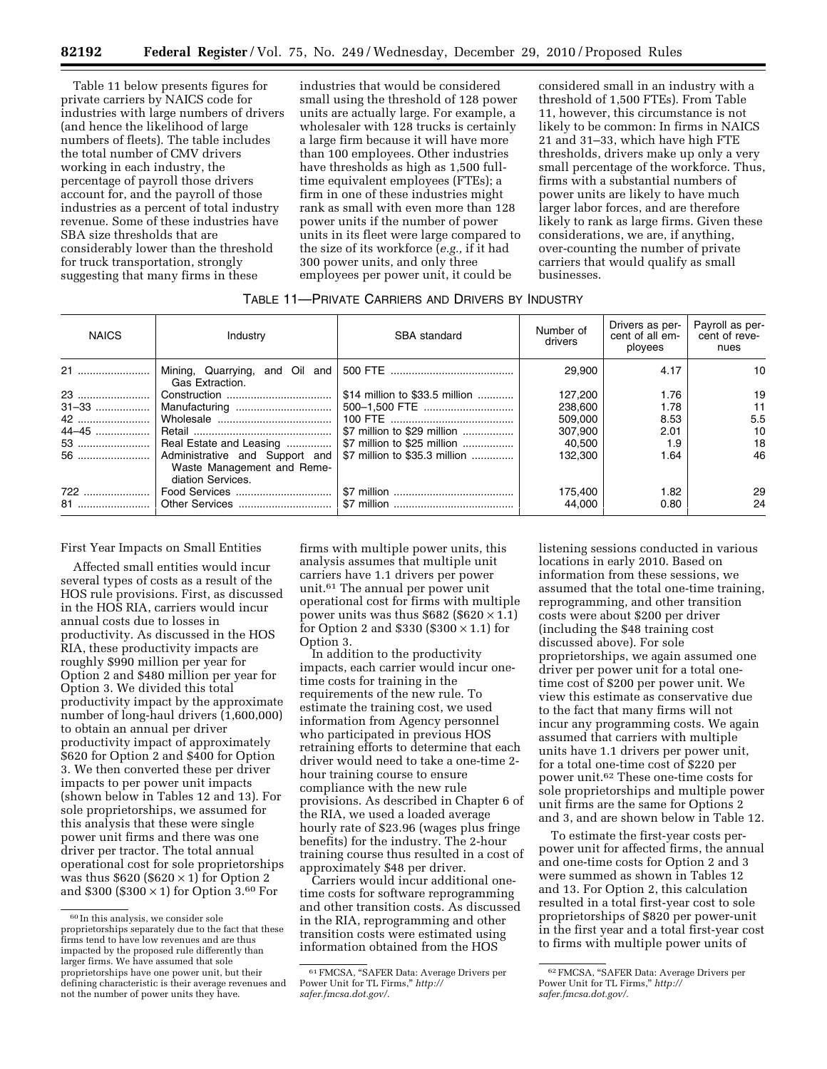Table 11 below presents figures for private carriers by NAICS code for industries with large numbers of drivers (and hence the likelihood of large numbers of fleets). The table includes the total number of CMV drivers working in each industry, the percentage of payroll those drivers account for, and the payroll of those industries as a percent of total industry revenue. Some of these industries have SBA size thresholds that are considerably lower than the threshold for truck transportation, strongly suggesting that many firms in these industries that would be considered small using the threshold of 128 power units are actually large. For example, a wholesaler with 128 trucks is certainly a large firm because it will have more than 100 employees. Other industries have thresholds as high as 1,500 full-time equivalent employees (FTEs); a firm in one of these industries might rank as small with even more than 128 power units if the number of power units in its fleet were large compared to the size of its workforce (*e.g.,* if it had 300 power units, and only three employees per power unit, it could be considered small in an industry with a threshold of 1,500 FTEs). From Table 11, however, this circumstance is not likely to be common: In firms in NAICS 21 and 31–33, which have high FTE thresholds, drivers make up only a very small percentage of the workforce. Thus, firms with a substantial numbers of power units are likely to have much larger labor forces, and are therefore likely to rank as large firms. Given these considerations, we are, if anything, over-counting the number of private carriers that would qualify as small businesses.

TABLE 11—PRIVATE CARRIERS AND DRIVERS BY INDUSTRY

| NAICS | Industry | SBA standard | Number of drivers | Drivers as percent of all employees | Payroll as percent of revenues |
|---|---|---|---|---|---|
| 21 | Mining, Quarrying, and Oil and Gas Extraction. | 500 FTE | 29,900 | 4.17 | 10 |
| 23 | Construction | $14 million to $33.5 million | 127,200 | 1.76 | 19 |
| 31–33 | Manufacturing | 500–1,500 FTE | 238,600 | 1.78 | 11 |
| 42 | Wholesale | 100 FTE | 509,000 | 8.53 | 5.5 |
| 44–45 | Retail | $7 million to $29 million | 307,900 | 2.01 | 10 |
| 53 | Real Estate and Leasing | $7 million to $25 million | 40,500 | 1.9 | 18 |
| 56 | Administrative and Support and Waste Management and Remediation Services. | $7 million to $35.3 million | 132,300 | 1.64 | 46 |
| 722 | Food Services | $7 million | 175,400 | 1.82 | 29 |
| 81 | Other Services | $7 million | 44,000 | 0.80 | 24 |

First Year Impacts on Small Entities

Affected small entities would incur several types of costs as a result of the HOS rule provisions. First, as discussed in the HOS RIA, carriers would incur annual costs due to losses in productivity. As discussed in the HOS RIA, these productivity impacts are roughly $990 million per year for Option 2 and $480 million per year for Option 3. We divided this total productivity impact by the approximate number of long-haul drivers (1,600,000) to obtain an annual per driver productivity impact of approximately $620 for Option 2 and $400 for Option 3. We then converted these per driver impacts to per power unit impacts (shown below in Tables 12 and 13). For sole proprietorships, we assumed for this analysis that these were single power unit firms and there was one driver per tractor. The total annual operational cost for sole proprietorships was thus $620 ($620 × 1) for Option 2 and $300 ($300 × 1) for Option 3.[60] For firms with multiple power units, this analysis assumes that multiple unit carriers have 1.1 drivers per power unit.[61] The annual per power unit operational cost for firms with multiple power units was thus $682 ($620 × 1.1) for Option 2 and $330 ($300 × 1.1) for Option 3.

In addition to the productivity impacts, each carrier would incur one-time costs for training in the requirements of the new rule. To estimate the training cost, we used information from Agency personnel who participated in previous HOS retraining efforts to determine that each driver would need to take a one-time 2-hour training course to ensure compliance with the new rule provisions. As described in Chapter 6 of the RIA, we used a loaded average hourly rate of $23.96 (wages plus fringe benefits) for the industry. The 2-hour training course thus resulted in a cost of approximately $48 per driver.

Carriers would incur additional one-time costs for software reprogramming and other transition costs. As discussed in the RIA, reprogramming and other transition costs were estimated using information obtained from the HOS listening sessions conducted in various locations in early 2010. Based on information from these sessions, we assumed that the total one-time training, reprogramming, and other transition costs were about $200 per driver (including the $48 training cost discussed above). For sole proprietorships, we again assumed one driver per power unit for a total one-time cost of $200 per power unit. We view this estimate as conservative due to the fact that many firms will not incur any programming costs. We again assumed that carriers with multiple units have 1.1 drivers per power unit, for a total one-time cost of $220 per power unit.[62] These one-time costs for sole proprietorships and multiple power unit firms are the same for Options 2 and 3, and are shown below in Table 12.

To estimate the first-year costs per-power unit for affected firms, the annual and one-time costs for Option 2 and 3 were summed as shown in Tables 12 and 13. For Option 2, this calculation resulted in a total first-year cost to sole proprietorships of $820 per power-unit in the first year and a total first-year cost to firms with multiple power units of

[60] In this analysis, we consider sole proprietorships separately due to the fact that these firms tend to have low revenues and are thus impacted by the proposed rule differently than larger firms. We have assumed that sole proprietorships have one power unit, but their defining characteristic is their average revenues and not the number of power units they have.

[61] FMCSA, "SAFER Data: Average Drivers per Power Unit for TL Firms," *http://safer.fmcsa.dot.gov/.*

[62] FMCSA, "SAFER Data: Average Drivers per Power Unit for TL Firms," *http://safer.fmcsa.dot.gov/.*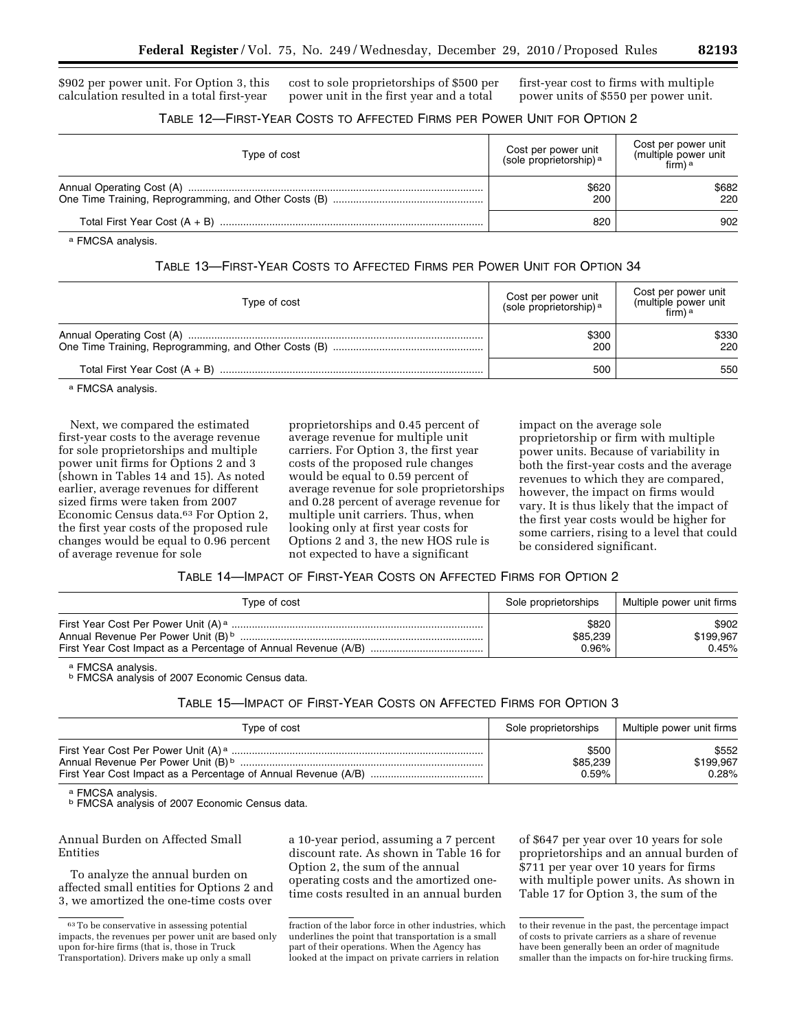$902 per power unit. For Option 3, this calculation resulted in a total first-year cost to sole proprietorships of $500 per power unit in the first year and a total first-year cost to firms with multiple power units of $550 per power unit.

TABLE 12—FIRST-YEAR COSTS TO AFFECTED FIRMS PER POWER UNIT FOR OPTION 2

| Type of cost | Cost per power unit (sole proprietorship) [a] | Cost per power unit (multiple power unit firm) [a] |
|---|---|---|
| Annual Operating Cost (A) | $620 | $682 |
| One Time Training, Reprogramming, and Other Costs (B) | 200 | 220 |
| Total First Year Cost (A + B) | 820 | 902 |

[a] FMCSA analysis.

TABLE 13—FIRST-YEAR COSTS TO AFFECTED FIRMS PER POWER UNIT FOR OPTION 34

| Type of cost | Cost per power unit (sole proprietorship) [a] | Cost per power unit (multiple power unit firm) [a] |
|---|---|---|
| Annual Operating Cost (A) | $300 | $330 |
| One Time Training, Reprogramming, and Other Costs (B) | 200 | 220 |
| Total First Year Cost (A + B) | 500 | 550 |

[a] FMCSA analysis.

Next, we compared the estimated first-year costs to the average revenue for sole proprietorships and multiple power unit firms for Options 2 and 3 (shown in Tables 14 and 15). As noted earlier, average revenues for different sized firms were taken from 2007 Economic Census data.[63] For Option 2, the first year costs of the proposed rule changes would be equal to 0.96 percent of average revenue for sole proprietorships and 0.45 percent of average revenue for multiple unit carriers. For Option 3, the first year costs of the proposed rule changes would be equal to 0.59 percent of average revenue for sole proprietorships and 0.28 percent of average revenue for multiple unit carriers. Thus, when looking only at first year costs for Options 2 and 3, the new HOS rule is not expected to have a significant impact on the average sole proprietorship or firm with multiple power units. Because of variability in both the first-year costs and the average revenues to which they are compared, however, the impact on firms would vary. It is thus likely that the impact of the first year costs would be higher for some carriers, rising to a level that could be considered significant.

TABLE 14—IMPACT OF FIRST-YEAR COSTS ON AFFECTED FIRMS FOR OPTION 2

| Type of cost | Sole proprietorships | Multiple power unit firms |
|---|---|---|
| First Year Cost Per Power Unit (A) [a] | $820 | $902 |
| Annual Revenue Per Power Unit (B) [b] | $85,239 | $199,967 |
| First Year Cost Impact as a Percentage of Annual Revenue (A/B) | 0.96% | 0.45% |

[a] FMCSA analysis.
[b] FMCSA analysis of 2007 Economic Census data.

TABLE 15—IMPACT OF FIRST-YEAR COSTS ON AFFECTED FIRMS FOR OPTION 3

| Type of cost | Sole proprietorships | Multiple power unit firms |
|---|---|---|
| First Year Cost Per Power Unit (A) [a] | $500 | $552 |
| Annual Revenue Per Power Unit (B) [b] | $85,239 | $199,967 |
| First Year Cost Impact as a Percentage of Annual Revenue (A/B) | 0.59% | 0.28% |

[a] FMCSA analysis.
[b] FMCSA analysis of 2007 Economic Census data.

Annual Burden on Affected Small Entities

To analyze the annual burden on affected small entities for Options 2 and 3, we amortized the one-time costs over a 10-year period, assuming a 7 percent discount rate. As shown in Table 16 for Option 2, the sum of the annual operating costs and the amortized one-time costs resulted in an annual burden of $647 per year over 10 years for sole proprietorships and an annual burden of $711 per year over 10 years for firms with multiple power units. As shown in Table 17 for Option 3, the sum of the

[63] To be conservative in assessing potential impacts, the revenues per power unit are based only upon for-hire firms (that is, those in Truck Transportation). Drivers make up only a small fraction of the labor force in other industries, which underlines the point that transportation is a small part of their operations. When the Agency has looked at the impact on private carriers in relation to their revenue in the past, the percentage impact of costs to private carriers as a share of revenue have been generally been an order of magnitude smaller than the impacts on for-hire trucking firms.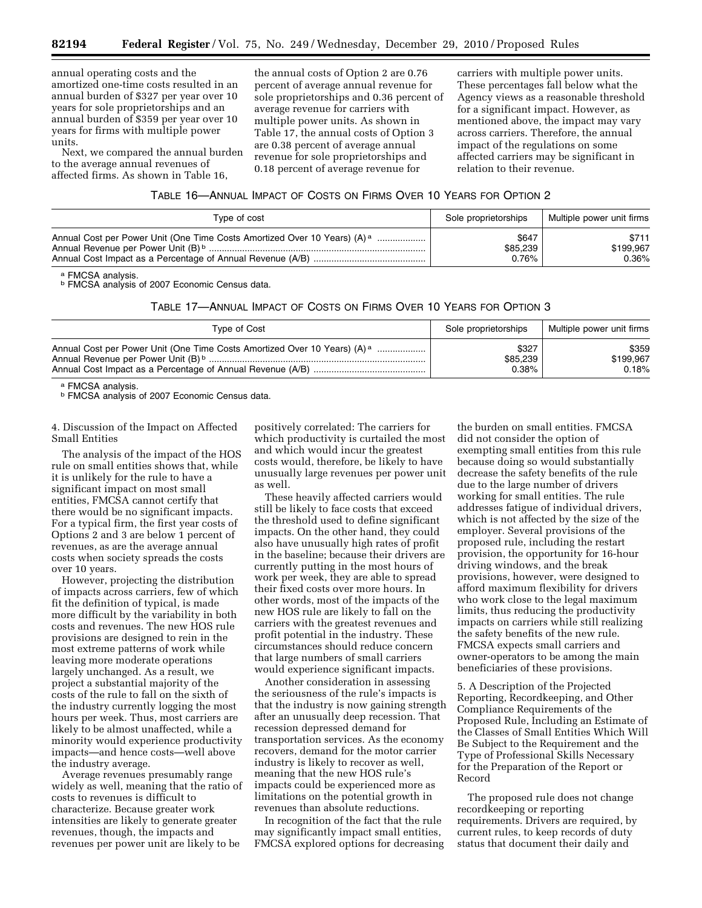annual operating costs and the amortized one-time costs resulted in an annual burden of $327 per year over 10 years for sole proprietorships and an annual burden of $359 per year over 10 years for firms with multiple power units.

Next, we compared the annual burden to the average annual revenues of affected firms. As shown in Table 16, the annual costs of Option 2 are 0.76 percent of average annual revenue for sole proprietorships and 0.36 percent of average revenue for carriers with multiple power units. As shown in Table 17, the annual costs of Option 3 are 0.38 percent of average annual revenue for sole proprietorships and 0.18 percent of average revenue for carriers with multiple power units. These percentages fall below what the Agency views as a reasonable threshold for a significant impact. However, as mentioned above, the impact may vary across carriers. Therefore, the annual impact of the regulations on some affected carriers may be significant in relation to their revenue.

TABLE 16—ANNUAL IMPACT OF COSTS ON FIRMS OVER 10 YEARS FOR OPTION 2

| Type of cost | Sole proprietorships | Multiple power unit firms |
|---|---|---|
| Annual Cost per Power Unit (One Time Costs Amortized Over 10 Years) (A) [a] | $647 | $711 |
| Annual Revenue per Power Unit (B) [b] | $85,239 | $199,967 |
| Annual Cost Impact as a Percentage of Annual Revenue (A/B) | 0.76% | 0.36% |

[a] FMCSA analysis.
[b] FMCSA analysis of 2007 Economic Census data.

TABLE 17—ANNUAL IMPACT OF COSTS ON FIRMS OVER 10 YEARS FOR OPTION 3

| Type of Cost | Sole proprietorships | Multiple power unit firms |
|---|---|---|
| Annual Cost per Power Unit (One Time Costs Amortized Over 10 Years) (A) [a] | $327 | $359 |
| Annual Revenue per Power Unit (B) [b] | $85,239 | $199,967 |
| Annual Cost Impact as a Percentage of Annual Revenue (A/B) | 0.38% | 0.18% |

[a] FMCSA analysis.
[b] FMCSA analysis of 2007 Economic Census data.

4. Discussion of the Impact on Affected Small Entities

The analysis of the impact of the HOS rule on small entities shows that, while it is unlikely for the rule to have a significant impact on most small entities, FMCSA cannot certify that there would be no significant impacts. For a typical firm, the first year costs of Options 2 and 3 are below 1 percent of revenues, as are the average annual costs when society spreads the costs over 10 years.

However, projecting the distribution of impacts across carriers, few of which fit the definition of typical, is made more difficult by the variability in both costs and revenues. The new HOS rule provisions are designed to rein in the most extreme patterns of work while leaving more moderate operations largely unchanged. As a result, we project a substantial majority of the costs of the rule to fall on the sixth of the industry currently logging the most hours per week. Thus, most carriers are likely to be almost unaffected, while a minority would experience productivity impacts—and hence costs—well above the industry average.

Average revenues presumably range widely as well, meaning that the ratio of costs to revenues is difficult to characterize. Because greater work intensities are likely to generate greater revenues, though, the impacts and revenues per power unit are likely to be positively correlated: The carriers for which productivity is curtailed the most and which would incur the greatest costs would, therefore, be likely to have unusually large revenues per power unit as well.

These heavily affected carriers would still be likely to face costs that exceed the threshold used to define significant impacts. On the other hand, they could also have unusually high rates of profit in the baseline; because their drivers are currently putting in the most hours of work per week, they are able to spread their fixed costs over more hours. In other words, most of the impacts of the new HOS rule are likely to fall on the carriers with the greatest revenues and profit potential in the industry. These circumstances should reduce concern that large numbers of small carriers would experience significant impacts.

Another consideration in assessing the seriousness of the rule's impacts is that the industry is now gaining strength after an unusually deep recession. That recession depressed demand for transportation services. As the economy recovers, demand for the motor carrier industry is likely to recover as well, meaning that the new HOS rule's impacts could be experienced more as limitations on the potential growth in revenues than absolute reductions.

In recognition of the fact that the rule may significantly impact small entities, FMCSA explored options for decreasing the burden on small entities. FMCSA did not consider the option of exempting small entities from this rule because doing so would substantially decrease the safety benefits of the rule due to the large number of drivers working for small entities. The rule addresses fatigue of individual drivers, which is not affected by the size of the employer. Several provisions of the proposed rule, including the restart provision, the opportunity for 16-hour driving windows, and the break provisions, however, were designed to afford maximum flexibility for drivers who work close to the legal maximum limits, thus reducing the productivity impacts on carriers while still realizing the safety benefits of the new rule. FMCSA expects small carriers and owner-operators to be among the main beneficiaries of these provisions.

5. A Description of the Projected Reporting, Recordkeeping, and Other Compliance Requirements of the Proposed Rule, Including an Estimate of the Classes of Small Entities Which Will Be Subject to the Requirement and the Type of Professional Skills Necessary for the Preparation of the Report or Record

The proposed rule does not change recordkeeping or reporting requirements. Drivers are required, by current rules, to keep records of duty status that document their daily and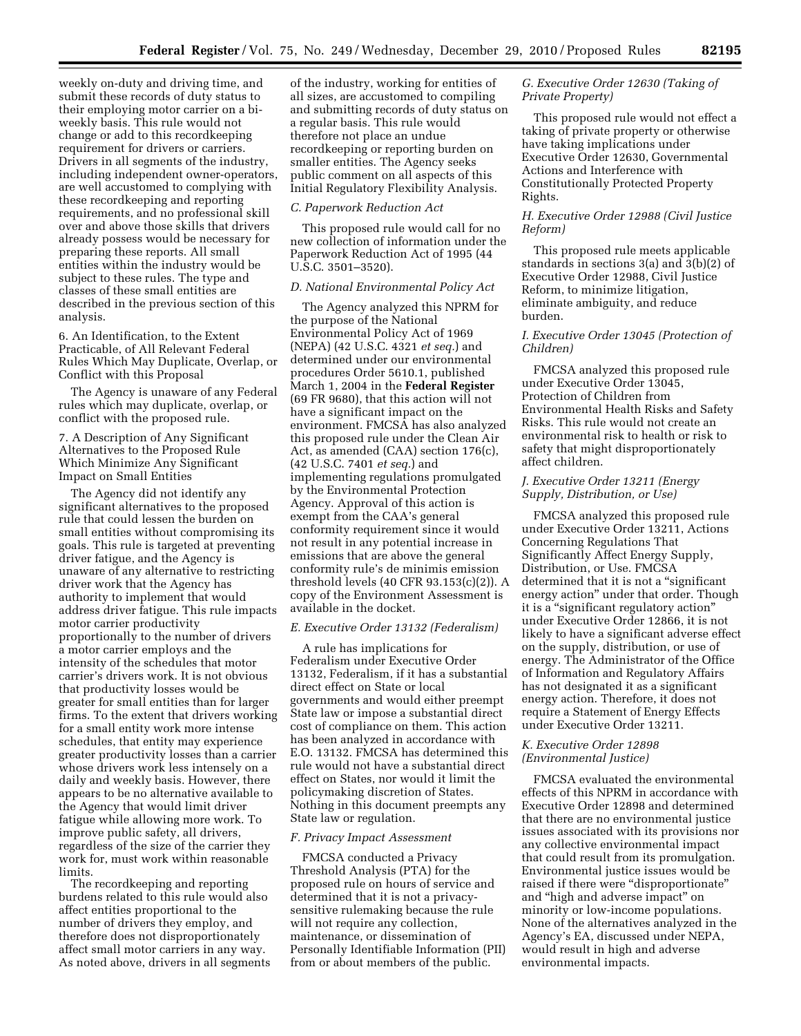weekly on-duty and driving time, and submit these records of duty status to their employing motor carrier on a bi-weekly basis. This rule would not change or add to this recordkeeping requirement for drivers or carriers. Drivers in all segments of the industry, including independent owner-operators, are well accustomed to complying with these recordkeeping and reporting requirements, and no professional skill over and above those skills that drivers already possess would be necessary for preparing these reports. All small entities within the industry would be subject to these rules. The type and classes of these small entities are described in the previous section of this analysis.

6. An Identification, to the Extent Practicable, of All Relevant Federal Rules Which May Duplicate, Overlap, or Conflict with this Proposal

The Agency is unaware of any Federal rules which may duplicate, overlap, or conflict with the proposed rule.

7. A Description of Any Significant Alternatives to the Proposed Rule Which Minimize Any Significant Impact on Small Entities

The Agency did not identify any significant alternatives to the proposed rule that could lessen the burden on small entities without compromising its goals. This rule is targeted at preventing driver fatigue, and the Agency is unaware of any alternative to restricting driver work that the Agency has authority to implement that would address driver fatigue. This rule impacts motor carrier productivity proportionally to the number of drivers a motor carrier employs and the intensity of the schedules that motor carrier's drivers work. It is not obvious that productivity losses would be greater for small entities than for larger firms. To the extent that drivers working for a small entity work more intense schedules, that entity may experience greater productivity losses than a carrier whose drivers work less intensely on a daily and weekly basis. However, there appears to be no alternative available to the Agency that would limit driver fatigue while allowing more work. To improve public safety, all drivers, regardless of the size of the carrier they work for, must work within reasonable limits.

The recordkeeping and reporting burdens related to this rule would also affect entities proportional to the number of drivers they employ, and therefore does not disproportionately affect small motor carriers in any way. As noted above, drivers in all segments of the industry, working for entities of all sizes, are accustomed to compiling and submitting records of duty status on a regular basis. This rule would therefore not place an undue recordkeeping or reporting burden on smaller entities. The Agency seeks public comment on all aspects of this Initial Regulatory Flexibility Analysis.

### C. Paperwork Reduction Act

This proposed rule would call for no new collection of information under the Paperwork Reduction Act of 1995 (44 U.S.C. 3501–3520).

### D. National Environmental Policy Act

The Agency analyzed this NPRM for the purpose of the National Environmental Policy Act of 1969 (NEPA) (42 U.S.C. 4321 *et seq.*) and determined under our environmental procedures Order 5610.1, published March 1, 2004 in the **Federal Register** (69 FR 9680), that this action will not have a significant impact on the environment. FMCSA has also analyzed this proposed rule under the Clean Air Act, as amended (CAA) section 176(c), (42 U.S.C. 7401 *et seq.*) and implementing regulations promulgated by the Environmental Protection Agency. Approval of this action is exempt from the CAA's general conformity requirement since it would not result in any potential increase in emissions that are above the general conformity rule's de minimis emission threshold levels (40 CFR 93.153(c)(2)). A copy of the Environment Assessment is available in the docket.

### E. Executive Order 13132 (Federalism)

A rule has implications for Federalism under Executive Order 13132, Federalism, if it has a substantial direct effect on State or local governments and would either preempt State law or impose a substantial direct cost of compliance on them. This action has been analyzed in accordance with E.O. 13132. FMCSA has determined this rule would not have a substantial direct effect on States, nor would it limit the policymaking discretion of States. Nothing in this document preempts any State law or regulation.

### F. Privacy Impact Assessment

FMCSA conducted a Privacy Threshold Analysis (PTA) for the proposed rule on hours of service and determined that it is not a privacy-sensitive rulemaking because the rule will not require any collection, maintenance, or dissemination of Personally Identifiable Information (PII) from or about members of the public.

### G. Executive Order 12630 (Taking of Private Property)

This proposed rule would not effect a taking of private property or otherwise have taking implications under Executive Order 12630, Governmental Actions and Interference with Constitutionally Protected Property Rights.

### H. Executive Order 12988 (Civil Justice Reform)

This proposed rule meets applicable standards in sections 3(a) and 3(b)(2) of Executive Order 12988, Civil Justice Reform, to minimize litigation, eliminate ambiguity, and reduce burden.

### I. Executive Order 13045 (Protection of Children)

FMCSA analyzed this proposed rule under Executive Order 13045, Protection of Children from Environmental Health Risks and Safety Risks. This rule would not create an environmental risk to health or risk to safety that might disproportionately affect children.

### J. Executive Order 13211 (Energy Supply, Distribution, or Use)

FMCSA analyzed this proposed rule under Executive Order 13211, Actions Concerning Regulations That Significantly Affect Energy Supply, Distribution, or Use. FMCSA determined that it is not a "significant energy action" under that order. Though it is a "significant regulatory action" under Executive Order 12866, it is not likely to have a significant adverse effect on the supply, distribution, or use of energy. The Administrator of the Office of Information and Regulatory Affairs has not designated it as a significant energy action. Therefore, it does not require a Statement of Energy Effects under Executive Order 13211.

### K. Executive Order 12898 (Environmental Justice)

FMCSA evaluated the environmental effects of this NPRM in accordance with Executive Order 12898 and determined that there are no environmental justice issues associated with its provisions nor any collective environmental impact that could result from its promulgation. Environmental justice issues would be raised if there were "disproportionate" and "high and adverse impact" on minority or low-income populations. None of the alternatives analyzed in the Agency's EA, discussed under NEPA, would result in high and adverse environmental impacts.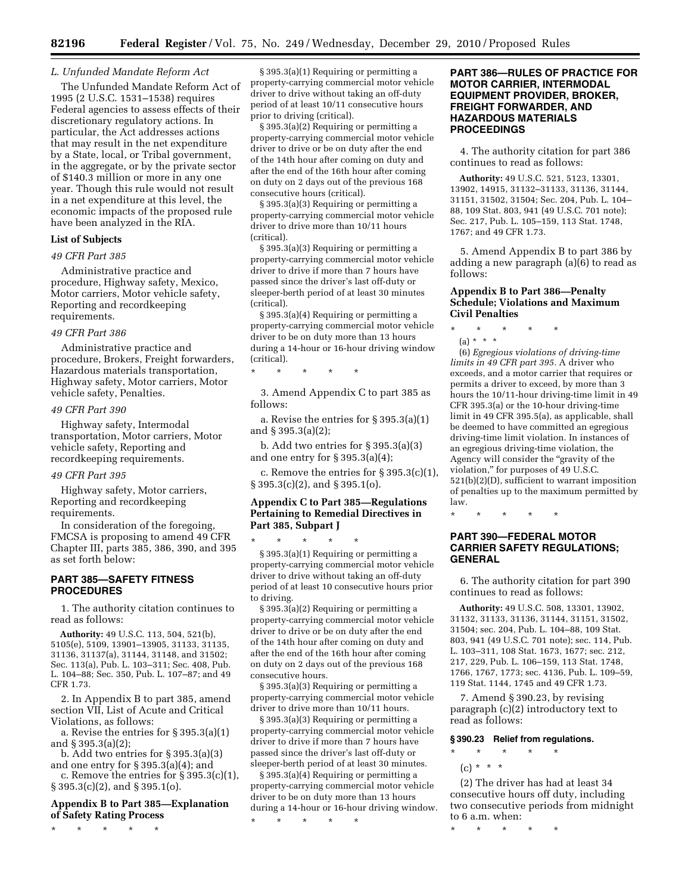*L. Unfunded Mandate Reform Act*

The Unfunded Mandate Reform Act of 1995 (2 U.S.C. 1531–1538) requires Federal agencies to assess effects of their discretionary regulatory actions. In particular, the Act addresses actions that may result in the net expenditure by a State, local, or Tribal government, in the aggregate, or by the private sector of $140.3 million or more in any one year. Though this rule would not result in a net expenditure at this level, the economic impacts of the proposed rule have been analyzed in the RIA.

**List of Subjects**

*49 CFR Part 385*

Administrative practice and procedure, Highway safety, Mexico, Motor carriers, Motor vehicle safety, Reporting and recordkeeping requirements.

*49 CFR Part 386*

Administrative practice and procedure, Brokers, Freight forwarders, Hazardous materials transportation, Highway safety, Motor carriers, Motor vehicle safety, Penalties.

*49 CFR Part 390*

Highway safety, Intermodal transportation, Motor carriers, Motor vehicle safety, Reporting and recordkeeping requirements.

*49 CFR Part 395*

Highway safety, Motor carriers, Reporting and recordkeeping requirements.

In consideration of the foregoing, FMCSA is proposing to amend 49 CFR Chapter III, parts 385, 386, 390, and 395 as set forth below:

## PART 385—SAFETY FITNESS PROCEDURES

1. The authority citation continues to read as follows:

**Authority:** 49 U.S.C. 113, 504, 521(b), 5105(e), 5109, 13901–13905, 31133, 31135, 31136, 31137(a), 31144, 31148, and 31502; Sec. 113(a), Pub. L. 103–311; Sec. 408, Pub. L. 104–88; Sec. 350, Pub. L. 107–87; and 49 CFR 1.73.

2. In Appendix B to part 385, amend section VII, List of Acute and Critical Violations, as follows:

a. Revise the entries for § 395.3(a)(1) and § 395.3(a)(2);

b. Add two entries for § 395.3(a)(3) and one entry for § 395.3(a)(4); and

c. Remove the entries for § 395.3(c)(1), § 395.3(c)(2), and § 395.1(o).

### Appendix B to Part 385—Explanation of Safety Rating Process

\* \* \* \* \*

§ 395.3(a)(1) Requiring or permitting a property-carrying commercial motor vehicle driver to drive without taking an off-duty period of at least 10/11 consecutive hours prior to driving (critical).

§ 395.3(a)(2) Requiring or permitting a property-carrying commercial motor vehicle driver to drive or be on duty after the end of the 14th hour after coming on duty and after the end of the 16th hour after coming on duty on 2 days out of the previous 168 consecutive hours (critical).

§ 395.3(a)(3) Requiring or permitting a property-carrying commercial motor vehicle driver to drive more than 10/11 hours (critical).

§ 395.3(a)(3) Requiring or permitting a property-carrying commercial motor vehicle driver to drive if more than 7 hours have passed since the driver's last off-duty or sleeper-berth period of at least 30 minutes (critical).

§ 395.3(a)(4) Requiring or permitting a property-carrying commercial motor vehicle driver to be on duty more than 13 hours during a 14-hour or 16-hour driving window (critical).

\* \* \* \* \*

3. Amend Appendix C to part 385 as follows:

a. Revise the entries for § 395.3(a)(1) and § 395.3(a)(2);

b. Add two entries for § 395.3(a)(3) and one entry for § 395.3(a)(4);

c. Remove the entries for § 395.3(c)(1), § 395.3(c)(2), and § 395.1(o).

### Appendix C to Part 385—Regulations Pertaining to Remedial Directives in Part 385, Subpart J

\* \* \* \* \*

§ 395.3(a)(1) Requiring or permitting a property-carrying commercial motor vehicle driver to drive without taking an off-duty period of at least 10 consecutive hours prior to driving.

§ 395.3(a)(2) Requiring or permitting a property-carrying commercial motor vehicle driver to drive or be on duty after the end of the 14th hour after coming on duty and after the end of the 16th hour after coming on duty on 2 days out of the previous 168 consecutive hours.

§ 395.3(a)(3) Requiring or permitting a property-carrying commercial motor vehicle driver to drive more than 10/11 hours.

§ 395.3(a)(3) Requiring or permitting a property-carrying commercial motor vehicle driver to drive if more than 7 hours have passed since the driver's last off-duty or sleeper-berth period of at least 30 minutes.

§ 395.3(a)(4) Requiring or permitting a property-carrying commercial motor vehicle driver to be on duty more than 13 hours during a 14-hour or 16-hour driving window.

\* \* \* \* \*

## PART 386—RULES OF PRACTICE FOR MOTOR CARRIER, INTERMODAL EQUIPMENT PROVIDER, BROKER, FREIGHT FORWARDER, AND HAZARDOUS MATERIALS PROCEEDINGS

4. The authority citation for part 386 continues to read as follows:

**Authority:** 49 U.S.C. 521, 5123, 13301, 13902, 14915, 31132–31133, 31136, 31144, 31151, 31502, 31504; Sec. 204, Pub. L. 104–88, 109 Stat. 803, 941 (49 U.S.C. 701 note); Sec. 217, Pub. L. 105–159, 113 Stat. 1748, 1767; and 49 CFR 1.73.

5. Amend Appendix B to part 386 by adding a new paragraph (a)(6) to read as follows:

### Appendix B to Part 386—Penalty Schedule; Violations and Maximum Civil Penalties

\* \* \* \* \*

(a) \* \* \*

(6) *Egregious violations of driving-time limits in 49 CFR part 395.* A driver who exceeds, and a motor carrier that requires or permits a driver to exceed, by more than 3 hours the 10/11-hour driving-time limit in 49 CFR 395.3(a) or the 10-hour driving-time limit in 49 CFR 395.5(a), as applicable, shall be deemed to have committed an egregious driving-time limit violation. In instances of an egregious driving-time violation, the Agency will consider the "gravity of the violation," for purposes of 49 U.S.C. 521(b)(2)(D), sufficient to warrant imposition of penalties up to the maximum permitted by law.

\* \* \* \* \*

## PART 390—FEDERAL MOTOR CARRIER SAFETY REGULATIONS; GENERAL

6. The authority citation for part 390 continues to read as follows:

**Authority:** 49 U.S.C. 508, 13301, 13902, 31132, 31133, 31136, 31144, 31151, 31502, 31504; sec. 204, Pub. L. 104–88, 109 Stat. 803, 941 (49 U.S.C. 701 note); sec. 114, Pub. L. 103–311, 108 Stat. 1673, 1677; sec. 212, 217, 229, Pub. L. 106–159, 113 Stat. 1748, 1766, 1767, 1773; sec. 4136, Pub. L. 109–59, 119 Stat. 1144, 1745 and 49 CFR 1.73.

7. Amend § 390.23, by revising paragraph (c)(2) introductory text to read as follows:

**§ 390.23 Relief from regulations.**

\* \* \* \* \*

(c) \* \* \*

(2) The driver has had at least 34 consecutive hours off duty, including two consecutive periods from midnight to 6 a.m. when:

\* \* \* \* \*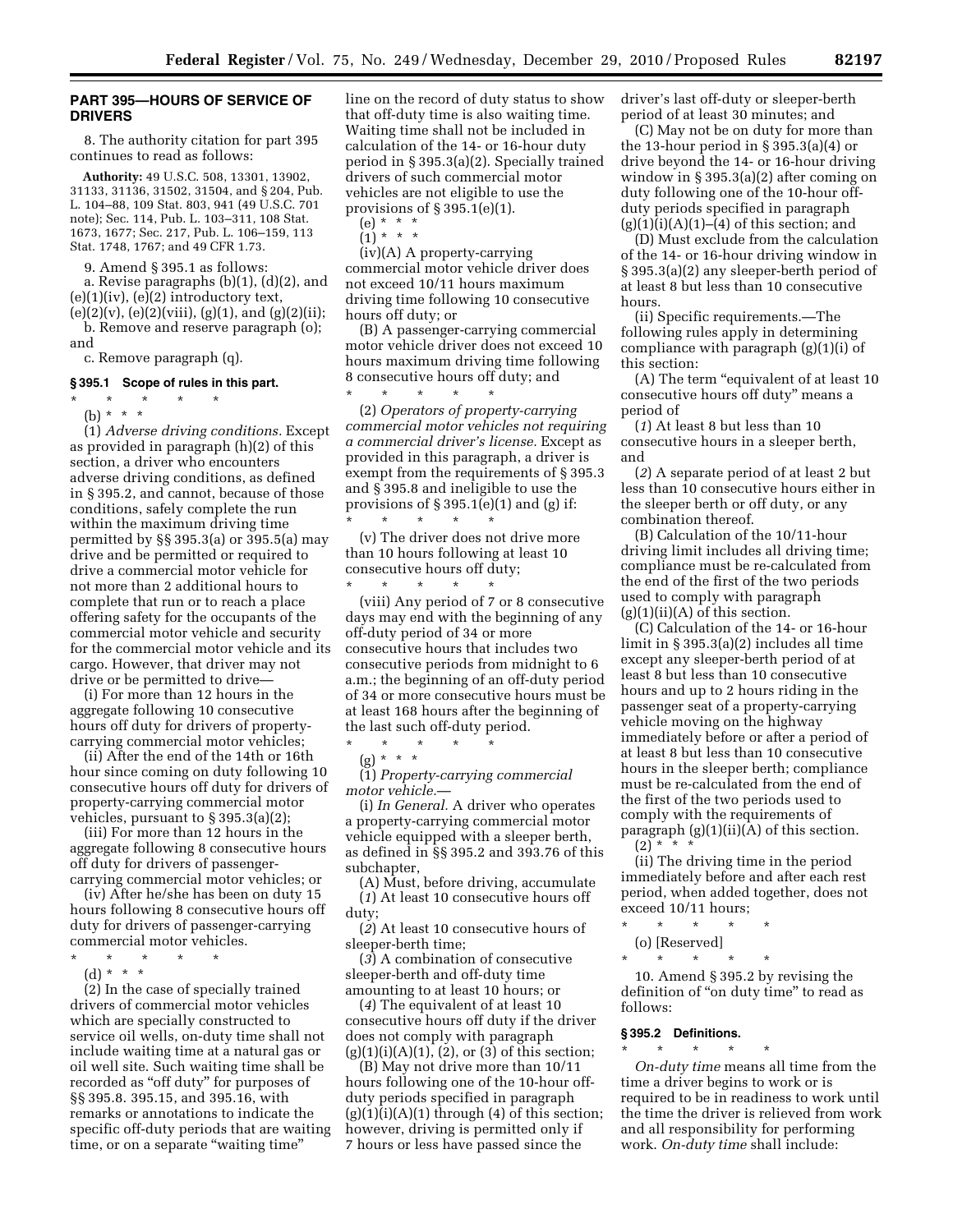## PART 395—HOURS OF SERVICE OF DRIVERS

8. The authority citation for part 395 continues to read as follows:

**Authority:** 49 U.S.C. 508, 13301, 13902, 31133, 31136, 31502, 31504, and § 204, Pub. L. 104–88, 109 Stat. 803, 941 (49 U.S.C. 701 note); Sec. 114, Pub. L. 103–311, 108 Stat. 1673, 1677; Sec. 217, Pub. L. 106–159, 113 Stat. 1748, 1767; and 49 CFR 1.73.

9. Amend § 395.1 as follows:

a. Revise paragraphs (b)(1), (d)(2), and (e)(1)(iv), (e)(2) introductory text, (e)(2)(v), (e)(2)(viii), (g)(1), and (g)(2)(ii);

b. Remove and reserve paragraph (o); and

c. Remove paragraph (q).

### § 395.1 Scope of rules in this part.

\* \* \* \* \*

(b) \* \* \*

(1) *Adverse driving conditions.* Except as provided in paragraph (h)(2) of this section, a driver who encounters adverse driving conditions, as defined in § 395.2, and cannot, because of those conditions, safely complete the run within the maximum driving time permitted by §§ 395.3(a) or 395.5(a) may drive and be permitted or required to drive a commercial motor vehicle for not more than 2 additional hours to complete that run or to reach a place offering safety for the occupants of the commercial motor vehicle and security for the commercial motor vehicle and its cargo. However, that driver may not drive or be permitted to drive—

(i) For more than 12 hours in the aggregate following 10 consecutive hours off duty for drivers of property-carrying commercial motor vehicles;

(ii) After the end of the 14th or 16th hour since coming on duty following 10 consecutive hours off duty for drivers of property-carrying commercial motor vehicles, pursuant to § 395.3(a)(2);

(iii) For more than 12 hours in the aggregate following 8 consecutive hours off duty for drivers of passenger-carrying commercial motor vehicles; or

(iv) After he/she has been on duty 15 hours following 8 consecutive hours off duty for drivers of passenger-carrying commercial motor vehicles.

\* \* \* \* \*

(d) \* \* \*

(2) In the case of specially trained drivers of commercial motor vehicles which are specially constructed to service oil wells, on-duty time shall not include waiting time at a natural gas or oil well site. Such waiting time shall be recorded as "off duty" for purposes of §§ 395.8. 395.15, and 395.16, with remarks or annotations to indicate the specific off-duty periods that are waiting time, or on a separate "waiting time" line on the record of duty status to show that off-duty time is also waiting time. Waiting time shall not be included in calculation of the 14- or 16-hour duty period in § 395.3(a)(2). Specially trained drivers of such commercial motor vehicles are not eligible to use the provisions of § 395.1(e)(1).

(e) \* \* \*

(1) \* \* \*

(iv)(A) A property-carrying commercial motor vehicle driver does not exceed 10/11 hours maximum driving time following 10 consecutive hours off duty; or

(B) A passenger-carrying commercial motor vehicle driver does not exceed 10 hours maximum driving time following 8 consecutive hours off duty; and

\* \* \* \* \*

(2) *Operators of property-carrying commercial motor vehicles not requiring a commercial driver's license.* Except as provided in this paragraph, a driver is exempt from the requirements of § 395.3 and § 395.8 and ineligible to use the provisions of § 395.1(e)(1) and (g) if:

\* \* \* \* \*

(v) The driver does not drive more than 10 hours following at least 10 consecutive hours off duty;

\* \* \* \* \*

(viii) Any period of 7 or 8 consecutive days may end with the beginning of any off-duty period of 34 or more consecutive hours that includes two consecutive periods from midnight to 6 a.m.; the beginning of an off-duty period of 34 or more consecutive hours must be at least 168 hours after the beginning of the last such off-duty period.

\* \* \* \* \*

(g) \* \* \*

(1) *Property-carrying commercial motor vehicle.*—

(i) *In General.* A driver who operates a property-carrying commercial motor vehicle equipped with a sleeper berth, as defined in §§ 395.2 and 393.76 of this subchapter,

(A) Must, before driving, accumulate

(*1*) At least 10 consecutive hours off duty;

(*2*) At least 10 consecutive hours of sleeper-berth time;

(*3*) A combination of consecutive sleeper-berth and off-duty time amounting to at least 10 hours; or

(*4*) The equivalent of at least 10 consecutive hours off duty if the driver does not comply with paragraph (g)(1)(i)(A)(*1*), (*2*), or (*3*) of this section;

(B) May not drive more than 10/11 hours following one of the 10-hour off-duty periods specified in paragraph (g)(1)(i)(A)(*1*) through (*4*) of this section; however, driving is permitted only if 7 hours or less have passed since the driver's last off-duty or sleeper-berth period of at least 30 minutes; and

(C) May not be on duty for more than the 13-hour period in § 395.3(a)(4) or drive beyond the 14- or 16-hour driving window in § 395.3(a)(2) after coming on duty following one of the 10-hour off-duty periods specified in paragraph (g)(1)(i)(A)(*1*)–(*4*) of this section; and

(D) Must exclude from the calculation of the 14- or 16-hour driving window in § 395.3(a)(2) any sleeper-berth period of at least 8 but less than 10 consecutive hours.

(ii) Specific requirements.—The following rules apply in determining compliance with paragraph (g)(1)(i) of this section:

(A) The term "equivalent of at least 10 consecutive hours off duty" means a period of

(*1*) At least 8 but less than 10 consecutive hours in a sleeper berth, and

(*2*) A separate period of at least 2 but less than 10 consecutive hours either in the sleeper berth or off duty, or any combination thereof.

(B) Calculation of the 10/11-hour driving limit includes all driving time; compliance must be re-calculated from the end of the first of the two periods used to comply with paragraph (g)(1)(ii)(A) of this section.

(C) Calculation of the 14- or 16-hour limit in § 395.3(a)(2) includes all time except any sleeper-berth period of at least 8 but less than 10 consecutive hours and up to 2 hours riding in the passenger seat of a property-carrying vehicle moving on the highway immediately before or after a period of at least 8 but less than 10 consecutive hours in the sleeper berth; compliance must be re-calculated from the end of the first of the two periods used to comply with the requirements of paragraph (g)(1)(ii)(A) of this section.

(2) \* \* \*

(ii) The driving time in the period immediately before and after each rest period, when added together, does not exceed 10/11 hours;

\* \* \* \* \*

(o) [Reserved]

\* \* \* \* \*

10. Amend § 395.2 by revising the definition of "on duty time" to read as follows:

### § 395.2 Definitions.

\* \* \* \* \*

*On-duty time* means all time from the time a driver begins to work or is required to be in readiness to work until the time the driver is relieved from work and all responsibility for performing work. *On-duty time* shall include: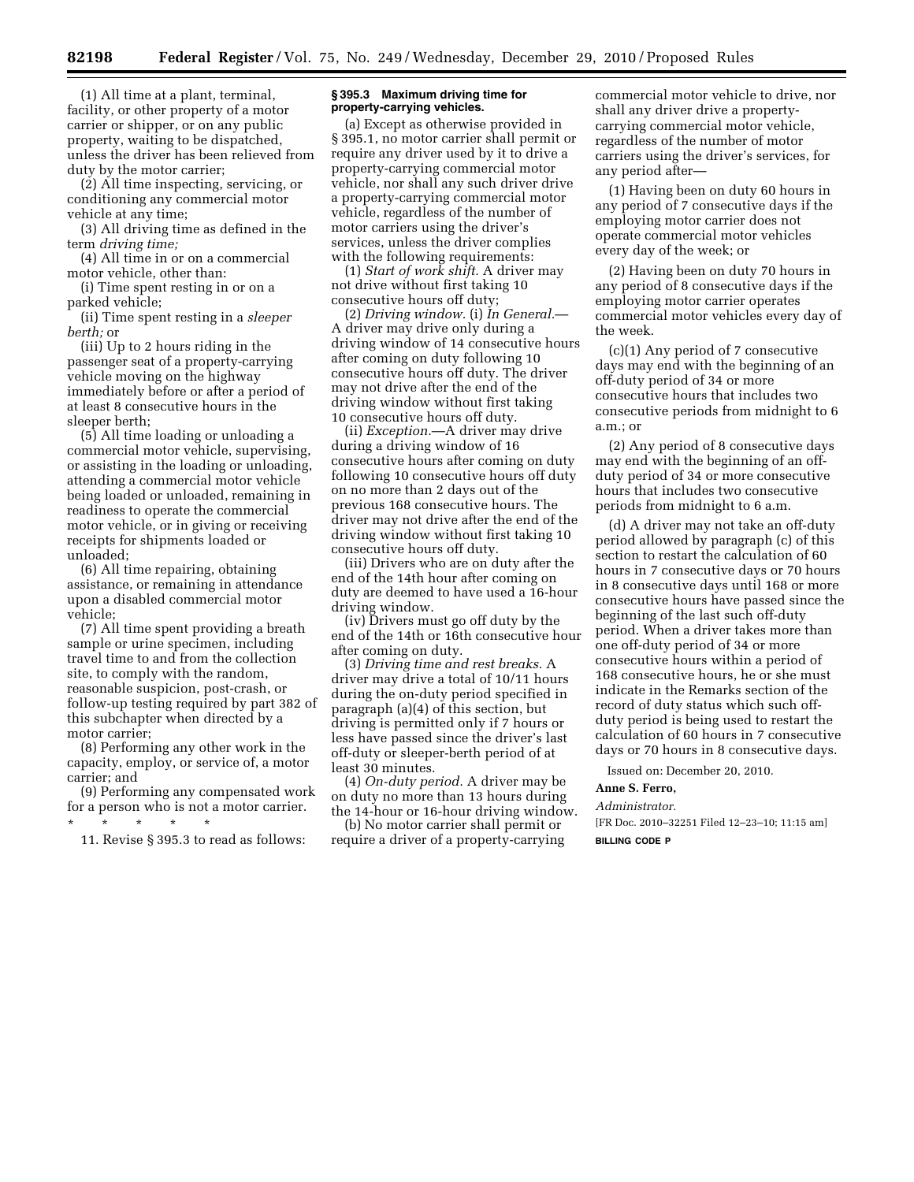(1) All time at a plant, terminal, facility, or other property of a motor carrier or shipper, or on any public property, waiting to be dispatched, unless the driver has been relieved from duty by the motor carrier;

(2) All time inspecting, servicing, or conditioning any commercial motor vehicle at any time;

(3) All driving time as defined in the term *driving time;*

(4) All time in or on a commercial motor vehicle, other than:

(i) Time spent resting in or on a parked vehicle;

(ii) Time spent resting in a *sleeper berth;* or

(iii) Up to 2 hours riding in the passenger seat of a property-carrying vehicle moving on the highway immediately before or after a period of at least 8 consecutive hours in the sleeper berth;

(5) All time loading or unloading a commercial motor vehicle, supervising, or assisting in the loading or unloading, attending a commercial motor vehicle being loaded or unloaded, remaining in readiness to operate the commercial motor vehicle, or in giving or receiving receipts for shipments loaded or unloaded;

(6) All time repairing, obtaining assistance, or remaining in attendance upon a disabled commercial motor vehicle;

(7) All time spent providing a breath sample or urine specimen, including travel time to and from the collection site, to comply with the random, reasonable suspicion, post-crash, or follow-up testing required by part 382 of this subchapter when directed by a motor carrier;

(8) Performing any other work in the capacity, employ, or service of, a motor carrier; and

(9) Performing any compensated work for a person who is not a motor carrier.

\* \* \* \* \*

11. Revise § 395.3 to read as follows:

**§ 395.3 Maximum driving time for property-carrying vehicles.**

(a) Except as otherwise provided in § 395.1, no motor carrier shall permit or require any driver used by it to drive a property-carrying commercial motor vehicle, nor shall any such driver drive a property-carrying commercial motor vehicle, regardless of the number of motor carriers using the driver's services, unless the driver complies with the following requirements:

(1) *Start of work shift.* A driver may not drive without first taking 10 consecutive hours off duty;

(2) *Driving window.* (i) *In General.*—A driver may drive only during a driving window of 14 consecutive hours after coming on duty following 10 consecutive hours off duty. The driver may not drive after the end of the driving window without first taking 10 consecutive hours off duty.

(ii) *Exception.*—A driver may drive during a driving window of 16 consecutive hours after coming on duty following 10 consecutive hours off duty on no more than 2 days out of the previous 168 consecutive hours. The driver may not drive after the end of the driving window without first taking 10 consecutive hours off duty.

(iii) Drivers who are on duty after the end of the 14th hour after coming on duty are deemed to have used a 16-hour driving window.

(iv) Drivers must go off duty by the end of the 14th or 16th consecutive hour after coming on duty.

(3) *Driving time and rest breaks.* A driver may drive a total of 10/11 hours during the on-duty period specified in paragraph (a)(4) of this section, but driving is permitted only if 7 hours or less have passed since the driver's last off-duty or sleeper-berth period of at least 30 minutes.

(4) *On-duty period.* A driver may be on duty no more than 13 hours during the 14-hour or 16-hour driving window.

(b) No motor carrier shall permit or require a driver of a property-carrying commercial motor vehicle to drive, nor shall any driver drive a property-carrying commercial motor vehicle, regardless of the number of motor carriers using the driver's services, for any period after—

(1) Having been on duty 60 hours in any period of 7 consecutive days if the employing motor carrier does not operate commercial motor vehicles every day of the week; or

(2) Having been on duty 70 hours in any period of 8 consecutive days if the employing motor carrier operates commercial motor vehicles every day of the week.

(c)(1) Any period of 7 consecutive days may end with the beginning of an off-duty period of 34 or more consecutive hours that includes two consecutive periods from midnight to 6 a.m.; or

(2) Any period of 8 consecutive days may end with the beginning of an off-duty period of 34 or more consecutive hours that includes two consecutive periods from midnight to 6 a.m.

(d) A driver may not take an off-duty period allowed by paragraph (c) of this section to restart the calculation of 60 hours in 7 consecutive days or 70 hours in 8 consecutive days until 168 or more consecutive hours have passed since the beginning of the last such off-duty period. When a driver takes more than one off-duty period of 34 or more consecutive hours within a period of 168 consecutive hours, he or she must indicate in the Remarks section of the record of duty status which such off-duty period is being used to restart the calculation of 60 hours in 7 consecutive days or 70 hours in 8 consecutive days.

Issued on: December 20, 2010.

**Anne S. Ferro,**

*Administrator.*

[FR Doc. 2010–32251 Filed 12–23–10; 11:15 am]

**BILLING CODE P**